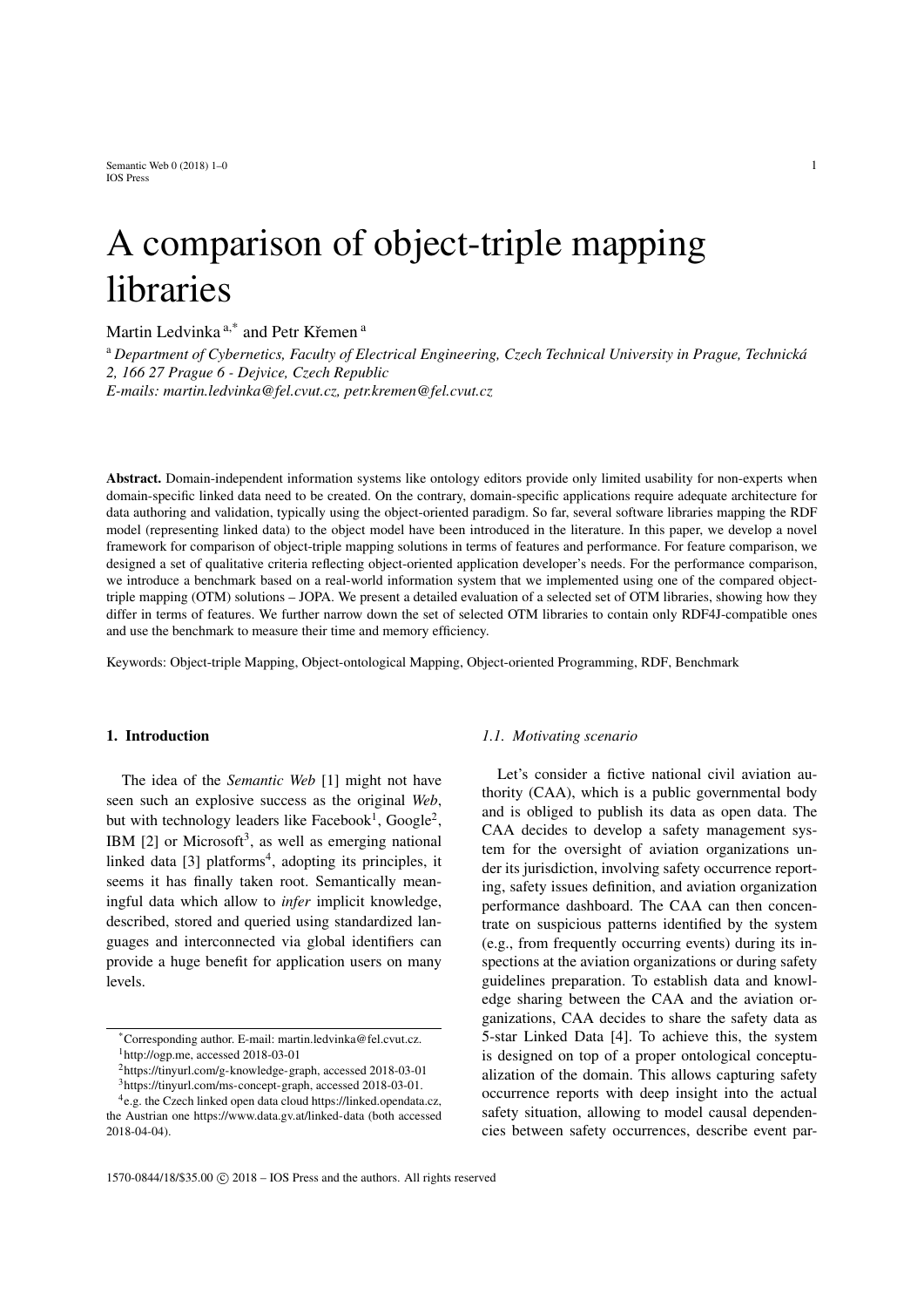// A comparison of object-triple mapping libraries

Martin Ledvinka [a,*] and Petr Křemen [a]

[a] *Department of Cybernetics, Faculty of Electrical Engineering, Czech Technical University in Prague, Technická 2, 166 27 Prague 6 - Dejvice, Czech Republic*
*E-mails: martin.ledvinka@fel.cvut.cz, petr.kremen@fel.cvut.cz*

**Abstract.** Domain-independent information systems like ontology editors provide only limited usability for non-experts when domain-specific linked data need to be created. On the contrary, domain-specific applications require adequate architecture for data authoring and validation, typically using the object-oriented paradigm. So far, several software libraries mapping the RDF model (representing linked data) to the object model have been introduced in the literature. In this paper, we develop a novel framework for comparison of object-triple mapping solutions in terms of features and performance. For feature comparison, we designed a set of qualitative criteria reflecting object-oriented application developer's needs. For the performance comparison, we introduce a benchmark based on a real-world information system that we implemented using one of the compared object-triple mapping (OTM) solutions – JOPA. We present a detailed evaluation of a selected set of OTM libraries, showing how they differ in terms of features. We further narrow down the set of selected OTM libraries to contain only RDF4J-compatible ones and use the benchmark to measure their time and memory efficiency.

Keywords: Object-triple Mapping, Object-ontological Mapping, Object-oriented Programming, RDF, Benchmark

## 1. Introduction

The idea of the *Semantic Web* [1] might not have seen such an explosive success as the original *Web*, but with technology leaders like Facebook[1], Google[2], IBM [2] or Microsoft[3], as well as emerging national linked data [3] platforms[4], adopting its principles, it seems it has finally taken root. Semantically meaningful data which allow to *infer* implicit knowledge, described, stored and queried using standardized languages and interconnected via global identifiers can provide a huge benefit for application users on many levels.

### 1.1. Motivating scenario

Let's consider a fictive national civil aviation authority (CAA), which is a public governmental body and is obliged to publish its data as open data. The CAA decides to develop a safety management system for the oversight of aviation organizations under its jurisdiction, involving safety occurrence reporting, safety issues definition, and aviation organization performance dashboard. The CAA can then concentrate on suspicious patterns identified by the system (e.g., from frequently occurring events) during its inspections at the aviation organizations or during safety guidelines preparation. To establish data and knowledge sharing between the CAA and the aviation organizations, CAA decides to share the safety data as 5-star Linked Data [4]. To achieve this, the system is designed on top of a proper ontological conceptualization of the domain. This allows capturing safety occurrence reports with deep insight into the actual safety situation, allowing to model causal dependencies between safety occurrences, describe event par-

---

*Corresponding author. E-mail: martin.ledvinka@fel.cvut.cz.
[1] http://ogp.me, accessed 2018-03-01
[2] https://tinyurl.com/g-knowledge-graph, accessed 2018-03-01
[3] https://tinyurl.com/ms-concept-graph, accessed 2018-03-01.
[4] e.g. the Czech linked open data cloud https://linked.opendata.cz, the Austrian one https://www.data.gv.at/linked-data (both accessed 2018-04-04).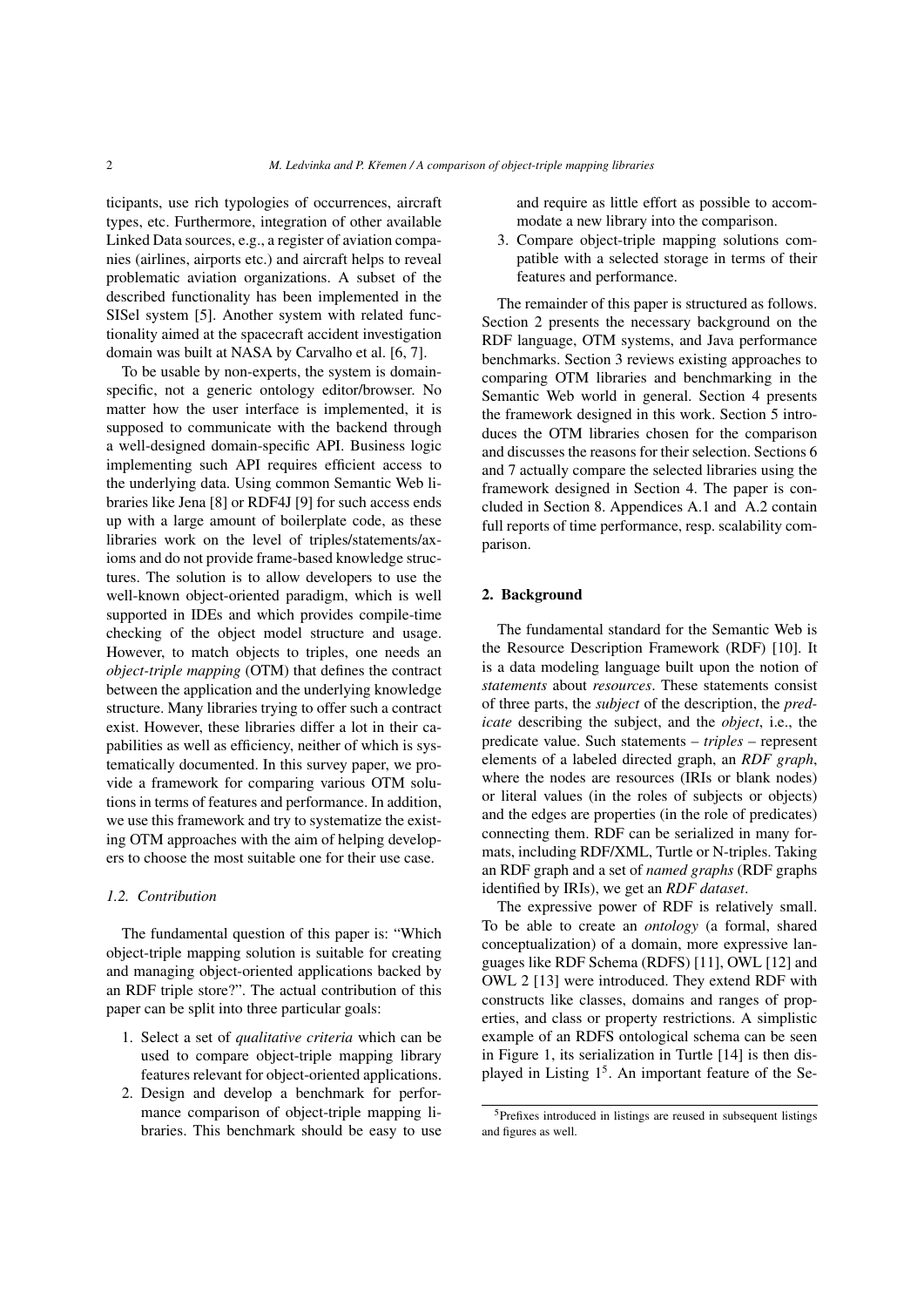ticipants, use rich typologies of occurrences, aircraft types, etc. Furthermore, integration of other available Linked Data sources, e.g., a register of aviation companies (airlines, airports etc.) and aircraft helps to reveal problematic aviation organizations. A subset of the described functionality has been implemented in the SISel system [5]. Another system with related functionality aimed at the spacecraft accident investigation domain was built at NASA by Carvalho et al. [6, 7].

To be usable by non-experts, the system is domain-specific, not a generic ontology editor/browser. No matter how the user interface is implemented, it is supposed to communicate with the backend through a well-designed domain-specific API. Business logic implementing such API requires efficient access to the underlying data. Using common Semantic Web libraries like Jena [8] or RDF4J [9] for such access ends up with a large amount of boilerplate code, as these libraries work on the level of triples/statements/axioms and do not provide frame-based knowledge structures. The solution is to allow developers to use the well-known object-oriented paradigm, which is well supported in IDEs and which provides compile-time checking of the object model structure and usage. However, to match objects to triples, one needs an *object-triple mapping* (OTM) that defines the contract between the application and the underlying knowledge structure. Many libraries trying to offer such a contract exist. However, these libraries differ a lot in their capabilities as well as efficiency, neither of which is systematically documented. In this survey paper, we provide a framework for comparing various OTM solutions in terms of features and performance. In addition, we use this framework and try to systematize the existing OTM approaches with the aim of helping developers to choose the most suitable one for their use case.

### *1.2. Contribution*

The fundamental question of this paper is: "Which object-triple mapping solution is suitable for creating and managing object-oriented applications backed by an RDF triple store?". The actual contribution of this paper can be split into three particular goals:

1. Select a set of *qualitative criteria* which can be used to compare object-triple mapping library features relevant for object-oriented applications.
2. Design and develop a benchmark for performance comparison of object-triple mapping libraries. This benchmark should be easy to use and require as little effort as possible to accommodate a new library into the comparison.
3. Compare object-triple mapping solutions compatible with a selected storage in terms of their features and performance.

The remainder of this paper is structured as follows. Section 2 presents the necessary background on the RDF language, OTM systems, and Java performance benchmarks. Section 3 reviews existing approaches to comparing OTM libraries and benchmarking in the Semantic Web world in general. Section 4 presents the framework designed in this work. Section 5 introduces the OTM libraries chosen for the comparison and discusses the reasons for their selection. Sections 6 and 7 actually compare the selected libraries using the framework designed in Section 4. The paper is concluded in Section 8. Appendices A.1 and A.2 contain full reports of time performance, resp. scalability comparison.

## 2. Background

The fundamental standard for the Semantic Web is the Resource Description Framework (RDF) [10]. It is a data modeling language built upon the notion of *statements* about *resources*. These statements consist of three parts, the *subject* of the description, the *predicate* describing the subject, and the *object*, i.e., the predicate value. Such statements – *triples* – represent elements of a labeled directed graph, an *RDF graph*, where the nodes are resources (IRIs or blank nodes) or literal values (in the roles of subjects or objects) and the edges are properties (in the role of predicates) connecting them. RDF can be serialized in many formats, including RDF/XML, Turtle or N-triples. Taking an RDF graph and a set of *named graphs* (RDF graphs identified by IRIs), we get an *RDF dataset*.

The expressive power of RDF is relatively small. To be able to create an *ontology* (a formal, shared conceptualization) of a domain, more expressive languages like RDF Schema (RDFS) [11], OWL [12] and OWL 2 [13] were introduced. They extend RDF with constructs like classes, domains and ranges of properties, and class or property restrictions. A simplistic example of an RDFS ontological schema can be seen in Figure 1, its serialization in Turtle [14] is then displayed in Listing 1[5]. An important feature of the Se-

[5]Prefixes introduced in listings are reused in subsequent listings and figures as well.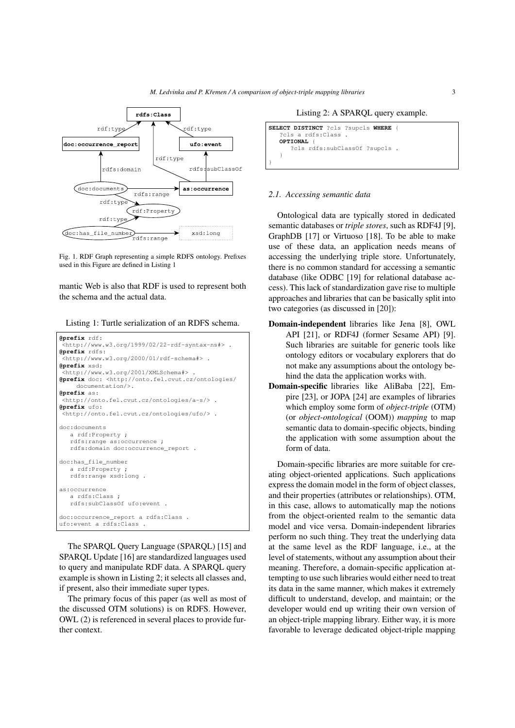Fig. 1. RDF Graph representing a simple RDFS ontology. Prefixes used in this Figure are defined in Listing 1

mantic Web is also that RDF is used to represent both the schema and the actual data.

Listing 1: Turtle serialization of an RDFS schema.

```
@prefix rdf:
 <http://www.w3.org/1999/02/22-rdf-syntax-ns#> .
@prefix rdfs:
 <http://www.w3.org/2000/01/rdf-schema#> .
@prefix xsd:
 <http://www.w3.org/2001/XMLSchema#> .
@prefix doc: <http://onto.fel.cvut.cz/ontologies/
    documentation/>.
@prefix as:
 <http://onto.fel.cvut.cz/ontologies/a-s/> .
@prefix ufo:
 <http://onto.fel.cvut.cz/ontologies/ufo/> .

doc:documents
   a rdf:Property ;
   rdfs:range as:occurrence ;
   rdfs:domain doc:occurrence_report .

doc:has_file_number
   a rdf:Property ;
   rdfs:range xsd:long .

as:occurrence
   a rdfs:Class ;
   rdfs:subClassOf ufo:event .

doc:occurrence_report a rdfs:Class .
ufo:event a rdfs:Class .
```

The SPARQL Query Language (SPARQL) [15] and SPARQL Update [16] are standardized languages used to query and manipulate RDF data. A SPARQL query example is shown in Listing 2; it selects all classes and, if present, also their immediate super types.

The primary focus of this paper (as well as most of the discussed OTM solutions) is on RDFS. However, OWL (2) is referenced in several places to provide further context.

Listing 2: A SPARQL query example.

```
SELECT DISTINCT ?cls ?supcls WHERE {
   ?cls a rdfs:Class .
   OPTIONAL {
      ?cls rdfs:subClassOf ?supcls .
   }
}
```

### 2.1. Accessing semantic data

Ontological data are typically stored in dedicated semantic databases or *triple stores*, such as RDF4J [9], GraphDB [17] or Virtuoso [18]. To be able to make use of these data, an application needs means of accessing the underlying triple store. Unfortunately, there is no common standard for accessing a semantic database (like ODBC [19] for relational database access). This lack of standardization gave rise to multiple approaches and libraries that can be basically split into two categories (as discussed in [20]):

- **Domain-independent** libraries like Jena [8], OWL API [21], or RDF4J (former Sesame API) [9]. Such libraries are suitable for generic tools like ontology editors or vocabulary explorers that do not make any assumptions about the ontology behind the data the application works with.
- **Domain-specific** libraries like AliBaba [22], Empire [23], or JOPA [24] are examples of libraries which employ some form of *object-triple* (OTM) (or *object-ontological* (OOM)) *mapping* to map semantic data to domain-specific objects, binding the application with some assumption about the form of data.

Domain-specific libraries are more suitable for creating object-oriented applications. Such applications express the domain model in the form of object classes, and their properties (attributes or relationships). OTM, in this case, allows to automatically map the notions from the object-oriented realm to the semantic data model and vice versa. Domain-independent libraries perform no such thing. They treat the underlying data at the same level as the RDF language, i.e., at the level of statements, without any assumption about their meaning. Therefore, a domain-specific application attempting to use such libraries would either need to treat its data in the same manner, which makes it extremely difficult to understand, develop, and maintain; or the developer would end up writing their own version of an object-triple mapping library. Either way, it is more favorable to leverage dedicated object-triple mapping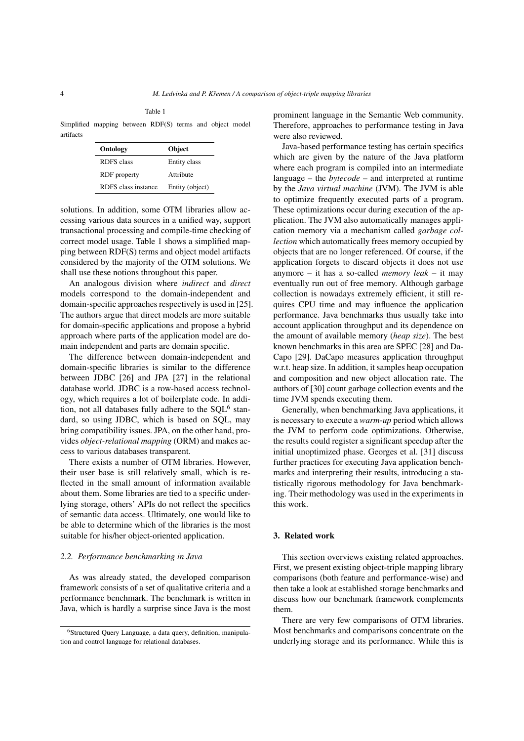Table 1

Simplified mapping between RDF(S) terms and object model artifacts

| Ontology | Object |
|---|---|
| RDFS class | Entity class |
| RDF property | Attribute |
| RDFS class instance | Entity (object) |

solutions. In addition, some OTM libraries allow accessing various data sources in a unified way, support transactional processing and compile-time checking of correct model usage. Table 1 shows a simplified mapping between RDF(S) terms and object model artifacts considered by the majority of the OTM solutions. We shall use these notions throughout this paper.

An analogous division where *indirect* and *direct* models correspond to the domain-independent and domain-specific approaches respectively is used in [25]. The authors argue that direct models are more suitable for domain-specific applications and propose a hybrid approach where parts of the application model are domain independent and parts are domain specific.

The difference between domain-independent and domain-specific libraries is similar to the difference between JDBC [26] and JPA [27] in the relational database world. JDBC is a row-based access technology, which requires a lot of boilerplate code. In addition, not all databases fully adhere to the SQL[6] standard, so using JDBC, which is based on SQL, may bring compatibility issues. JPA, on the other hand, provides *object-relational mapping* (ORM) and makes access to various databases transparent.

There exists a number of OTM libraries. However, their user base is still relatively small, which is reflected in the small amount of information available about them. Some libraries are tied to a specific underlying storage, others' APIs do not reflect the specifics of semantic data access. Ultimately, one would like to be able to determine which of the libraries is the most suitable for his/her object-oriented application.

### 2.2. Performance benchmarking in Java

As was already stated, the developed comparison framework consists of a set of qualitative criteria and a performance benchmark. The benchmark is written in Java, which is hardly a surprise since Java is the most prominent language in the Semantic Web community. Therefore, approaches to performance testing in Java were also reviewed.

Java-based performance testing has certain specifics which are given by the nature of the Java platform where each program is compiled into an intermediate language – the *bytecode* – and interpreted at runtime by the *Java virtual machine* (JVM). The JVM is able to optimize frequently executed parts of a program. These optimizations occur during execution of the application. The JVM also automatically manages application memory via a mechanism called *garbage collection* which automatically frees memory occupied by objects that are no longer referenced. Of course, if the application forgets to discard objects it does not use anymore – it has a so-called *memory leak* – it may eventually run out of free memory. Although garbage collection is nowadays extremely efficient, it still requires CPU time and may influence the application performance. Java benchmarks thus usually take into account application throughput and its dependence on the amount of available memory (*heap size*). The best known benchmarks in this area are SPEC [28] and DaCapo [29]. DaCapo measures application throughput w.r.t. heap size. In addition, it samples heap occupation and composition and new object allocation rate. The authors of [30] count garbage collection events and the time JVM spends executing them.

Generally, when benchmarking Java applications, it is necessary to execute a *warm-up* period which allows the JVM to perform code optimizations. Otherwise, the results could register a significant speedup after the initial unoptimized phase. Georges et al. [31] discuss further practices for executing Java application benchmarks and interpreting their results, introducing a statistically rigorous methodology for Java benchmarking. Their methodology was used in the experiments in this work.

## 3. Related work

This section overviews existing related approaches. First, we present existing object-triple mapping library comparisons (both feature and performance-wise) and then take a look at established storage benchmarks and discuss how our benchmark framework complements them.

There are very few comparisons of OTM libraries. Most benchmarks and comparisons concentrate on the underlying storage and its performance. While this is

[6] Structured Query Language, a data query, definition, manipulation and control language for relational databases.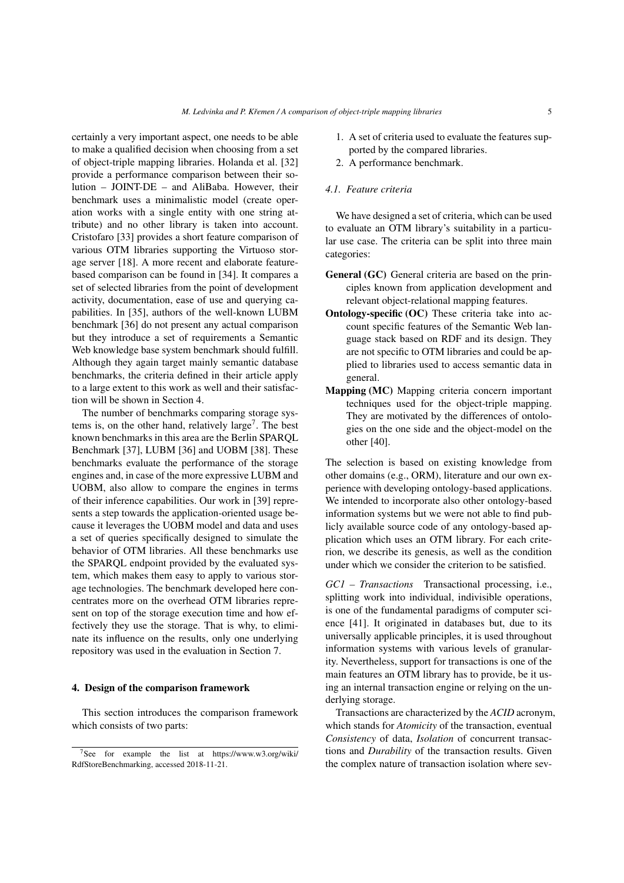certainly a very important aspect, one needs to be able to make a qualified decision when choosing from a set of object-triple mapping libraries. Holanda et al. [32] provide a performance comparison between their solution – JOINT-DE – and AliBaba. However, their benchmark uses a minimalistic model (create operation works with a single entity with one string attribute) and no other library is taken into account. Cristofaro [33] provides a short feature comparison of various OTM libraries supporting the Virtuoso storage server [18]. A more recent and elaborate feature-based comparison can be found in [34]. It compares a set of selected libraries from the point of development activity, documentation, ease of use and querying capabilities. In [35], authors of the well-known LUBM benchmark [36] do not present any actual comparison but they introduce a set of requirements a Semantic Web knowledge base system benchmark should fulfill. Although they again target mainly semantic database benchmarks, the criteria defined in their article apply to a large extent to this work as well and their satisfaction will be shown in Section 4.

The number of benchmarks comparing storage systems is, on the other hand, relatively large[7]. The best known benchmarks in this area are the Berlin SPARQL Benchmark [37], LUBM [36] and UOBM [38]. These benchmarks evaluate the performance of the storage engines and, in case of the more expressive LUBM and UOBM, also allow to compare the engines in terms of their inference capabilities. Our work in [39] represents a step towards the application-oriented usage because it leverages the UOBM model and data and uses a set of queries specifically designed to simulate the behavior of OTM libraries. All these benchmarks use the SPARQL endpoint provided by the evaluated system, which makes them easy to apply to various storage technologies. The benchmark developed here concentrates more on the overhead OTM libraries represent on top of the storage execution time and how effectively they use the storage. That is why, to eliminate its influence on the results, only one underlying repository was used in the evaluation in Section 7.

## 4. Design of the comparison framework

This section introduces the comparison framework which consists of two parts:

1. A set of criteria used to evaluate the features supported by the compared libraries.
2. A performance benchmark.

### 4.1. Feature criteria

We have designed a set of criteria, which can be used to evaluate an OTM library's suitability in a particular use case. The criteria can be split into three main categories:

**General (GC)** General criteria are based on the principles known from application development and relevant object-relational mapping features.

**Ontology-specific (OC)** These criteria take into account specific features of the Semantic Web language stack based on RDF and its design. They are not specific to OTM libraries and could be applied to libraries used to access semantic data in general.

**Mapping (MC)** Mapping criteria concern important techniques used for the object-triple mapping. They are motivated by the differences of ontologies on the one side and the object-model on the other [40].

The selection is based on existing knowledge from other domains (e.g., ORM), literature and our own experience with developing ontology-based applications. We intended to incorporate also other ontology-based information systems but we were not able to find publicly available source code of any ontology-based application which uses an OTM library. For each criterion, we describe its genesis, as well as the condition under which we consider the criterion to be satisfied.

*GC1 – Transactions* Transactional processing, i.e., splitting work into individual, indivisible operations, is one of the fundamental paradigms of computer science [41]. It originated in databases but, due to its universally applicable principles, it is used throughout information systems with various levels of granularity. Nevertheless, support for transactions is one of the main features an OTM library has to provide, be it using an internal transaction engine or relying on the underlying storage.

Transactions are characterized by the *ACID* acronym, which stands for *Atomicity* of the transaction, eventual *Consistency* of data, *Isolation* of concurrent transactions and *Durability* of the transaction results. Given the complex nature of transaction isolation where sev-

[7] See for example the list at https://www.w3.org/wiki/RdfStoreBenchmarking, accessed 2018-11-21.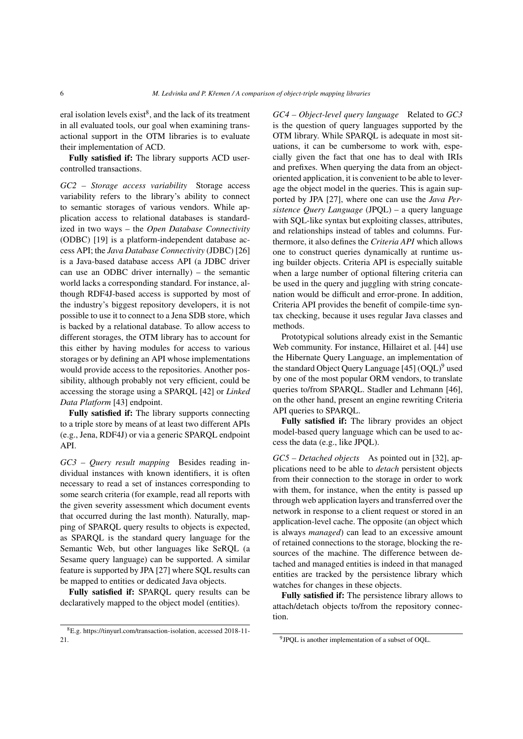eral isolation levels exist[8], and the lack of its treatment in all evaluated tools, our goal when examining transactional support in the OTM libraries is to evaluate their implementation of ACD.

**Fully satisfied if:** The library supports ACD user-controlled transactions.

*GC2 – Storage access variability* Storage access variability refers to the library's ability to connect to semantic storages of various vendors. While application access to relational databases is standardized in two ways – the *Open Database Connectivity* (ODBC) [19] is a platform-independent database access API; the *Java Database Connectivity* (JDBC) [26] is a Java-based database access API (a JDBC driver can use an ODBC driver internally) – the semantic world lacks a corresponding standard. For instance, although RDF4J-based access is supported by most of the industry's biggest repository developers, it is not possible to use it to connect to a Jena SDB store, which is backed by a relational database. To allow access to different storages, the OTM library has to account for this either by having modules for access to various storages or by defining an API whose implementations would provide access to the repositories. Another possibility, although probably not very efficient, could be accessing the storage using a SPARQL [42] or *Linked Data Platform* [43] endpoint.

**Fully satisfied if:** The library supports connecting to a triple store by means of at least two different APIs (e.g., Jena, RDF4J) or via a generic SPARQL endpoint API.

*GC3 – Query result mapping* Besides reading individual instances with known identifiers, it is often necessary to read a set of instances corresponding to some search criteria (for example, read all reports with the given severity assessment which document events that occurred during the last month). Naturally, mapping of SPARQL query results to objects is expected, as SPARQL is the standard query language for the Semantic Web, but other languages like SeRQL (a Sesame query language) can be supported. A similar feature is supported by JPA [27] where SQL results can be mapped to entities or dedicated Java objects.

**Fully satisfied if:** SPARQL query results can be declaratively mapped to the object model (entities).

*GC4 – Object-level query language* Related to *GC3* is the question of query languages supported by the OTM library. While SPARQL is adequate in most situations, it can be cumbersome to work with, especially given the fact that one has to deal with IRIs and prefixes. When querying the data from an object-oriented application, it is convenient to be able to leverage the object model in the queries. This is again supported by JPA [27], where one can use the *Java Persistence Query Language* (JPQL) – a query language with SQL-like syntax but exploiting classes, attributes, and relationships instead of tables and columns. Furthermore, it also defines the *Criteria API* which allows one to construct queries dynamically at runtime using builder objects. Criteria API is especially suitable when a large number of optional filtering criteria can be used in the query and juggling with string concatenation would be difficult and error-prone. In addition, Criteria API provides the benefit of compile-time syntax checking, because it uses regular Java classes and methods.

Prototypical solutions already exist in the Semantic Web community. For instance, Hillairet et al. [44] use the Hibernate Query Language, an implementation of the standard Object Query Language [45] (OQL)[9] used by one of the most popular ORM vendors, to translate queries to/from SPARQL. Stadler and Lehmann [46], on the other hand, present an engine rewriting Criteria API queries to SPARQL.

**Fully satisfied if:** The library provides an object model-based query language which can be used to access the data (e.g., like JPQL).

*GC5 – Detached objects* As pointed out in [32], applications need to be able to *detach* persistent objects from their connection to the storage in order to work with them, for instance, when the entity is passed up through web application layers and transferred over the network in response to a client request or stored in an application-level cache. The opposite (an object which is always *managed*) can lead to an excessive amount of retained connections to the storage, blocking the resources of the machine. The difference between detached and managed entities is indeed in that managed entities are tracked by the persistence library which watches for changes in these objects.

**Fully satisfied if:** The persistence library allows to attach/detach objects to/from the repository connection.

[8] E.g. https://tinyurl.com/transaction-isolation, accessed 2018-11-21.

[9] JPQL is another implementation of a subset of OQL.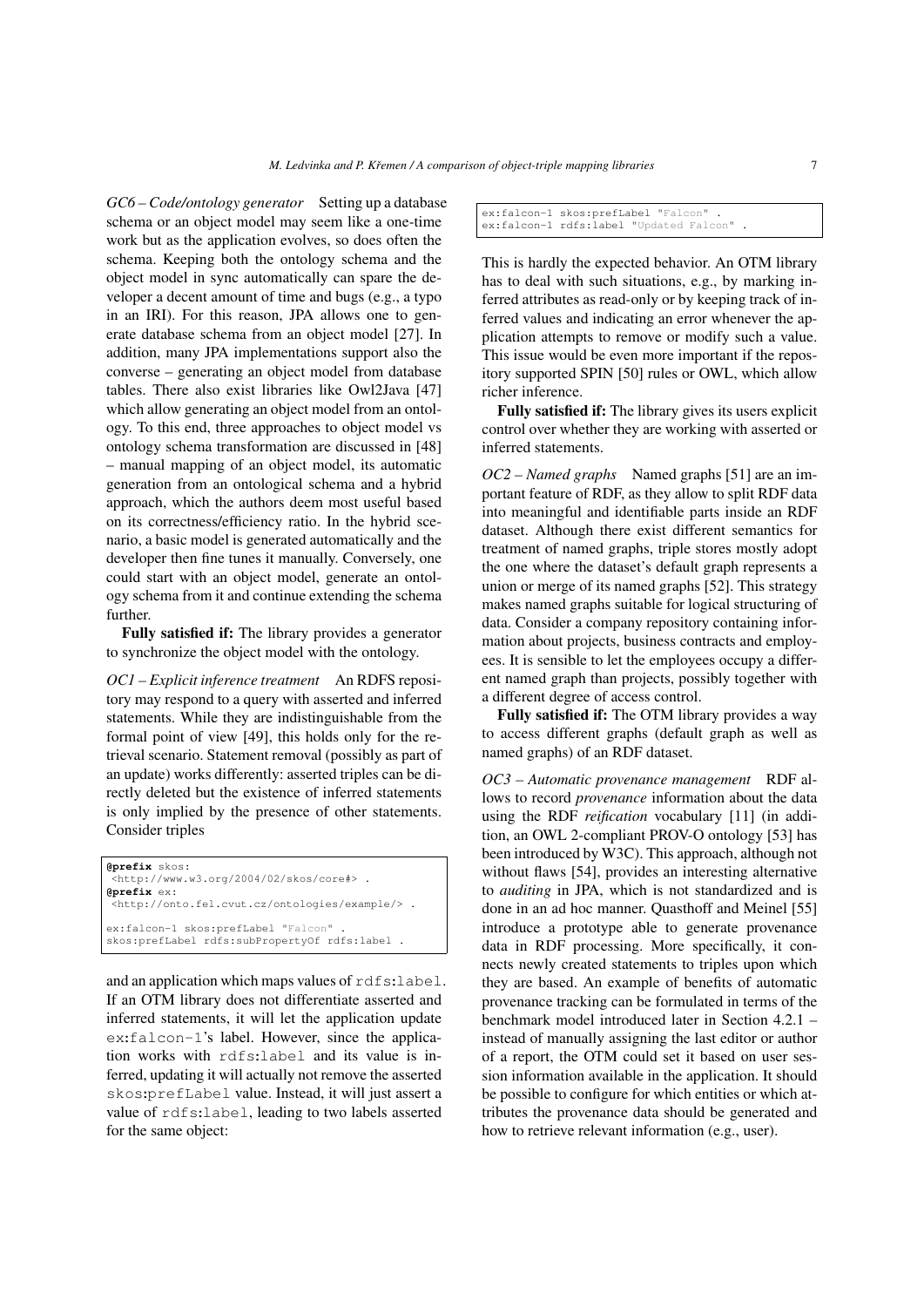*GC6 – Code/ontology generator* Setting up a database schema or an object model may seem like a one-time work but as the application evolves, so does often the schema. Keeping both the ontology schema and the object model in sync automatically can spare the developer a decent amount of time and bugs (e.g., a typo in an IRI). For this reason, JPA allows one to generate database schema from an object model [27]. In addition, many JPA implementations support also the converse – generating an object model from database tables. There also exist libraries like Owl2Java [47] which allow generating an object model from an ontology. To this end, three approaches to object model vs ontology schema transformation are discussed in [48] – manual mapping of an object model, its automatic generation from an ontological schema and a hybrid approach, which the authors deem most useful based on its correctness/efficiency ratio. In the hybrid scenario, a basic model is generated automatically and the developer then fine tunes it manually. Conversely, one could start with an object model, generate an ontology schema from it and continue extending the schema further.

**Fully satisfied if:** The library provides a generator to synchronize the object model with the ontology.

*OC1 – Explicit inference treatment* An RDFS repository may respond to a query with asserted and inferred statements. While they are indistinguishable from the formal point of view [49], this holds only for the retrieval scenario. Statement removal (possibly as part of an update) works differently: asserted triples can be directly deleted but the existence of inferred statements is only implied by the presence of other statements. Consider triples

```
@prefix skos:
 <http://www.w3.org/2004/02/skos/core#> .
@prefix ex:
 <http://onto.fel.cvut.cz/ontologies/example/> .

ex:falcon-1 skos:prefLabel "Falcon" .
skos:prefLabel rdfs:subPropertyOf rdfs:label .
```

and an application which maps values of rdfs:label. If an OTM library does not differentiate asserted and inferred statements, it will let the application update ex:falcon-1's label. However, since the application works with rdfs:label and its value is inferred, updating it will actually not remove the asserted skos:prefLabel value. Instead, it will just assert a value of rdfs:label, leading to two labels asserted for the same object:

```
ex:falcon-1 skos:prefLabel "Falcon" .
ex:falcon-1 rdfs:label "Updated Falcon" .
```

This is hardly the expected behavior. An OTM library has to deal with such situations, e.g., by marking inferred attributes as read-only or by keeping track of inferred values and indicating an error whenever the application attempts to remove or modify such a value. This issue would be even more important if the repository supported SPIN [50] rules or OWL, which allow richer inference.

**Fully satisfied if:** The library gives its users explicit control over whether they are working with asserted or inferred statements.

*OC2 – Named graphs* Named graphs [51] are an important feature of RDF, as they allow to split RDF data into meaningful and identifiable parts inside an RDF dataset. Although there exist different semantics for treatment of named graphs, triple stores mostly adopt the one where the dataset's default graph represents a union or merge of its named graphs [52]. This strategy makes named graphs suitable for logical structuring of data. Consider a company repository containing information about projects, business contracts and employees. It is sensible to let the employees occupy a different named graph than projects, possibly together with a different degree of access control.

**Fully satisfied if:** The OTM library provides a way to access different graphs (default graph as well as named graphs) of an RDF dataset.

*OC3 – Automatic provenance management* RDF allows to record *provenance* information about the data using the RDF *reification* vocabulary [11] (in addition, an OWL 2-compliant PROV-O ontology [53] has been introduced by W3C). This approach, although not without flaws [54], provides an interesting alternative to *auditing* in JPA, which is not standardized and is done in an ad hoc manner. Quasthoff and Meinel [55] introduce a prototype able to generate provenance data in RDF processing. More specifically, it connects newly created statements to triples upon which they are based. An example of benefits of automatic provenance tracking can be formulated in terms of the benchmark model introduced later in Section 4.2.1 – instead of manually assigning the last editor or author of a report, the OTM could set it based on user session information available in the application. It should be possible to configure for which entities or which attributes the provenance data should be generated and how to retrieve relevant information (e.g., user).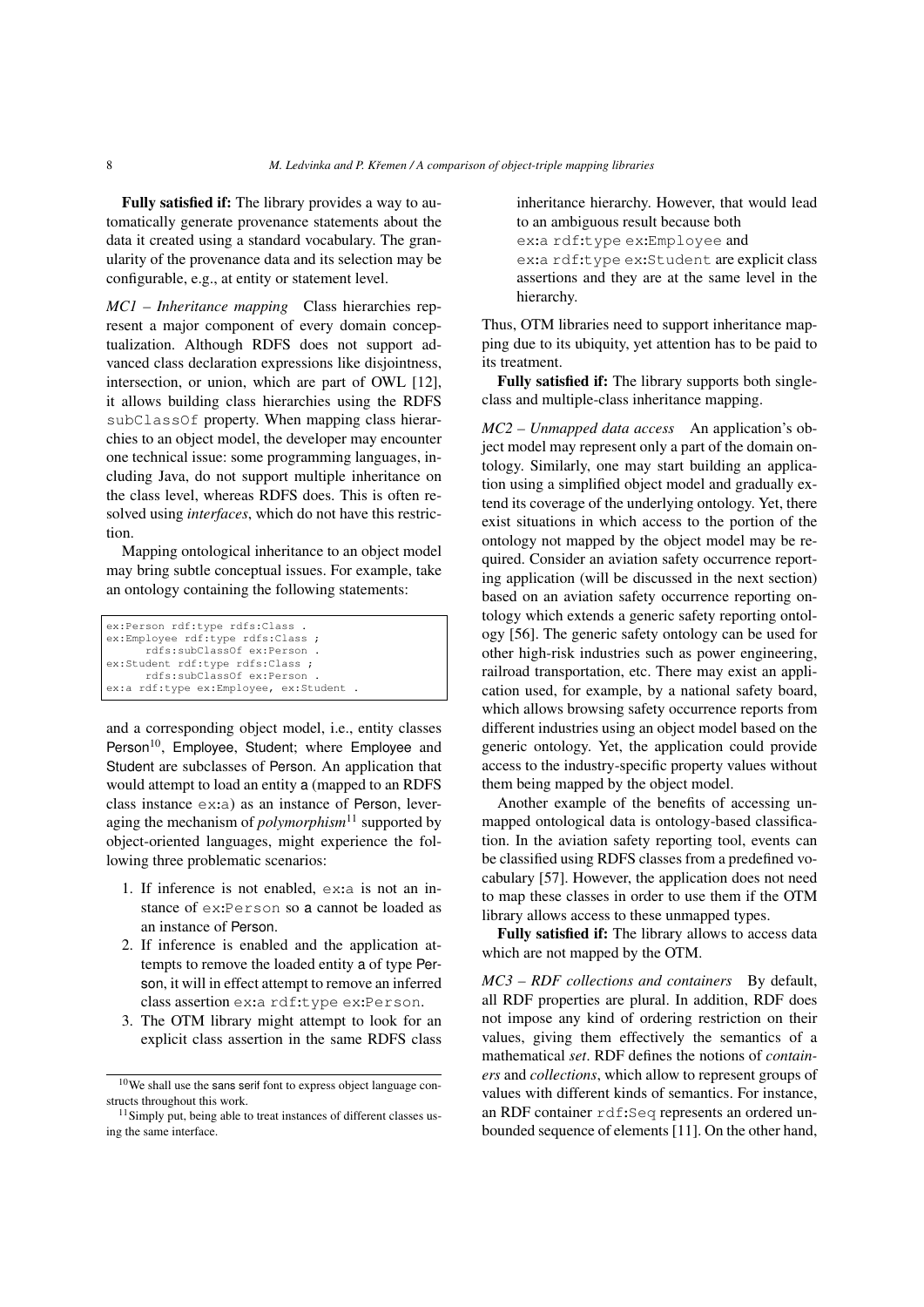**Fully satisfied if:** The library provides a way to automatically generate provenance statements about the data it created using a standard vocabulary. The granularity of the provenance data and its selection may be configurable, e.g., at entity or statement level.

*MC1 – Inheritance mapping* Class hierarchies represent a major component of every domain conceptualization. Although RDFS does not support advanced class declaration expressions like disjointness, intersection, or union, which are part of OWL [12], it allows building class hierarchies using the RDFS `subClassOf` property. When mapping class hierarchies to an object model, the developer may encounter one technical issue: some programming languages, including Java, do not support multiple inheritance on the class level, whereas RDFS does. This is often resolved using *interfaces*, which do not have this restriction.

Mapping ontological inheritance to an object model may bring subtle conceptual issues. For example, take an ontology containing the following statements:

```
ex:Person rdf:type rdfs:Class .
ex:Employee rdf:type rdfs:Class ;
      rdfs:subClassOf ex:Person .
ex:Student rdf:type rdfs:Class ;
      rdfs:subClassOf ex:Person .
ex:a rdf:type ex:Employee, ex:Student .
```

and a corresponding object model, i.e., entity classes Person[10], Employee, Student; where Employee and Student are subclasses of Person. An application that would attempt to load an entity a (mapped to an RDFS class instance `ex:a`) as an instance of Person, leveraging the mechanism of *polymorphism*[11] supported by object-oriented languages, might experience the following three problematic scenarios:

1. If inference is not enabled, `ex:a` is not an instance of `ex:Person` so a cannot be loaded as an instance of Person.
2. If inference is enabled and the application attempts to remove the loaded entity a of type Person, it will in effect attempt to remove an inferred class assertion `ex:a rdf:type ex:Person`.
3. The OTM library might attempt to look for an explicit class assertion in the same RDFS class inheritance hierarchy. However, that would lead to an ambiguous result because both `ex:a rdf:type ex:Employee` and `ex:a rdf:type ex:Student` are explicit class assertions and they are at the same level in the hierarchy.

Thus, OTM libraries need to support inheritance mapping due to its ubiquity, yet attention has to be paid to its treatment.

**Fully satisfied if:** The library supports both single-class and multiple-class inheritance mapping.

*MC2 – Unmapped data access* An application's object model may represent only a part of the domain ontology. Similarly, one may start building an application using a simplified object model and gradually extend its coverage of the underlying ontology. Yet, there exist situations in which access to the portion of the ontology not mapped by the object model may be required. Consider an aviation safety occurrence reporting application (will be discussed in the next section) based on an aviation safety occurrence reporting ontology which extends a generic safety reporting ontology [56]. The generic safety ontology can be used for other high-risk industries such as power engineering, railroad transportation, etc. There may exist an application used, for example, by a national safety board, which allows browsing safety occurrence reports from different industries using an object model based on the generic ontology. Yet, the application could provide access to the industry-specific property values without them being mapped by the object model.

Another example of the benefits of accessing unmapped ontological data is ontology-based classification. In the aviation safety reporting tool, events can be classified using RDFS classes from a predefined vocabulary [57]. However, the application does not need to map these classes in order to use them if the OTM library allows access to these unmapped types.

**Fully satisfied if:** The library allows to access data which are not mapped by the OTM.

*MC3 – RDF collections and containers* By default, all RDF properties are plural. In addition, RDF does not impose any kind of ordering restriction on their values, giving them effectively the semantics of a mathematical *set*. RDF defines the notions of *containers* and *collections*, which allow to represent groups of values with different kinds of semantics. For instance, an RDF container `rdf:Seq` represents an ordered unbounded sequence of elements [11]. On the other hand,

[10] We shall use the sans serif font to express object language constructs throughout this work.

[11] Simply put, being able to treat instances of different classes using the same interface.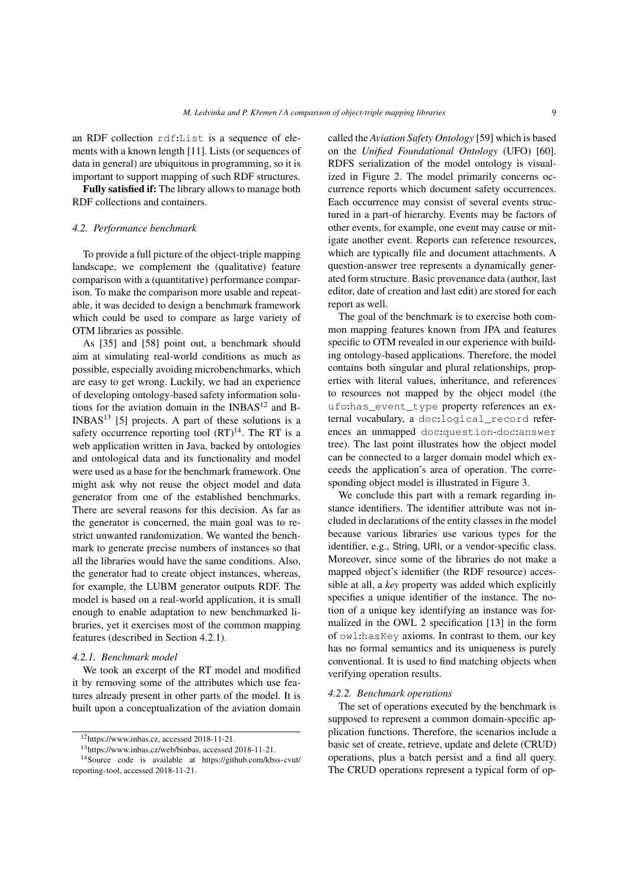an RDF collection `rdf:List` is a sequence of elements with a known length [11]. Lists (or sequences of data in general) are ubiquitous in programming, so it is important to support mapping of such RDF structures.

**Fully satisfied if:** The library allows to manage both RDF collections and containers.

### *4.2. Performance benchmark*

To provide a full picture of the object-triple mapping landscape, we complement the (qualitative) feature comparison with a (quantitative) performance comparison. To make the comparison more usable and repeatable, it was decided to design a benchmark framework which could be used to compare as large variety of OTM libraries as possible.

As [35] and [58] point out, a benchmark should aim at simulating real-world conditions as much as possible, especially avoiding microbenchmarks, which are easy to get wrong. Luckily, we had an experience of developing ontology-based safety information solutions for the aviation domain in the INBAS[12] and B-INBAS[13] [5] projects. A part of these solutions is a safety occurrence reporting tool (RT)[14]. The RT is a web application written in Java, backed by ontologies and ontological data and its functionality and model were used as a base for the benchmark framework. One might ask why not reuse the object model and data generator from one of the established benchmarks. There are several reasons for this decision. As far as the generator is concerned, the main goal was to restrict unwanted randomization. We wanted the benchmark to generate precise numbers of instances so that all the libraries would have the same conditions. Also, the generator had to create object instances, whereas, for example, the LUBM generator outputs RDF. The model is based on a real-world application, it is small enough to enable adaptation to new benchmarked libraries, yet it exercises most of the common mapping features (described in Section 4.2.1).

#### *4.2.1. Benchmark model*

We took an excerpt of the RT model and modified it by removing some of the attributes which use features already present in other parts of the model. It is built upon a conceptualization of the aviation domain called the *Aviation Safety Ontology* [59] which is based on the *Unified Foundational Ontology* (UFO) [60]. RDFS serialization of the model ontology is visualized in Figure 2. The model primarily concerns occurrence reports which document safety occurrences. Each occurrence may consist of several events structured in a part-of hierarchy. Events may be factors of other events, for example, one event may cause or mitigate another event. Reports can reference resources, which are typically file and document attachments. A question-answer tree represents a dynamically generated form structure. Basic provenance data (author, last editor, date of creation and last edit) are stored for each report as well.

The goal of the benchmark is to exercise both common mapping features known from JPA and features specific to OTM revealed in our experience with building ontology-based applications. Therefore, the model contains both singular and plural relationships, properties with literal values, inheritance, and references to resources not mapped by the object model (the `ufo:has_event_type` property references an external vocabulary, a `doc:logical_record` references an unmapped `doc:question`-`doc:answer` tree). The last point illustrates how the object model can be connected to a larger domain model which exceeds the application's area of operation. The corresponding object model is illustrated in Figure 3.

We conclude this part with a remark regarding instance identifiers. The identifier attribute was not included in declarations of the entity classes in the model because various libraries use various types for the identifier, e.g., String, URI, or a vendor-specific class. Moreover, since some of the libraries do not make a mapped object's identifier (the RDF resource) accessible at all, a *key* property was added which explicitly specifies a unique identifier of the instance. The notion of a unique key identifying an instance was formalized in the OWL 2 specification [13] in the form of `owl:hasKey` axioms. In contrast to them, our key has no formal semantics and its uniqueness is purely conventional. It is used to find matching objects when verifying operation results.

#### *4.2.2. Benchmark operations*

The set of operations executed by the benchmark is supposed to represent a common domain-specific application functions. Therefore, the scenarios include a basic set of create, retrieve, update and delete (CRUD) operations, plus a batch persist and a find all query. The CRUD operations represent a typical form of op-

[12] https://www.inbas.cz, accessed 2018-11-21.

[13] https://www.inbas.cz/web/binbas, accessed 2018-11-21.

[14] Source code is available at https://github.com/kbss-cvut/reporting-tool, accessed 2018-11-21.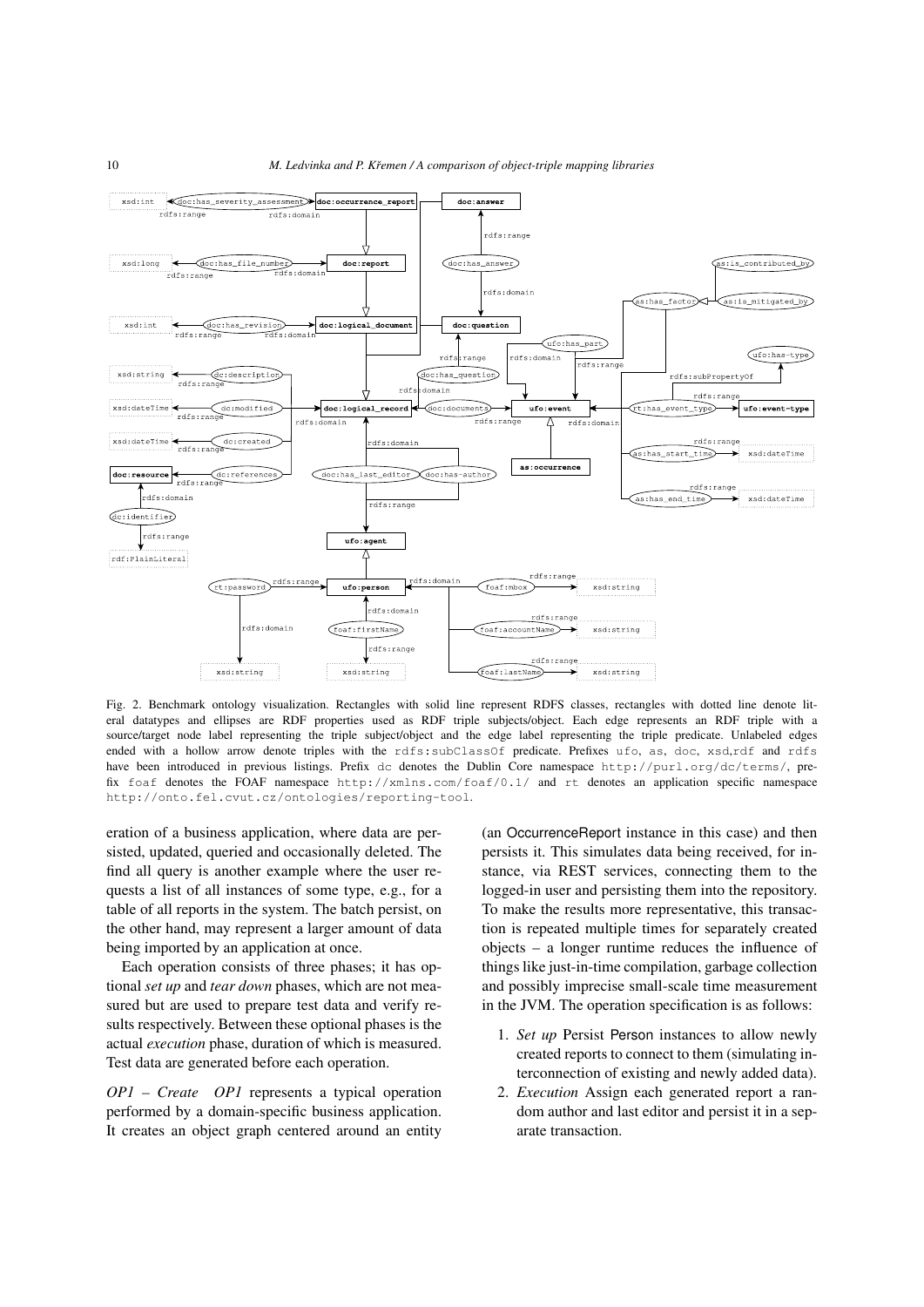xsd:int
doc:has_severity_assessment
doc:occurrence_report
doc:answer
rdfs:range
rdfs:domain
rdfs:range
xsd:long
doc:has_file_number
doc:report
doc:has_answer
as:is_contributed_by
rdfs:range
rdfs:domain
rdfs:domain
xsd:int
doc:has_revision
doc:logical_document
doc:question
as:has_factor
as:is_mitigated_by
rdfs:range
rdfs:domain
ufo:has_part
rdfs:range
rdfs:domain
rdfs:range
ufo:has-type
xsd:string
dc:description
doc:has_question
rdfs:subPropertyOf
rdfs:range
rdfs:domain
rdfs:range
xsd:dateTime
dc:modified
doc:logical_record
doc:documents
ufo:event
rt:has_event_type
ufo:event-type
rdfs:range
rdfs:domain
rdfs:range
rdfs:domain
xsd:dateTime
dc:created
rdfs:domain
rdfs:range
rdfs:range
as:has_start_time
xsd:dateTime
as:occurrence
doc:resource
dc:references
doc:has_last_editor
doc:has-author
rdfs:range
rdfs:domain
rdfs:range
as:has_end_time
xsd:dateTime
dc:identifier
rdfs:range
rdfs:range
ufo:agent
rdf:PlainLiteral
rdfs:range
rdfs:domain
rdfs:range
rt:password
ufo:person
foaf:mbox
xsd:string
rdfs:domain
rdfs:domain
rdfs:range
foaf:firstName
foaf:accountName
xsd:string
rdfs:range
rdfs:range
xsd:string
xsd:string
foaf:lastName
xsd:string

Fig. 2. Benchmark ontology visualization. Rectangles with solid line represent RDFS classes, rectangles with dotted line denote literal datatypes and ellipses are RDF properties used as RDF triple subjects/object. Each edge represents an RDF triple with a source/target node label representing the triple subject/object and the edge label representing the triple predicate. Unlabeled edges ended with a hollow arrow denote triples with the `rdfs:subClassOf` predicate. Prefixes `ufo`, `as`, `doc`, `xsd`,`rdf` and `rdfs` have been introduced in previous listings. Prefix `dc` denotes the Dublin Core namespace `http://purl.org/dc/terms/`, prefix `foaf` denotes the FOAF namespace `http://xmlns.com/foaf/0.1/` and `rt` denotes an application specific namespace `http://onto.fel.cvut.cz/ontologies/reporting-tool`.

eration of a business application, where data are persisted, updated, queried and occasionally deleted. The find all query is another example where the user requests a list of all instances of some type, e.g., for a table of all reports in the system. The batch persist, on the other hand, may represent a larger amount of data being imported by an application at once.

Each operation consists of three phases; it has optional *set up* and *tear down* phases, which are not measured but are used to prepare test data and verify results respectively. Between these optional phases is the actual *execution* phase, duration of which is measured. Test data are generated before each operation.

*OP1 – Create* *OP1* represents a typical operation performed by a domain-specific business application. It creates an object graph centered around an entity (an OccurrenceReport instance in this case) and then persists it. This simulates data being received, for instance, via REST services, connecting them to the logged-in user and persisting them into the repository. To make the results more representative, this transaction is repeated multiple times for separately created objects – a longer runtime reduces the influence of things like just-in-time compilation, garbage collection and possibly imprecise small-scale time measurement in the JVM. The operation specification is as follows:

1. *Set up* Persist Person instances to allow newly created reports to connect to them (simulating interconnection of existing and newly added data).
2. *Execution* Assign each generated report a random author and last editor and persist it in a separate transaction.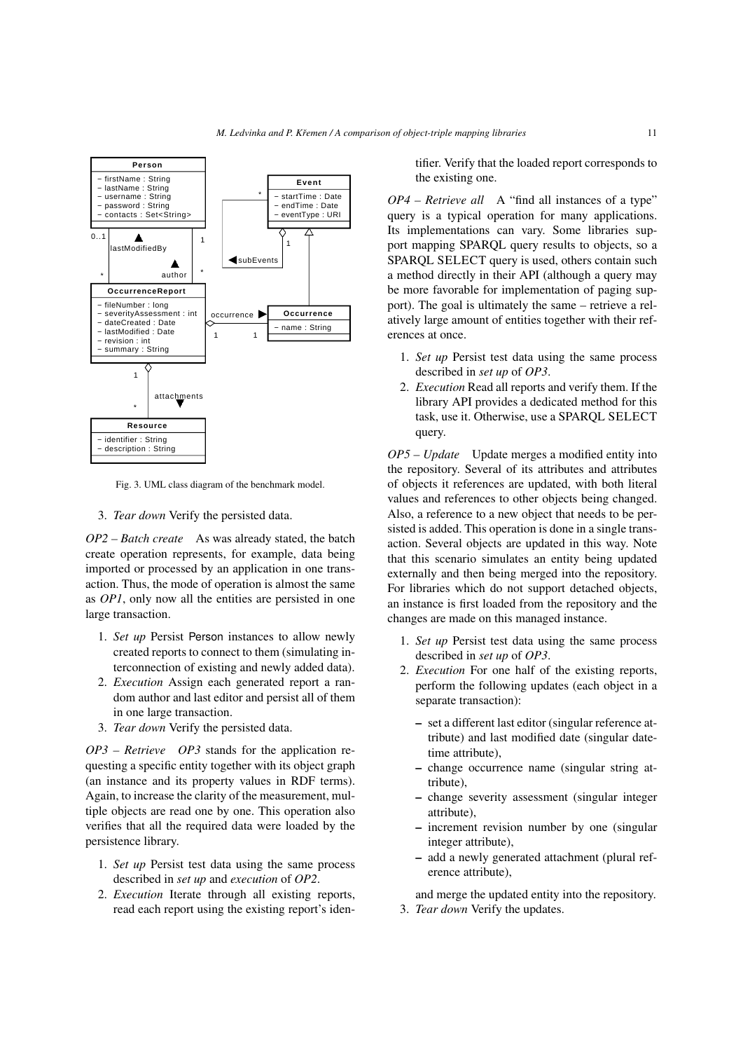Fig. 3. UML class diagram of the benchmark model.

3. *Tear down* Verify the persisted data.

*OP2 – Batch create* As was already stated, the batch create operation represents, for example, data being imported or processed by an application in one transaction. Thus, the mode of operation is almost the same as *OP1*, only now all the entities are persisted in one large transaction.

1. *Set up* Persist Person instances to allow newly created reports to connect to them (simulating interconnection of existing and newly added data).
2. *Execution* Assign each generated report a random author and last editor and persist all of them in one large transaction.
3. *Tear down* Verify the persisted data.

*OP3 – Retrieve* *OP3* stands for the application requesting a specific entity together with its object graph (an instance and its property values in RDF terms). Again, to increase the clarity of the measurement, multiple objects are read one by one. This operation also verifies that all the required data were loaded by the persistence library.

1. *Set up* Persist test data using the same process described in *set up* and *execution* of *OP2*.
2. *Execution* Iterate through all existing reports, read each report using the existing report's identifier. Verify that the loaded report corresponds to the existing one.

*OP4 – Retrieve all* A "find all instances of a type" query is a typical operation for many applications. Its implementations can vary. Some libraries support mapping SPARQL query results to objects, so a SPARQL SELECT query is used, others contain such a method directly in their API (although a query may be more favorable for implementation of paging support). The goal is ultimately the same – retrieve a relatively large amount of entities together with their references at once.

1. *Set up* Persist test data using the same process described in *set up* of *OP3*.
2. *Execution* Read all reports and verify them. If the library API provides a dedicated method for this task, use it. Otherwise, use a SPARQL SELECT query.

*OP5 – Update* Update merges a modified entity into the repository. Several of its attributes and attributes of objects it references are updated, with both literal values and references to other objects being changed. Also, a reference to a new object that needs to be persisted is added. This operation is done in a single transaction. Several objects are updated in this way. Note that this scenario simulates an entity being updated externally and then being merged into the repository. For libraries which do not support detached objects, an instance is first loaded from the repository and the changes are made on this managed instance.

1. *Set up* Persist test data using the same process described in *set up* of *OP3*.
2. *Execution* For one half of the existing reports, perform the following updates (each object in a separate transaction):
   - set a different last editor (singular reference attribute) and last modified date (singular date-time attribute),
   - change occurrence name (singular string attribute),
   - change severity assessment (singular integer attribute),
   - increment revision number by one (singular integer attribute),
   - add a newly generated attachment (plural reference attribute),

   and merge the updated entity into the repository.
3. *Tear down* Verify the updates.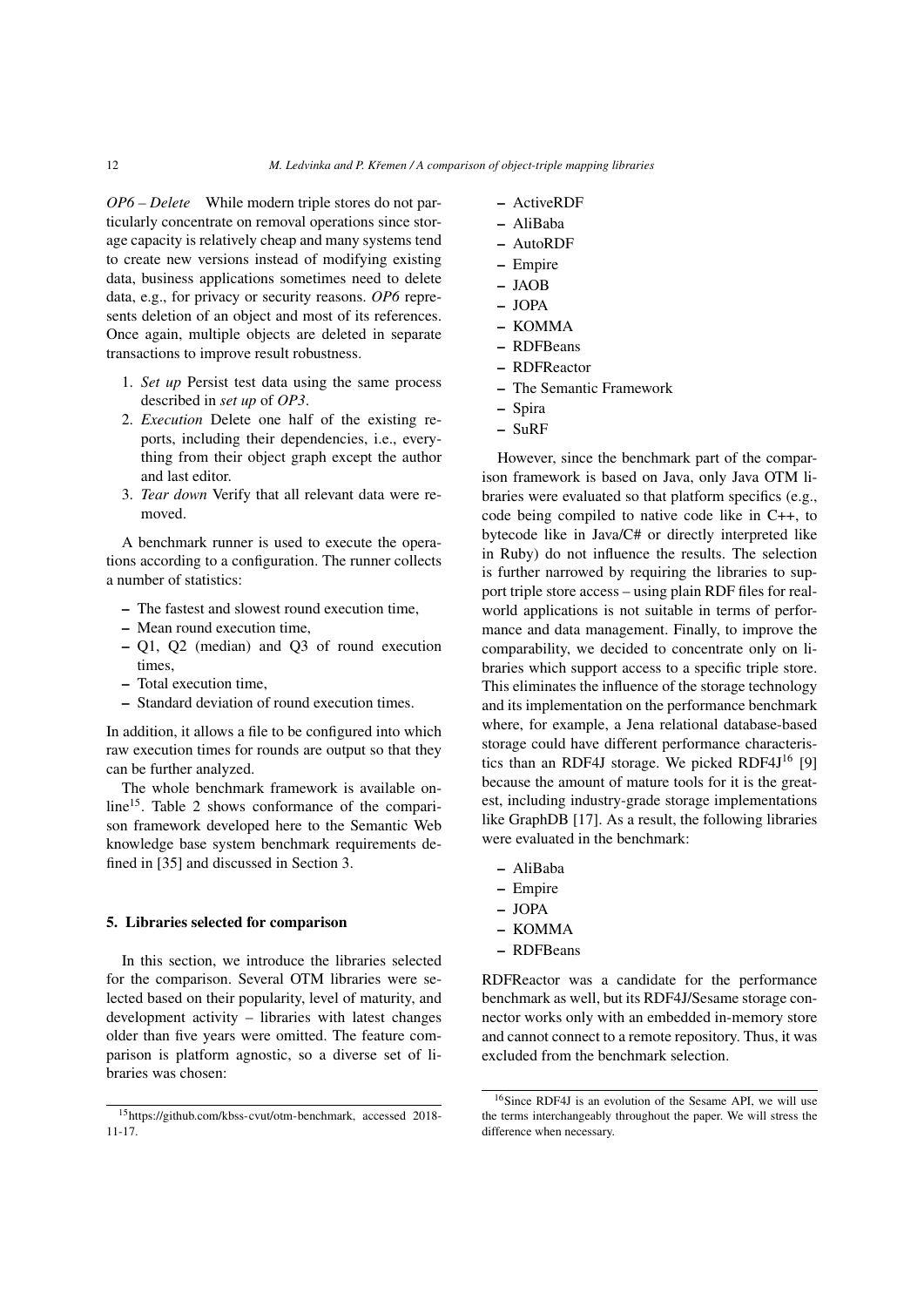*OP6 – Delete* While modern triple stores do not particularly concentrate on removal operations since storage capacity is relatively cheap and many systems tend to create new versions instead of modifying existing data, business applications sometimes need to delete data, e.g., for privacy or security reasons. *OP6* represents deletion of an object and most of its references. Once again, multiple objects are deleted in separate transactions to improve result robustness.

1. *Set up* Persist test data using the same process described in *set up* of *OP3*.
2. *Execution* Delete one half of the existing reports, including their dependencies, i.e., everything from their object graph except the author and last editor.
3. *Tear down* Verify that all relevant data were removed.

A benchmark runner is used to execute the operations according to a configuration. The runner collects a number of statistics:

- The fastest and slowest round execution time,
- Mean round execution time,
- Q1, Q2 (median) and Q3 of round execution times,
- Total execution time,
- Standard deviation of round execution times.

In addition, it allows a file to be configured into which raw execution times for rounds are output so that they can be further analyzed.

The whole benchmark framework is available online[15]. Table 2 shows conformance of the comparison framework developed here to the Semantic Web knowledge base system benchmark requirements defined in [35] and discussed in Section 3.

## 5. Libraries selected for comparison

In this section, we introduce the libraries selected for the comparison. Several OTM libraries were selected based on their popularity, level of maturity, and development activity – libraries with latest changes older than five years were omitted. The feature comparison is platform agnostic, so a diverse set of libraries was chosen:

- ActiveRDF
- AliBaba
- AutoRDF
- Empire
- JAOB
- JOPA
- KOMMA
- RDFBeans
- RDFReactor
- The Semantic Framework
- Spira
- SuRF

However, since the benchmark part of the comparison framework is based on Java, only Java OTM libraries were evaluated so that platform specifics (e.g., code being compiled to native code like in C++, to bytecode like in Java/C# or directly interpreted like in Ruby) do not influence the results. The selection is further narrowed by requiring the libraries to support triple store access – using plain RDF files for real-world applications is not suitable in terms of performance and data management. Finally, to improve the comparability, we decided to concentrate only on libraries which support access to a specific triple store. This eliminates the influence of the storage technology and its implementation on the performance benchmark where, for example, a Jena relational database-based storage could have different performance characteristics than an RDF4J storage. We picked RDF4J[16] [9] because the amount of mature tools for it is the greatest, including industry-grade storage implementations like GraphDB [17]. As a result, the following libraries were evaluated in the benchmark:

- AliBaba
- Empire
- JOPA
- KOMMA
- RDFBeans

RDFReactor was a candidate for the performance benchmark as well, but its RDF4J/Sesame storage connector works only with an embedded in-memory store and cannot connect to a remote repository. Thus, it was excluded from the benchmark selection.

[15] https://github.com/kbss-cvut/otm-benchmark, accessed 2018-11-17.

[16] Since RDF4J is an evolution of the Sesame API, we will use the terms interchangeably throughout the paper. We will stress the difference when necessary.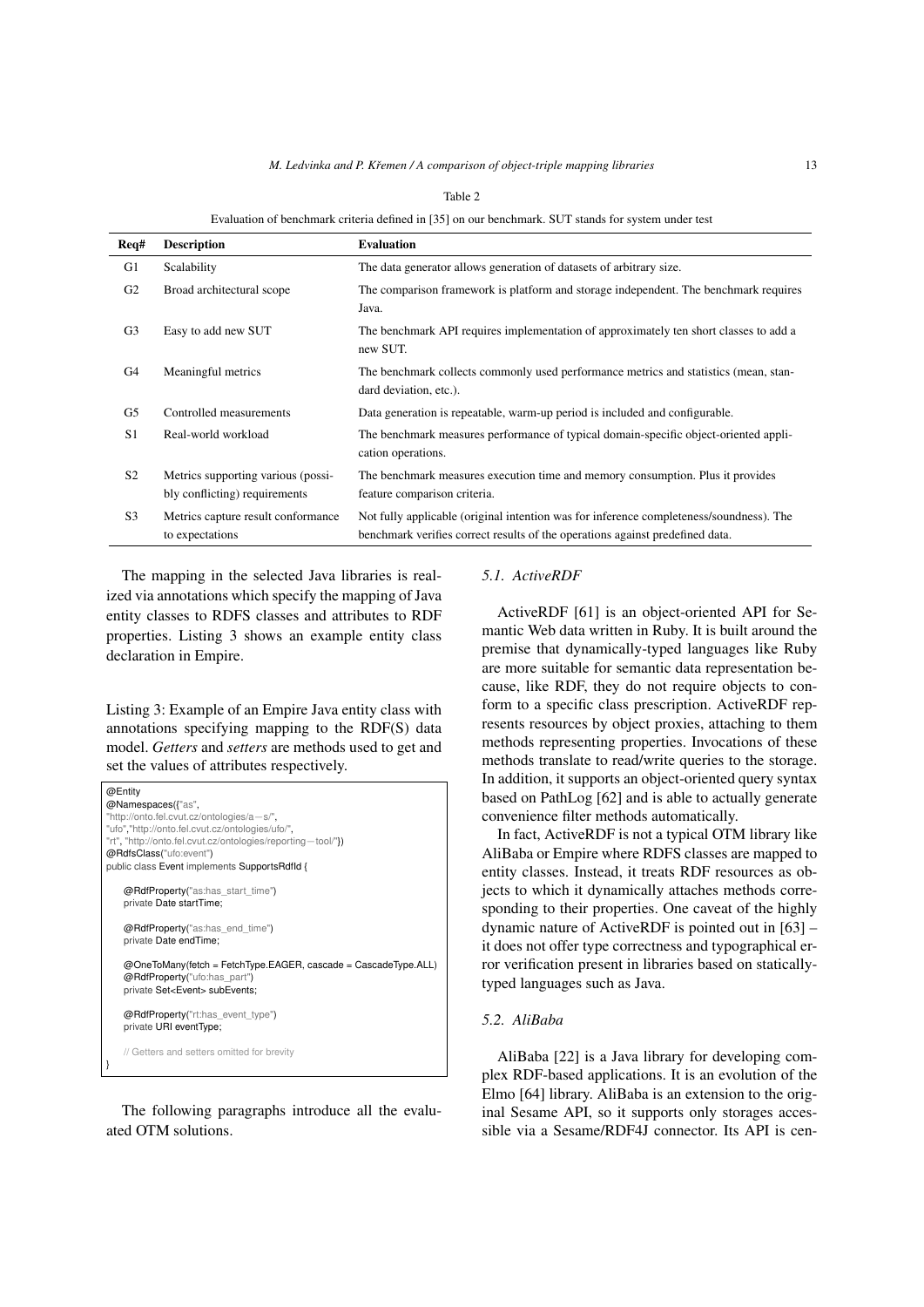Table 2

Evaluation of benchmark criteria defined in [35] on our benchmark. SUT stands for system under test

| Req# | Description | Evaluation |
|---|---|---|
| G1 | Scalability | The data generator allows generation of datasets of arbitrary size. |
| G2 | Broad architectural scope | The comparison framework is platform and storage independent. The benchmark requires Java. |
| G3 | Easy to add new SUT | The benchmark API requires implementation of approximately ten short classes to add a new SUT. |
| G4 | Meaningful metrics | The benchmark collects commonly used performance metrics and statistics (mean, standard deviation, etc.). |
| G5 | Controlled measurements | Data generation is repeatable, warm-up period is included and configurable. |
| S1 | Real-world workload | The benchmark measures performance of typical domain-specific object-oriented application operations. |
| S2 | Metrics supporting various (possibly conflicting) requirements | The benchmark measures execution time and memory consumption. Plus it provides feature comparison criteria. |
| S3 | Metrics capture result conformance to expectations | Not fully applicable (original intention was for inference completeness/soundness). The benchmark verifies correct results of the operations against predefined data. |

The mapping in the selected Java libraries is realized via annotations which specify the mapping of Java entity classes to RDFS classes and attributes to RDF properties. Listing 3 shows an example entity class declaration in Empire.

Listing 3: Example of an Empire Java entity class with annotations specifying mapping to the RDF(S) data model. *Getters* and *setters* are methods used to get and set the values of attributes respectively.

```
@Entity
@Namespaces({"as",
"http://onto.fel.cvut.cz/ontologies/a−s/",
"ufo","http://onto.fel.cvut.cz/ontologies/ufo/",
"rt", "http://onto.fel.cvut.cz/ontologies/reporting−tool/"})
@RdfsClass("ufo:event")
public class Event implements SupportsRdfId {

    @RdfProperty("as:has_start_time")
    private Date startTime;

    @RdfProperty("as:has_end_time")
    private Date endTime;

    @OneToMany(fetch = FetchType.EAGER, cascade = CascadeType.ALL)
    @RdfProperty("ufo:has_part")
    private Set<Event> subEvents;

    @RdfProperty("rt:has_event_type")
    private URI eventType;

    // Getters and setters omitted for brevity
}
```

The following paragraphs introduce all the evaluated OTM solutions.

### 5.1. ActiveRDF

ActiveRDF [61] is an object-oriented API for Semantic Web data written in Ruby. It is built around the premise that dynamically-typed languages like Ruby are more suitable for semantic data representation because, like RDF, they do not require objects to conform to a specific class prescription. ActiveRDF represents resources by object proxies, attaching to them methods representing properties. Invocations of these methods translate to read/write queries to the storage. In addition, it supports an object-oriented query syntax based on PathLog [62] and is able to actually generate convenience filter methods automatically.

In fact, ActiveRDF is not a typical OTM library like AliBaba or Empire where RDFS classes are mapped to entity classes. Instead, it treats RDF resources as objects to which it dynamically attaches methods corresponding to their properties. One caveat of the highly dynamic nature of ActiveRDF is pointed out in [63] – it does not offer type correctness and typographical error verification present in libraries based on statically-typed languages such as Java.

### 5.2. AliBaba

AliBaba [22] is a Java library for developing complex RDF-based applications. It is an evolution of the Elmo [64] library. AliBaba is an extension to the original Sesame API, so it supports only storages accessible via a Sesame/RDF4J connector. Its API is cen-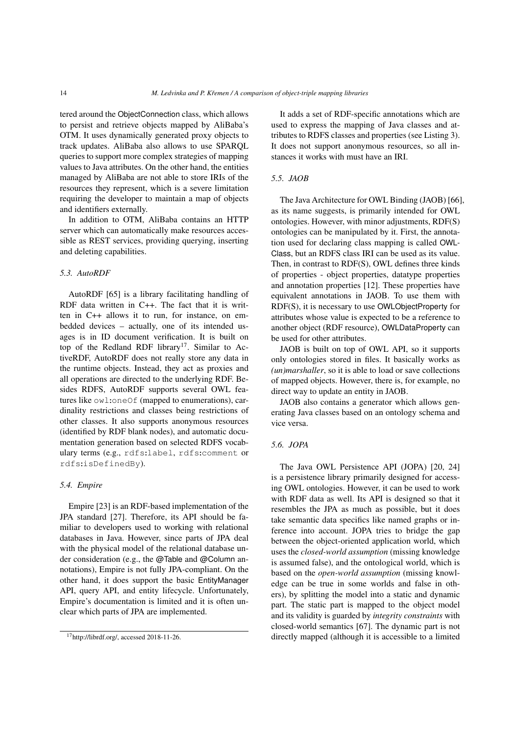tered around the ObjectConnection class, which allows to persist and retrieve objects mapped by AliBaba's OTM. It uses dynamically generated proxy objects to track updates. AliBaba also allows to use SPARQL queries to support more complex strategies of mapping values to Java attributes. On the other hand, the entities managed by AliBaba are not able to store IRIs of the resources they represent, which is a severe limitation requiring the developer to maintain a map of objects and identifiers externally.

In addition to OTM, AliBaba contains an HTTP server which can automatically make resources accessible as REST services, providing querying, inserting and deleting capabilities.

### 5.3. AutoRDF

AutoRDF [65] is a library facilitating handling of RDF data written in C++. The fact that it is written in C++ allows it to run, for instance, on embedded devices – actually, one of its intended usages is in ID document verification. It is built on top of the Redland RDF library[17]. Similar to ActiveRDF, AutoRDF does not really store any data in the runtime objects. Instead, they act as proxies and all operations are directed to the underlying RDF. Besides RDFS, AutoRDF supports several OWL features like `owl:oneOf` (mapped to enumerations), cardinality restrictions and classes being restrictions of other classes. It also supports anonymous resources (identified by RDF blank nodes), and automatic documentation generation based on selected RDFS vocabulary terms (e.g., `rdfs:label`, `rdfs:comment` or `rdfs:isDefinedBy`).

### 5.4. Empire

Empire [23] is an RDF-based implementation of the JPA standard [27]. Therefore, its API should be familiar to developers used to working with relational databases in Java. However, since parts of JPA deal with the physical model of the relational database under consideration (e.g., the @Table and @Column annotations), Empire is not fully JPA-compliant. On the other hand, it does support the basic EntityManager API, query API, and entity lifecycle. Unfortunately, Empire's documentation is limited and it is often unclear which parts of JPA are implemented.

It adds a set of RDF-specific annotations which are used to express the mapping of Java classes and attributes to RDFS classes and properties (see Listing 3). It does not support anonymous resources, so all instances it works with must have an IRI.

### 5.5. JAOB

The Java Architecture for OWL Binding (JAOB) [66], as its name suggests, is primarily intended for OWL ontologies. However, with minor adjustments, RDF(S) ontologies can be manipulated by it. First, the annotation used for declaring class mapping is called OWLClass, but an RDFS class IRI can be used as its value. Then, in contrast to RDF(S), OWL defines three kinds of properties - object properties, datatype properties and annotation properties [12]. These properties have equivalent annotations in JAOB. To use them with RDF(S), it is necessary to use OWLObjectProperty for attributes whose value is expected to be a reference to another object (RDF resource), OWLDataProperty can be used for other attributes.

JAOB is built on top of OWL API, so it supports only ontologies stored in files. It basically works as *(un)marshaller*, so it is able to load or save collections of mapped objects. However, there is, for example, no direct way to update an entity in JAOB.

JAOB also contains a generator which allows generating Java classes based on an ontology schema and vice versa.

### 5.6. JOPA

The Java OWL Persistence API (JOPA) [20, 24] is a persistence library primarily designed for accessing OWL ontologies. However, it can be used to work with RDF data as well. Its API is designed so that it resembles the JPA as much as possible, but it does take semantic data specifics like named graphs or inference into account. JOPA tries to bridge the gap between the object-oriented application world, which uses the *closed-world assumption* (missing knowledge is assumed false), and the ontological world, which is based on the *open-world assumption* (missing knowledge can be true in some worlds and false in others), by splitting the model into a static and dynamic part. The static part is mapped to the object model and its validity is guarded by *integrity constraints* with closed-world semantics [67]. The dynamic part is not directly mapped (although it is accessible to a limited

[17] http://librdf.org/, accessed 2018-11-26.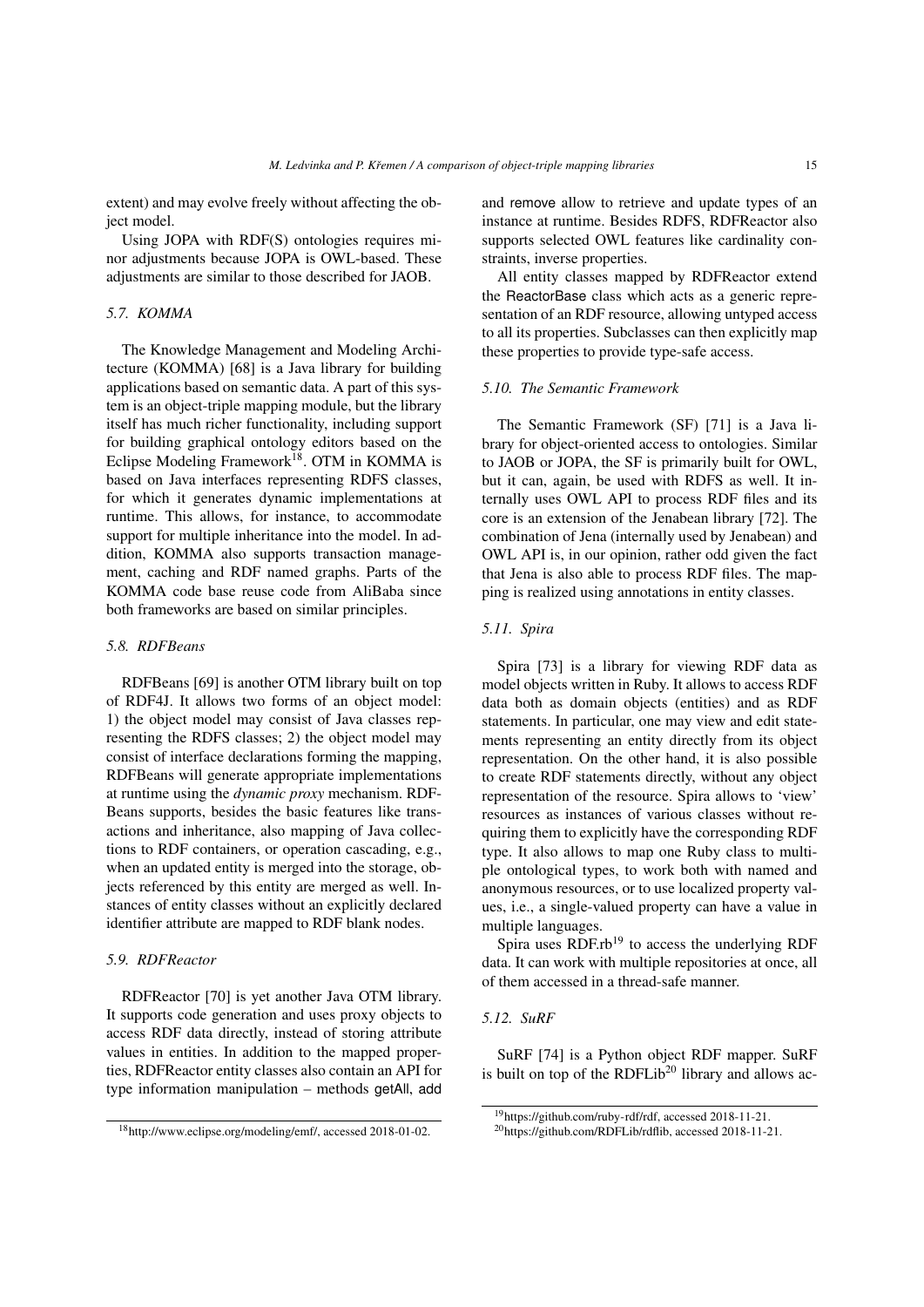extent) and may evolve freely without affecting the object model.

Using JOPA with RDF(S) ontologies requires minor adjustments because JOPA is OWL-based. These adjustments are similar to those described for JAOB.

### 5.7. KOMMA

The Knowledge Management and Modeling Architecture (KOMMA) [68] is a Java library for building applications based on semantic data. A part of this system is an object-triple mapping module, but the library itself has much richer functionality, including support for building graphical ontology editors based on the Eclipse Modeling Framework[18]. OTM in KOMMA is based on Java interfaces representing RDFS classes, for which it generates dynamic implementations at runtime. This allows, for instance, to accommodate support for multiple inheritance into the model. In addition, KOMMA also supports transaction management, caching and RDF named graphs. Parts of the KOMMA code base reuse code from AliBaba since both frameworks are based on similar principles.

### 5.8. RDFBeans

RDFBeans [69] is another OTM library built on top of RDF4J. It allows two forms of an object model: 1) the object model may consist of Java classes representing the RDFS classes; 2) the object model may consist of interface declarations forming the mapping, RDFBeans will generate appropriate implementations at runtime using the *dynamic proxy* mechanism. RDFBeans supports, besides the basic features like transactions and inheritance, also mapping of Java collections to RDF containers, or operation cascading, e.g., when an updated entity is merged into the storage, objects referenced by this entity are merged as well. Instances of entity classes without an explicitly declared identifier attribute are mapped to RDF blank nodes.

### 5.9. RDFReactor

RDFReactor [70] is yet another Java OTM library. It supports code generation and uses proxy objects to access RDF data directly, instead of storing attribute values in entities. In addition to the mapped properties, RDFReactor entity classes also contain an API for type information manipulation – methods getAll, add and remove allow to retrieve and update types of an instance at runtime. Besides RDFS, RDFReactor also supports selected OWL features like cardinality constraints, inverse properties.

All entity classes mapped by RDFReactor extend the ReactorBase class which acts as a generic representation of an RDF resource, allowing untyped access to all its properties. Subclasses can then explicitly map these properties to provide type-safe access.

### 5.10. The Semantic Framework

The Semantic Framework (SF) [71] is a Java library for object-oriented access to ontologies. Similar to JAOB or JOPA, the SF is primarily built for OWL, but it can, again, be used with RDFS as well. It internally uses OWL API to process RDF files and its core is an extension of the Jenabean library [72]. The combination of Jena (internally used by Jenabean) and OWL API is, in our opinion, rather odd given the fact that Jena is also able to process RDF files. The mapping is realized using annotations in entity classes.

### 5.11. Spira

Spira [73] is a library for viewing RDF data as model objects written in Ruby. It allows to access RDF data both as domain objects (entities) and as RDF statements. In particular, one may view and edit statements representing an entity directly from its object representation. On the other hand, it is also possible to create RDF statements directly, without any object representation of the resource. Spira allows to 'view' resources as instances of various classes without requiring them to explicitly have the corresponding RDF type. It also allows to map one Ruby class to multiple ontological types, to work both with named and anonymous resources, or to use localized property values, i.e., a single-valued property can have a value in multiple languages.

Spira uses RDF.rb[19] to access the underlying RDF data. It can work with multiple repositories at once, all of them accessed in a thread-safe manner.

### 5.12. SuRF

SuRF [74] is a Python object RDF mapper. SuRF is built on top of the RDFLib[20] library and allows ac-

---

[18] http://www.eclipse.org/modeling/emf/, accessed 2018-01-02.

[19] https://github.com/ruby-rdf/rdf, accessed 2018-11-21.

[20] https://github.com/RDFLib/rdflib, accessed 2018-11-21.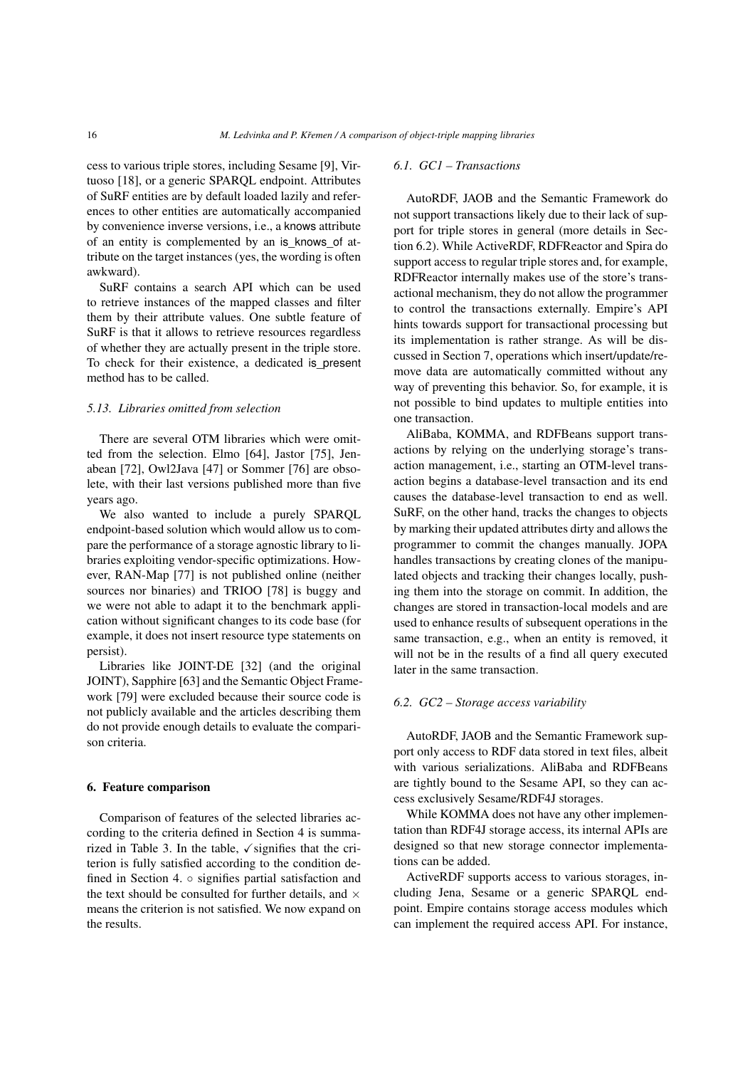cess to various triple stores, including Sesame [9], Virtuoso [18], or a generic SPARQL endpoint. Attributes of SuRF entities are by default loaded lazily and references to other entities are automatically accompanied by convenience inverse versions, i.e., a knows attribute of an entity is complemented by an is_knows_of attribute on the target instances (yes, the wording is often awkward).

SuRF contains a search API which can be used to retrieve instances of the mapped classes and filter them by their attribute values. One subtle feature of SuRF is that it allows to retrieve resources regardless of whether they are actually present in the triple store. To check for their existence, a dedicated is_present method has to be called.

### *5.13. Libraries omitted from selection*

There are several OTM libraries which were omitted from the selection. Elmo [64], Jastor [75], Jenabean [72], Owl2Java [47] or Sommer [76] are obsolete, with their last versions published more than five years ago.

We also wanted to include a purely SPARQL endpoint-based solution which would allow us to compare the performance of a storage agnostic library to libraries exploiting vendor-specific optimizations. However, RAN-Map [77] is not published online (neither sources nor binaries) and TRIOO [78] is buggy and we were not able to adapt it to the benchmark application without significant changes to its code base (for example, it does not insert resource type statements on persist).

Libraries like JOINT-DE [32] (and the original JOINT), Sapphire [63] and the Semantic Object Framework [79] were excluded because their source code is not publicly available and the articles describing them do not provide enough details to evaluate the comparison criteria.

## 6. Feature comparison

Comparison of features of the selected libraries according to the criteria defined in Section 4 is summarized in Table 3. In the table, ✓ signifies that the criterion is fully satisfied according to the condition defined in Section 4. ○ signifies partial satisfaction and the text should be consulted for further details, and × means the criterion is not satisfied. We now expand on the results.

### *6.1. GC1 – Transactions*

AutoRDF, JAOB and the Semantic Framework do not support transactions likely due to their lack of support for triple stores in general (more details in Section 6.2). While ActiveRDF, RDFReactor and Spira do support access to regular triple stores and, for example, RDFReactor internally makes use of the store's transactional mechanism, they do not allow the programmer to control the transactions externally. Empire's API hints towards support for transactional processing but its implementation is rather strange. As will be discussed in Section 7, operations which insert/update/remove data are automatically committed without any way of preventing this behavior. So, for example, it is not possible to bind updates to multiple entities into one transaction.

AliBaba, KOMMA, and RDFBeans support transactions by relying on the underlying storage's transaction management, i.e., starting an OTM-level transaction begins a database-level transaction and its end causes the database-level transaction to end as well. SuRF, on the other hand, tracks the changes to objects by marking their updated attributes dirty and allows the programmer to commit the changes manually. JOPA handles transactions by creating clones of the manipulated objects and tracking their changes locally, pushing them into the storage on commit. In addition, the changes are stored in transaction-local models and are used to enhance results of subsequent operations in the same transaction, e.g., when an entity is removed, it will not be in the results of a find all query executed later in the same transaction.

### *6.2. GC2 – Storage access variability*

AutoRDF, JAOB and the Semantic Framework support only access to RDF data stored in text files, albeit with various serializations. AliBaba and RDFBeans are tightly bound to the Sesame API, so they can access exclusively Sesame/RDF4J storages.

While KOMMA does not have any other implementation than RDF4J storage access, its internal APIs are designed so that new storage connector implementations can be added.

ActiveRDF supports access to various storages, including Jena, Sesame or a generic SPARQL endpoint. Empire contains storage access modules which can implement the required access API. For instance,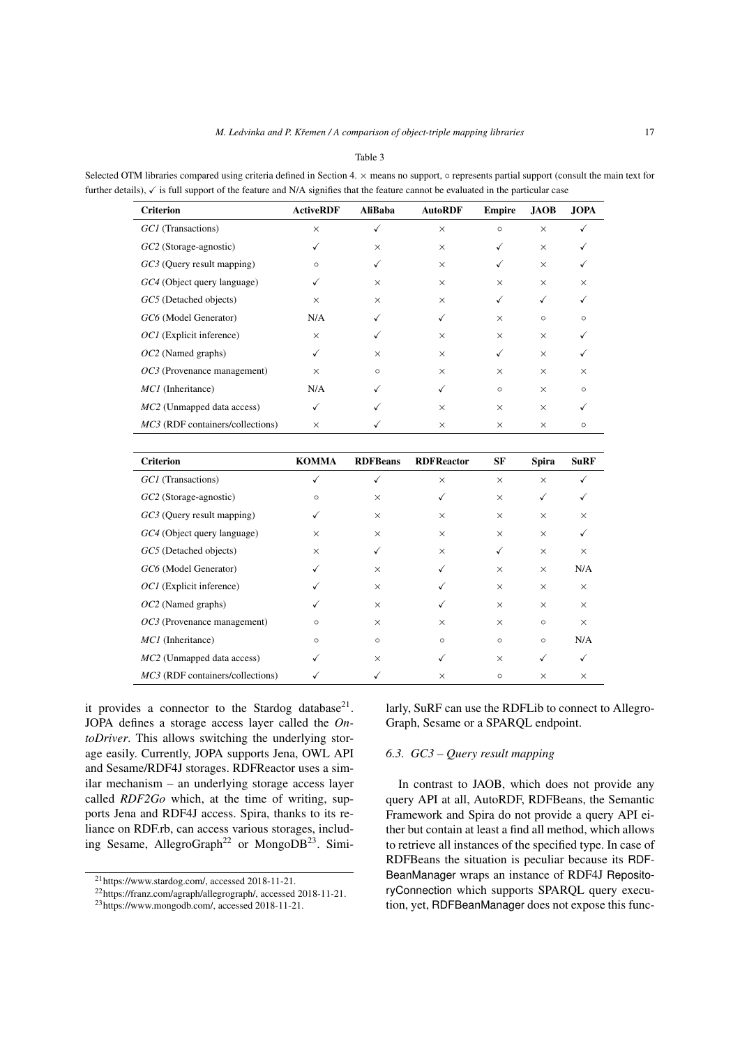Table 3

Selected OTM libraries compared using criteria defined in Section 4. × means no support, ○ represents partial support (consult the main text for further details), ✓ is full support of the feature and N/A signifies that the feature cannot be evaluated in the particular case

| Criterion | ActiveRDF | AliBaba | AutoRDF | Empire | JAOB | JOPA |
|---|---|---|---|---|---|---|
| *GC1* (Transactions) | × | ✓ | × | ○ | × | ✓ |
| *GC2* (Storage-agnostic) | ✓ | × | × | ✓ | × | ✓ |
| *GC3* (Query result mapping) | ○ | ✓ | × | ✓ | × | ✓ |
| *GC4* (Object query language) | ✓ | × | × | × | × | × |
| *GC5* (Detached objects) | × | × | × | ✓ | ✓ | ✓ |
| *GC6* (Model Generator) | N/A | ✓ | ✓ | × | ○ | ○ |
| *OC1* (Explicit inference) | × | ✓ | × | × | × | ✓ |
| *OC2* (Named graphs) | ✓ | × | × | ✓ | × | ✓ |
| *OC3* (Provenance management) | × | ○ | × | × | × | × |
| *MC1* (Inheritance) | N/A | ✓ | ✓ | ○ | × | ○ |
| *MC2* (Unmapped data access) | ✓ | ✓ | × | × | × | ✓ |
| *MC3* (RDF containers/collections) | × | ✓ | × | × | × | ○ |

| Criterion | KOMMA | RDFBeans | RDFReactor | SF | Spira | SuRF |
|---|---|---|---|---|---|---|
| *GC1* (Transactions) | ✓ | ✓ | × | × | × | ✓ |
| *GC2* (Storage-agnostic) | ○ | × | ✓ | × | ✓ | ✓ |
| *GC3* (Query result mapping) | ✓ | × | × | × | × | × |
| *GC4* (Object query language) | × | × | × | × | × | ✓ |
| *GC5* (Detached objects) | × | ✓ | × | ✓ | × | × |
| *GC6* (Model Generator) | ✓ | × | ✓ | × | × | N/A |
| *OC1* (Explicit inference) | ✓ | × | ✓ | × | × | × |
| *OC2* (Named graphs) | ✓ | × | ✓ | × | × | × |
| *OC3* (Provenance management) | ○ | × | × | × | ○ | × |
| *MC1* (Inheritance) | ○ | ○ | ○ | ○ | ○ | N/A |
| *MC2* (Unmapped data access) | ✓ | × | ✓ | × | ✓ | ✓ |
| *MC3* (RDF containers/collections) | ✓ | ✓ | × | ○ | × | × |

it provides a connector to the Stardog database[21]. JOPA defines a storage access layer called the *OntoDriver*. This allows switching the underlying storage easily. Currently, JOPA supports Jena, OWL API and Sesame/RDF4J storages. RDFReactor uses a similar mechanism – an underlying storage access layer called *RDF2Go* which, at the time of writing, supports Jena and RDF4J access. Spira, thanks to its reliance on RDF.rb, can access various storages, including Sesame, AllegroGraph[22] or MongoDB[23]. Similarly, SuRF can use the RDFLib to connect to AllegroGraph, Sesame or a SPARQL endpoint.

### 6.3. *GC3 – Query result mapping*

In contrast to JAOB, which does not provide any query API at all, AutoRDF, RDFBeans, the Semantic Framework and Spira do not provide a query API either but contain at least a find all method, which allows to retrieve all instances of the specified type. In case of RDFBeans the situation is peculiar because its RDFBeanManager wraps an instance of RDF4J RepositoryConnection which supports SPARQL query execution, yet, RDFBeanManager does not expose this func-

[21] https://www.stardog.com/, accessed 2018-11-21.

[22] https://franz.com/agraph/allegrograph/, accessed 2018-11-21.

[23] https://www.mongodb.com/, accessed 2018-11-21.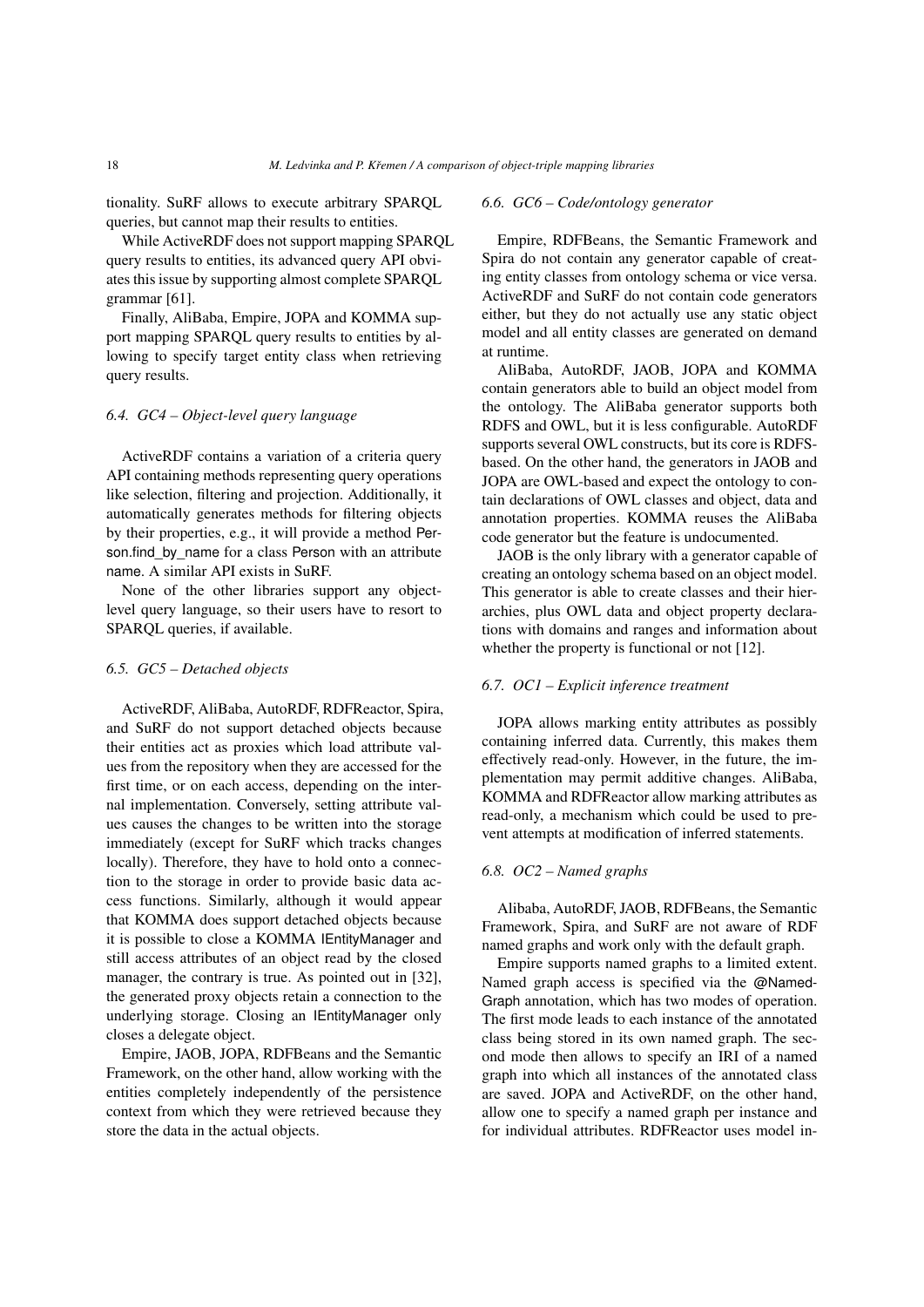tionality. SuRF allows to execute arbitrary SPARQL queries, but cannot map their results to entities.

While ActiveRDF does not support mapping SPARQL query results to entities, its advanced query API obviates this issue by supporting almost complete SPARQL grammar [61].

Finally, AliBaba, Empire, JOPA and KOMMA support mapping SPARQL query results to entities by allowing to specify target entity class when retrieving query results.

### 6.4. GC4 – Object-level query language

ActiveRDF contains a variation of a criteria query API containing methods representing query operations like selection, filtering and projection. Additionally, it automatically generates methods for filtering objects by their properties, e.g., it will provide a method Person.find_by_name for a class Person with an attribute name. A similar API exists in SuRF.

None of the other libraries support any object-level query language, so their users have to resort to SPARQL queries, if available.

### 6.5. GC5 – Detached objects

ActiveRDF, AliBaba, AutoRDF, RDFReactor, Spira, and SuRF do not support detached objects because their entities act as proxies which load attribute values from the repository when they are accessed for the first time, or on each access, depending on the internal implementation. Conversely, setting attribute values causes the changes to be written into the storage immediately (except for SuRF which tracks changes locally). Therefore, they have to hold onto a connection to the storage in order to provide basic data access functions. Similarly, although it would appear that KOMMA does support detached objects because it is possible to close a KOMMA IEntityManager and still access attributes of an object read by the closed manager, the contrary is true. As pointed out in [32], the generated proxy objects retain a connection to the underlying storage. Closing an IEntityManager only closes a delegate object.

Empire, JAOB, JOPA, RDFBeans and the Semantic Framework, on the other hand, allow working with the entities completely independently of the persistence context from which they were retrieved because they store the data in the actual objects.

### 6.6. GC6 – Code/ontology generator

Empire, RDFBeans, the Semantic Framework and Spira do not contain any generator capable of creating entity classes from ontology schema or vice versa. ActiveRDF and SuRF do not contain code generators either, but they do not actually use any static object model and all entity classes are generated on demand at runtime.

AliBaba, AutoRDF, JAOB, JOPA and KOMMA contain generators able to build an object model from the ontology. The AliBaba generator supports both RDFS and OWL, but it is less configurable. AutoRDF supports several OWL constructs, but its core is RDFS-based. On the other hand, the generators in JAOB and JOPA are OWL-based and expect the ontology to contain declarations of OWL classes and object, data and annotation properties. KOMMA reuses the AliBaba code generator but the feature is undocumented.

JAOB is the only library with a generator capable of creating an ontology schema based on an object model. This generator is able to create classes and their hierarchies, plus OWL data and object property declarations with domains and ranges and information about whether the property is functional or not [12].

### 6.7. OC1 – Explicit inference treatment

JOPA allows marking entity attributes as possibly containing inferred data. Currently, this makes them effectively read-only. However, in the future, the implementation may permit additive changes. AliBaba, KOMMA and RDFReactor allow marking attributes as read-only, a mechanism which could be used to prevent attempts at modification of inferred statements.

### 6.8. OC2 – Named graphs

Alibaba, AutoRDF, JAOB, RDFBeans, the Semantic Framework, Spira, and SuRF are not aware of RDF named graphs and work only with the default graph.

Empire supports named graphs to a limited extent. Named graph access is specified via the @NamedGraph annotation, which has two modes of operation. The first mode leads to each instance of the annotated class being stored in its own named graph. The second mode then allows to specify an IRI of a named graph into which all instances of the annotated class are saved. JOPA and ActiveRDF, on the other hand, allow one to specify a named graph per instance and for individual attributes. RDFReactor uses model in-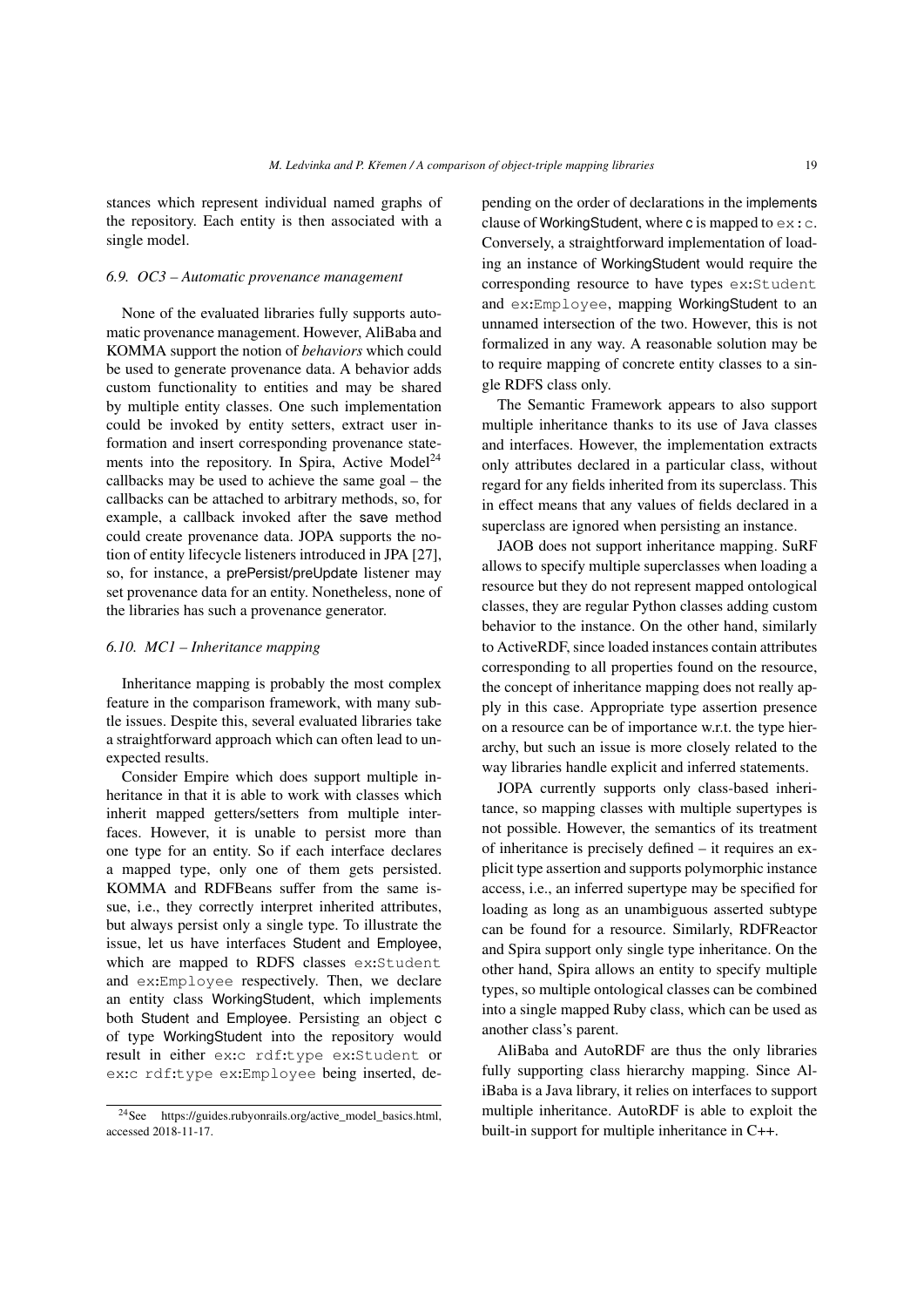stances which represent individual named graphs of the repository. Each entity is then associated with a single model.

### 6.9. OC3 – Automatic provenance management

None of the evaluated libraries fully supports automatic provenance management. However, AliBaba and KOMMA support the notion of *behaviors* which could be used to generate provenance data. A behavior adds custom functionality to entities and may be shared by multiple entity classes. One such implementation could be invoked by entity setters, extract user information and insert corresponding provenance statements into the repository. In Spira, Active Model[24] callbacks may be used to achieve the same goal – the callbacks can be attached to arbitrary methods, so, for example, a callback invoked after the save method could create provenance data. JOPA supports the notion of entity lifecycle listeners introduced in JPA [27], so, for instance, a prePersist/preUpdate listener may set provenance data for an entity. Nonetheless, none of the libraries has such a provenance generator.

### 6.10. MC1 – Inheritance mapping

Inheritance mapping is probably the most complex feature in the comparison framework, with many subtle issues. Despite this, several evaluated libraries take a straightforward approach which can often lead to unexpected results.

Consider Empire which does support multiple inheritance in that it is able to work with classes which inherit mapped getters/setters from multiple interfaces. However, it is unable to persist more than one type for an entity. So if each interface declares a mapped type, only one of them gets persisted. KOMMA and RDFBeans suffer from the same issue, i.e., they correctly interpret inherited attributes, but always persist only a single type. To illustrate the issue, let us have interfaces Student and Employee, which are mapped to RDFS classes ex:Student and ex:Employee respectively. Then, we declare an entity class WorkingStudent, which implements both Student and Employee. Persisting an object c of type WorkingStudent into the repository would result in either ex:c rdf:type ex:Student or ex:c rdf:type ex:Employee being inserted, depending on the order of declarations in the implements clause of WorkingStudent, where c is mapped to ex:c. Conversely, a straightforward implementation of loading an instance of WorkingStudent would require the corresponding resource to have types ex:Student and ex:Employee, mapping WorkingStudent to an unnamed intersection of the two. However, this is not formalized in any way. A reasonable solution may be to require mapping of concrete entity classes to a single RDFS class only.

The Semantic Framework appears to also support multiple inheritance thanks to its use of Java classes and interfaces. However, the implementation extracts only attributes declared in a particular class, without regard for any fields inherited from its superclass. This in effect means that any values of fields declared in a superclass are ignored when persisting an instance.

JAOB does not support inheritance mapping. SuRF allows to specify multiple superclasses when loading a resource but they do not represent mapped ontological classes, they are regular Python classes adding custom behavior to the instance. On the other hand, similarly to ActiveRDF, since loaded instances contain attributes corresponding to all properties found on the resource, the concept of inheritance mapping does not really apply in this case. Appropriate type assertion presence on a resource can be of importance w.r.t. the type hierarchy, but such an issue is more closely related to the way libraries handle explicit and inferred statements.

JOPA currently supports only class-based inheritance, so mapping classes with multiple supertypes is not possible. However, the semantics of its treatment of inheritance is precisely defined – it requires an explicit type assertion and supports polymorphic instance access, i.e., an inferred supertype may be specified for loading as long as an unambiguous asserted subtype can be found for a resource. Similarly, RDFReactor and Spira support only single type inheritance. On the other hand, Spira allows an entity to specify multiple types, so multiple ontological classes can be combined into a single mapped Ruby class, which can be used as another class's parent.

AliBaba and AutoRDF are thus the only libraries fully supporting class hierarchy mapping. Since AliBaba is a Java library, it relies on interfaces to support multiple inheritance. AutoRDF is able to exploit the built-in support for multiple inheritance in C++.

[24] See https://guides.rubyonrails.org/active_model_basics.html, accessed 2018-11-17.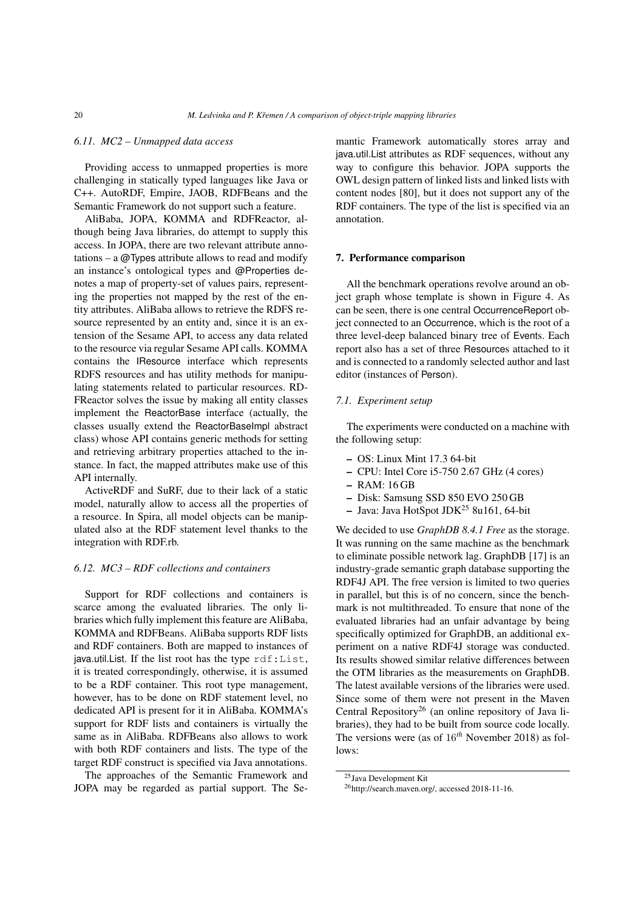### 6.11. MC2 – Unmapped data access

Providing access to unmapped properties is more challenging in statically typed languages like Java or C++. AutoRDF, Empire, JAOB, RDFBeans and the Semantic Framework do not support such a feature.

AliBaba, JOPA, KOMMA and RDFReactor, although being Java libraries, do attempt to supply this access. In JOPA, there are two relevant attribute annotations – a @Types attribute allows to read and modify an instance's ontological types and @Properties denotes a map of property-set of values pairs, representing the properties not mapped by the rest of the entity attributes. AliBaba allows to retrieve the RDFS resource represented by an entity and, since it is an extension of the Sesame API, to access any data related to the resource via regular Sesame API calls. KOMMA contains the IResource interface which represents RDFS resources and has utility methods for manipulating statements related to particular resources. RDFReactor solves the issue by making all entity classes implement the ReactorBase interface (actually, the classes usually extend the ReactorBaseImpl abstract class) whose API contains generic methods for setting and retrieving arbitrary properties attached to the instance. In fact, the mapped attributes make use of this API internally.

ActiveRDF and SuRF, due to their lack of a static model, naturally allow to access all the properties of a resource. In Spira, all model objects can be manipulated also at the RDF statement level thanks to the integration with RDF.rb.

### 6.12. MC3 – RDF collections and containers

Support for RDF collections and containers is scarce among the evaluated libraries. The only libraries which fully implement this feature are AliBaba, KOMMA and RDFBeans. AliBaba supports RDF lists and RDF containers. Both are mapped to instances of java.util.List. If the list root has the type `rdf:List`, it is treated correspondingly, otherwise, it is assumed to be a RDF container. This root type management, however, has to be done on RDF statement level, no dedicated API is present for it in AliBaba. KOMMA's support for RDF lists and containers is virtually the same as in AliBaba. RDFBeans also allows to work with both RDF containers and lists. The type of the target RDF construct is specified via Java annotations.

The approaches of the Semantic Framework and JOPA may be regarded as partial support. The Semantic Framework automatically stores array and java.util.List attributes as RDF sequences, without any way to configure this behavior. JOPA supports the OWL design pattern of linked lists and linked lists with content nodes [80], but it does not support any of the RDF containers. The type of the list is specified via an annotation.

## 7. Performance comparison

All the benchmark operations revolve around an object graph whose template is shown in Figure 4. As can be seen, there is one central OccurrenceReport object connected to an Occurrence, which is the root of a three level-deep balanced binary tree of Events. Each report also has a set of three Resources attached to it and is connected to a randomly selected author and last editor (instances of Person).

### 7.1. Experiment setup

The experiments were conducted on a machine with the following setup:

- OS: Linux Mint 17.3 64-bit
- CPU: Intel Core i5-750 2.67 GHz (4 cores)
- RAM: 16 GB
- Disk: Samsung SSD 850 EVO 250 GB
- Java: Java HotSpot JDK[25] 8u161, 64-bit

We decided to use *GraphDB 8.4.1 Free* as the storage. It was running on the same machine as the benchmark to eliminate possible network lag. GraphDB [17] is an industry-grade semantic graph database supporting the RDF4J API. The free version is limited to two queries in parallel, but this is of no concern, since the benchmark is not multithreaded. To ensure that none of the evaluated libraries had an unfair advantage by being specifically optimized for GraphDB, an additional experiment on a native RDF4J storage was conducted. Its results showed similar relative differences between the OTM libraries as the measurements on GraphDB. The latest available versions of the libraries were used. Since some of them were not present in the Maven Central Repository[26] (an online repository of Java libraries), they had to be built from source code locally. The versions were (as of 16$^{th}$ November 2018) as follows:

[25] Java Development Kit

[26] http://search.maven.org/, accessed 2018-11-16.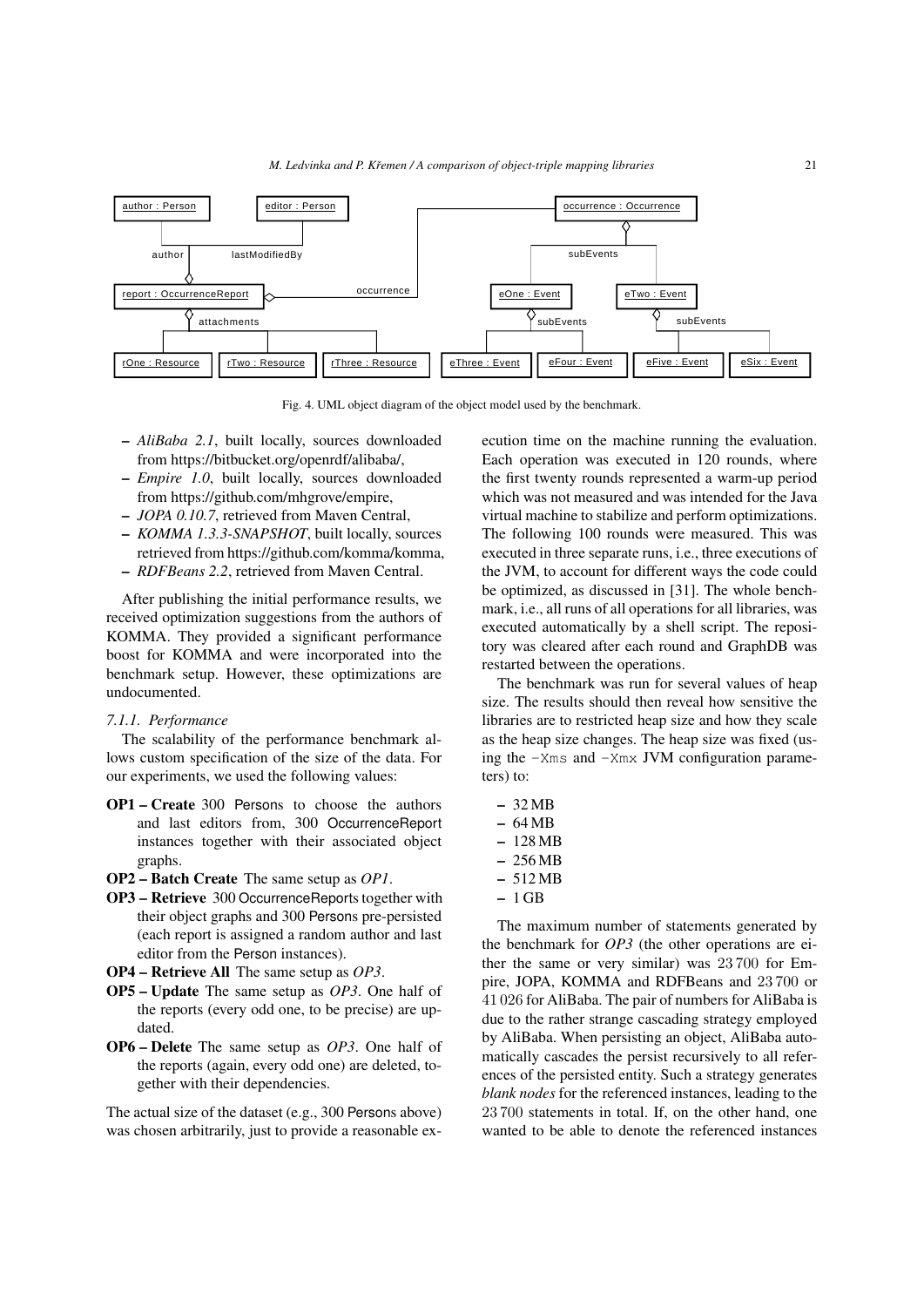Fig. 4. UML object diagram of the object model used by the benchmark.

- *AliBaba 2.1*, built locally, sources downloaded from https://bitbucket.org/openrdf/alibaba/,
- *Empire 1.0*, built locally, sources downloaded from https://github.com/mhgrove/empire,
- *JOPA 0.10.7*, retrieved from Maven Central,
- *KOMMA 1.3.3-SNAPSHOT*, built locally, sources retrieved from https://github.com/komma/komma,
- *RDFBeans 2.2*, retrieved from Maven Central.

After publishing the initial performance results, we received optimization suggestions from the authors of KOMMA. They provided a significant performance boost for KOMMA and were incorporated into the benchmark setup. However, these optimizations are undocumented.

#### 7.1.1. Performance

The scalability of the performance benchmark allows custom specification of the size of the data. For our experiments, we used the following values:

**OP1 – Create** 300 Persons to choose the authors and last editors from, 300 OccurrenceReport instances together with their associated object graphs.

**OP2 – Batch Create** The same setup as *OP1*.

**OP3 – Retrieve** 300 OccurrenceReports together with their object graphs and 300 Persons pre-persisted (each report is assigned a random author and last editor from the Person instances).

**OP4 – Retrieve All** The same setup as *OP3*.

**OP5 – Update** The same setup as *OP3*. One half of the reports (every odd one, to be precise) are updated.

**OP6 – Delete** The same setup as *OP3*. One half of the reports (again, every odd one) are deleted, together with their dependencies.

The actual size of the dataset (e.g., 300 Persons above) was chosen arbitrarily, just to provide a reasonable execution time on the machine running the evaluation. Each operation was executed in 120 rounds, where the first twenty rounds represented a warm-up period which was not measured and was intended for the Java virtual machine to stabilize and perform optimizations. The following 100 rounds were measured. This was executed in three separate runs, i.e., three executions of the JVM, to account for different ways the code could be optimized, as discussed in [31]. The whole benchmark, i.e., all runs of all operations for all libraries, was executed automatically by a shell script. The repository was cleared after each round and GraphDB was restarted between the operations.

The benchmark was run for several values of heap size. The results should then reveal how sensitive the libraries are to restricted heap size and how they scale as the heap size changes. The heap size was fixed (using the `-Xms` and `-Xmx` JVM configuration parameters) to:

- 32 MB
- 64 MB
- 128 MB
- 256 MB
- 512 MB
- 1 GB

The maximum number of statements generated by the benchmark for *OP3* (the other operations are either the same or very similar) was 23 700 for Empire, JOPA, KOMMA and RDFBeans and 23 700 or 41 026 for AliBaba. The pair of numbers for AliBaba is due to the rather strange cascading strategy employed by AliBaba. When persisting an object, AliBaba automatically cascades the persist recursively to all references of the persisted entity. Such a strategy generates *blank nodes* for the referenced instances, leading to the 23 700 statements in total. If, on the other hand, one wanted to be able to denote the referenced instances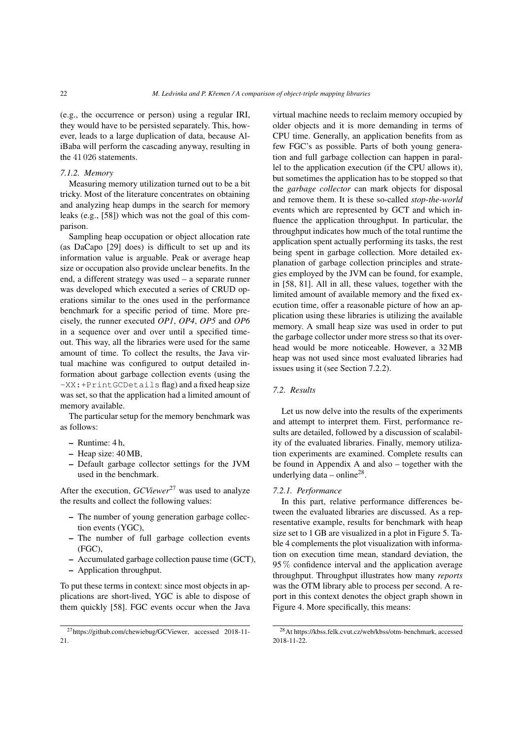(e.g., the occurrence or person) using a regular IRI, they would have to be persisted separately. This, however, leads to a large duplication of data, because AliBaba will perform the cascading anyway, resulting in the 41 026 statements.

#### 7.1.2. Memory

Measuring memory utilization turned out to be a bit tricky. Most of the literature concentrates on obtaining and analyzing heap dumps in the search for memory leaks (e.g., [58]) which was not the goal of this comparison.

Sampling heap occupation or object allocation rate (as DaCapo [29] does) is difficult to set up and its information value is arguable. Peak or average heap size or occupation also provide unclear benefits. In the end, a different strategy was used – a separate runner was developed which executed a series of CRUD operations similar to the ones used in the performance benchmark for a specific period of time. More precisely, the runner executed *OP1*, *OP4*, *OP5* and *OP6* in a sequence over and over until a specified timeout. This way, all the libraries were used for the same amount of time. To collect the results, the Java virtual machine was configured to output detailed information about garbage collection events (using the `-XX:+PrintGCDetails` flag) and a fixed heap size was set, so that the application had a limited amount of memory available.

The particular setup for the memory benchmark was as follows:

- Runtime: 4 h,
- Heap size: 40 MB,
- Default garbage collector settings for the JVM used in the benchmark.

After the execution, *GCViewer*[27] was used to analyze the results and collect the following values:

- The number of young generation garbage collection events (YGC),
- The number of full garbage collection events (FGC),
- Accumulated garbage collection pause time (GCT),
- Application throughput.

To put these terms in context: since most objects in applications are short-lived, YGC is able to dispose of them quickly [58]. FGC events occur when the Java virtual machine needs to reclaim memory occupied by older objects and it is more demanding in terms of CPU time. Generally, an application benefits from as few FGC's as possible. Parts of both young generation and full garbage collection can happen in parallel to the application execution (if the CPU allows it), but sometimes the application has to be stopped so that the *garbage collector* can mark objects for disposal and remove them. It is these so-called *stop-the-world* events which are represented by GCT and which influence the application throughput. In particular, the throughput indicates how much of the total runtime the application spent actually performing its tasks, the rest being spent in garbage collection. More detailed explanation of garbage collection principles and strategies employed by the JVM can be found, for example, in [58, 81]. All in all, these values, together with the limited amount of available memory and the fixed execution time, offer a reasonable picture of how an application using these libraries is utilizing the available memory. A small heap size was used in order to put the garbage collector under more stress so that its overhead would be more noticeable. However, a 32 MB heap was not used since most evaluated libraries had issues using it (see Section 7.2.2).

### 7.2. Results

Let us now delve into the results of the experiments and attempt to interpret them. First, performance results are detailed, followed by a discussion of scalability of the evaluated libraries. Finally, memory utilization experiments are examined. Complete results can be found in Appendix A and also – together with the underlying data – online[28].

#### 7.2.1. Performance

In this part, relative performance differences between the evaluated libraries are discussed. As a representative example, results for benchmark with heap size set to 1 GB are visualized in a plot in Figure 5. Table 4 complements the plot visualization with information on execution time mean, standard deviation, the 95 % confidence interval and the application average throughput. Throughput illustrates how many *reports* was the OTM library able to process per second. A report in this context denotes the object graph shown in Figure 4. More specifically, this means:

[27] https://github.com/chewiebug/GCViewer, accessed 2018-11-21.

[28] At https://kbss.felk.cvut.cz/web/kbss/otm-benchmark, accessed 2018-11-22.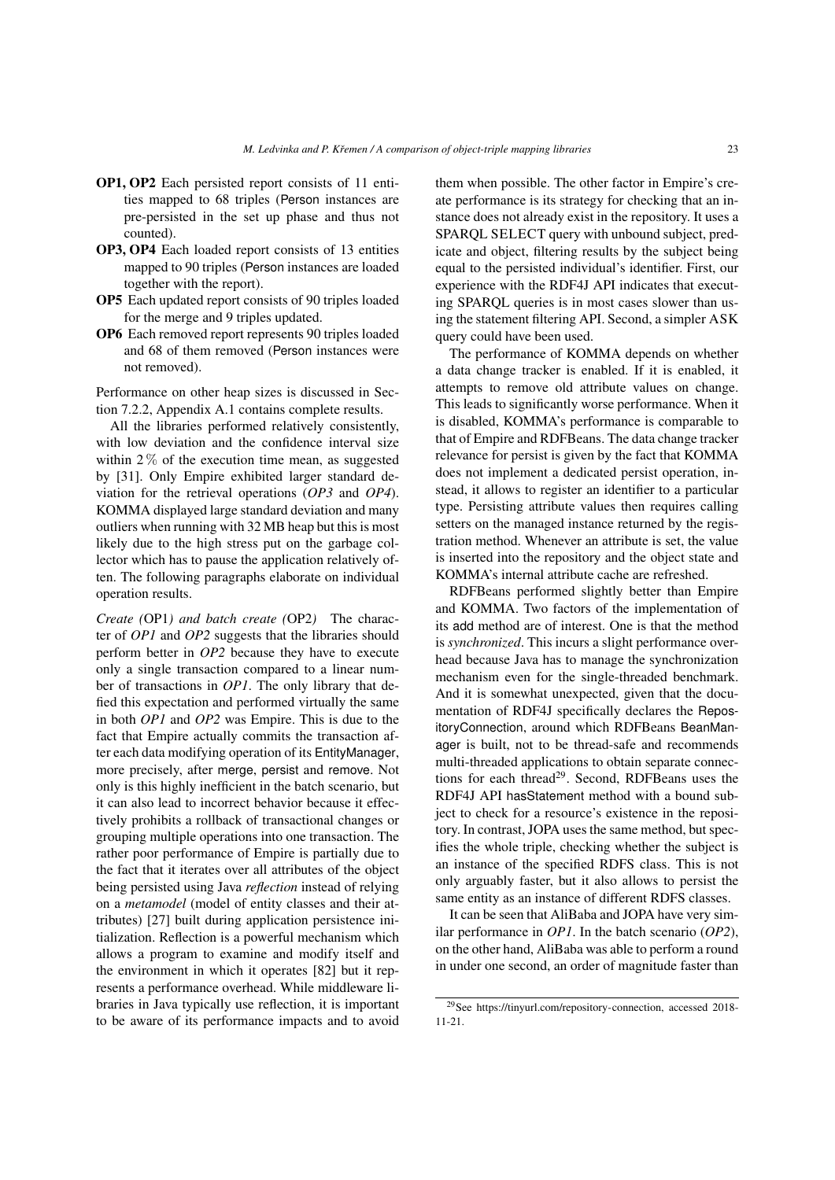**OP1, OP2** Each persisted report consists of 11 entities mapped to 68 triples (Person instances are pre-persisted in the set up phase and thus not counted).

**OP3, OP4** Each loaded report consists of 13 entities mapped to 90 triples (Person instances are loaded together with the report).

**OP5** Each updated report consists of 90 triples loaded for the merge and 9 triples updated.

**OP6** Each removed report represents 90 triples loaded and 68 of them removed (Person instances were not removed).

Performance on other heap sizes is discussed in Section 7.2.2, Appendix A.1 contains complete results.

All the libraries performed relatively consistently, with low deviation and the confidence interval size within 2 % of the execution time mean, as suggested by [31]. Only Empire exhibited larger standard deviation for the retrieval operations (*OP3* and *OP4*). KOMMA displayed large standard deviation and many outliers when running with 32 MB heap but this is most likely due to the high stress put on the garbage collector which has to pause the application relatively often. The following paragraphs elaborate on individual operation results.

*Create (*OP1*) and batch create (*OP2*)* The character of *OP1* and *OP2* suggests that the libraries should perform better in *OP2* because they have to execute only a single transaction compared to a linear number of transactions in *OP1*. The only library that defied this expectation and performed virtually the same in both *OP1* and *OP2* was Empire. This is due to the fact that Empire actually commits the transaction after each data modifying operation of its EntityManager, more precisely, after merge, persist and remove. Not only is this highly inefficient in the batch scenario, but it can also lead to incorrect behavior because it effectively prohibits a rollback of transactional changes or grouping multiple operations into one transaction. The rather poor performance of Empire is partially due to the fact that it iterates over all attributes of the object being persisted using Java *reflection* instead of relying on a *metamodel* (model of entity classes and their attributes) [27] built during application persistence initialization. Reflection is a powerful mechanism which allows a program to examine and modify itself and the environment in which it operates [82] but it represents a performance overhead. While middleware libraries in Java typically use reflection, it is important to be aware of its performance impacts and to avoid them when possible. The other factor in Empire's create performance is its strategy for checking that an instance does not already exist in the repository. It uses a SPARQL SELECT query with unbound subject, predicate and object, filtering results by the subject being equal to the persisted individual's identifier. First, our experience with the RDF4J API indicates that executing SPARQL queries is in most cases slower than using the statement filtering API. Second, a simpler ASK query could have been used.

The performance of KOMMA depends on whether a data change tracker is enabled. If it is enabled, it attempts to remove old attribute values on change. This leads to significantly worse performance. When it is disabled, KOMMA's performance is comparable to that of Empire and RDFBeans. The data change tracker relevance for persist is given by the fact that KOMMA does not implement a dedicated persist operation, instead, it allows to register an identifier to a particular type. Persisting attribute values then requires calling setters on the managed instance returned by the registration method. Whenever an attribute is set, the value is inserted into the repository and the object state and KOMMA's internal attribute cache are refreshed.

RDFBeans performed slightly better than Empire and KOMMA. Two factors of the implementation of its add method are of interest. One is that the method is *synchronized*. This incurs a slight performance overhead because Java has to manage the synchronization mechanism even for the single-threaded benchmark. And it is somewhat unexpected, given that the documentation of RDF4J specifically declares the RepositoryConnection, around which RDFBeans BeanManager is built, not to be thread-safe and recommends multi-threaded applications to obtain separate connections for each thread[29]. Second, RDFBeans uses the RDF4J API hasStatement method with a bound subject to check for a resource's existence in the repository. In contrast, JOPA uses the same method, but specifies the whole triple, checking whether the subject is an instance of the specified RDFS class. This is not only arguably faster, but it also allows to persist the same entity as an instance of different RDFS classes.

It can be seen that AliBaba and JOPA have very similar performance in *OP1*. In the batch scenario (*OP2*), on the other hand, AliBaba was able to perform a round in under one second, an order of magnitude faster than

[29] See https://tinyurl.com/repository-connection, accessed 2018-11-21.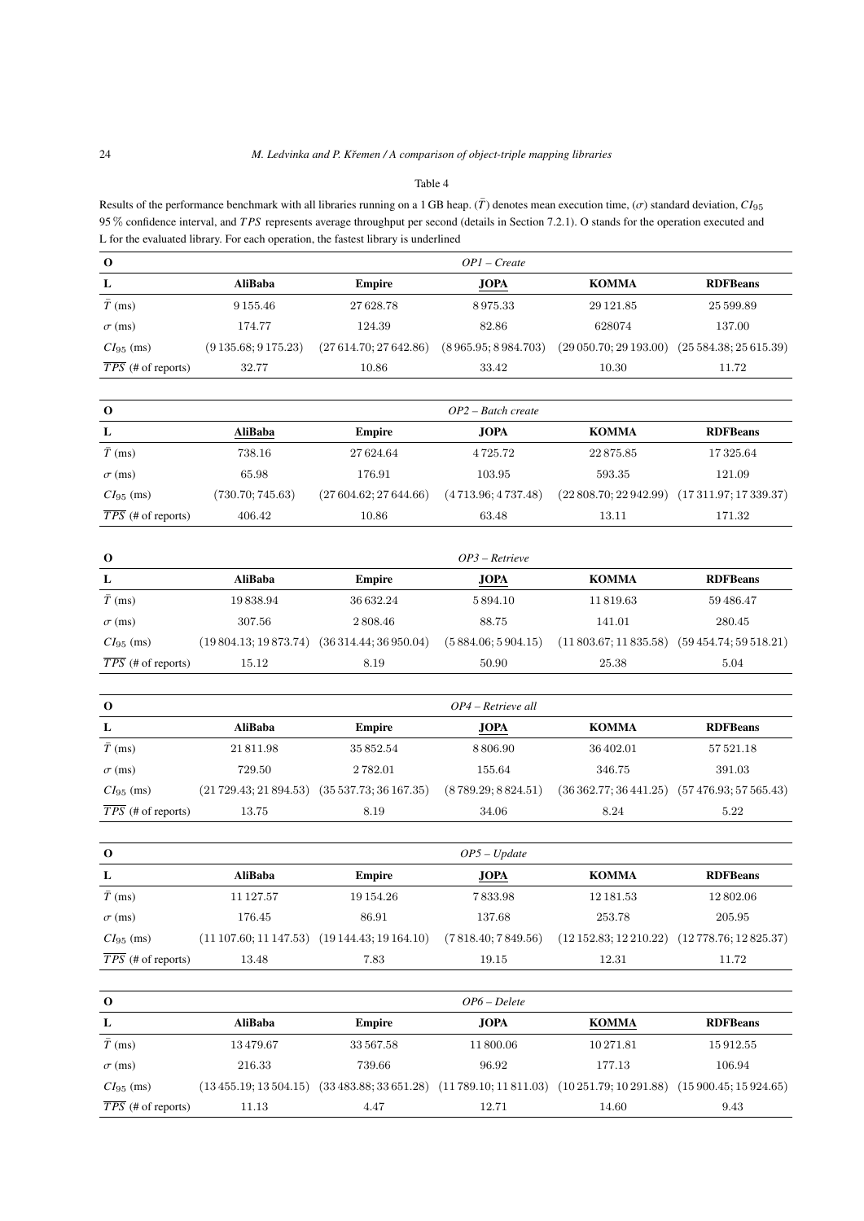Table 4

Results of the performance benchmark with all libraries running on a 1 GB heap. ($\bar{T}$) denotes mean execution time, ($\sigma$) standard deviation, $CI_{95}$ 95 % confidence interval, and $\overline{TPS}$ represents average throughput per second (details in Section 7.2.1). O stands for the operation executed and L for the evaluated library. For each operation, the fastest library is underlined

| **O** | *OP1 – Create* | | | | |
|---|---|---|---|---|---|
| **L** | **AliBaba** | **Empire** | **<u>JOPA</u>** | **KOMMA** | **RDFBeans** |
| $\bar{T}$ (ms) | 9 155.46 | 27 628.78 | 8 975.33 | 29 121.85 | 25 599.89 |
| $\sigma$ (ms) | 174.77 | 124.39 | 82.86 | 628074 | 137.00 |
| $CI_{95}$ (ms) | (9 135.68; 9 175.23) | (27 614.70; 27 642.86) | (8 965.95; 8 984.703) | (29 050.70; 29 193.00) | (25 584.38; 25 615.39) |
| $\overline{TPS}$ (# of reports) | 32.77 | 10.86 | 33.42 | 10.30 | 11.72 |

| **O** | *OP2 – Batch create* | | | | |
|---|---|---|---|---|---|
| **L** | **<u>AliBaba</u>** | **Empire** | **JOPA** | **KOMMA** | **RDFBeans** |
| $\bar{T}$ (ms) | 738.16 | 27 624.64 | 4 725.72 | 22 875.85 | 17 325.64 |
| $\sigma$ (ms) | 65.98 | 176.91 | 103.95 | 593.35 | 121.09 |
| $CI_{95}$ (ms) | (730.70; 745.63) | (27 604.62; 27 644.66) | (4 713.96; 4 737.48) | (22 808.70; 22 942.99) | (17 311.97; 17 339.37) |
| $\overline{TPS}$ (# of reports) | 406.42 | 10.86 | 63.48 | 13.11 | 171.32 |

| **O** | *OP3 – Retrieve* | | | | |
|---|---|---|---|---|---|
| **L** | **AliBaba** | **Empire** | **<u>JOPA</u>** | **KOMMA** | **RDFBeans** |
| $\bar{T}$ (ms) | 19 838.94 | 36 632.24 | 5 894.10 | 11 819.63 | 59 486.47 |
| $\sigma$ (ms) | 307.56 | 2 808.46 | 88.75 | 141.01 | 280.45 |
| $CI_{95}$ (ms) | (19 804.13; 19 873.74) | (36 314.44; 36 950.04) | (5 884.06; 5 904.15) | (11 803.67; 11 835.58) | (59 454.74; 59 518.21) |
| $\overline{TPS}$ (# of reports) | 15.12 | 8.19 | 50.90 | 25.38 | 5.04 |

| **O** | *OP4 – Retrieve all* | | | | |
|---|---|---|---|---|---|
| **L** | **AliBaba** | **Empire** | **<u>JOPA</u>** | **KOMMA** | **RDFBeans** |
| $\bar{T}$ (ms) | 21 811.98 | 35 852.54 | 8 806.90 | 36 402.01 | 57 521.18 |
| $\sigma$ (ms) | 729.50 | 2 782.01 | 155.64 | 346.75 | 391.03 |
| $CI_{95}$ (ms) | (21 729.43; 21 894.53) | (35 537.73; 36 167.35) | (8 789.29; 8 824.51) | (36 362.77; 36 441.25) | (57 476.93; 57 565.43) |
| $\overline{TPS}$ (# of reports) | 13.75 | 8.19 | 34.06 | 8.24 | 5.22 |

| **O** | *OP5 – Update* | | | | |
|---|---|---|---|---|---|
| **L** | **AliBaba** | **Empire** | **<u>JOPA</u>** | **KOMMA** | **RDFBeans** |
| $\bar{T}$ (ms) | 11 127.57 | 19 154.26 | 7 833.98 | 12 181.53 | 12 802.06 |
| $\sigma$ (ms) | 176.45 | 86.91 | 137.68 | 253.78 | 205.95 |
| $CI_{95}$ (ms) | (11 107.60; 11 147.53) | (19 144.43; 19 164.10) | (7 818.40; 7 849.56) | (12 152.83; 12 210.22) | (12 778.76; 12 825.37) |
| $\overline{TPS}$ (# of reports) | 13.48 | 7.83 | 19.15 | 12.31 | 11.72 |

| **O** | *OP6 – Delete* | | | | |
|---|---|---|---|---|---|
| **L** | **AliBaba** | **Empire** | **JOPA** | **<u>KOMMA</u>** | **RDFBeans** |
| $\bar{T}$ (ms) | 13 479.67 | 33 567.58 | 11 800.06 | 10 271.81 | 15 912.55 |
| $\sigma$ (ms) | 216.33 | 739.66 | 96.92 | 177.13 | 106.94 |
| $CI_{95}$ (ms) | (13 455.19; 13 504.15) | (33 483.88; 33 651.28) | (11 789.10; 11 811.03) | (10 251.79; 10 291.88) | (15 900.45; 15 924.65) |
| $\overline{TPS}$ (# of reports) | 11.13 | 4.47 | 12.71 | 14.60 | 9.43 |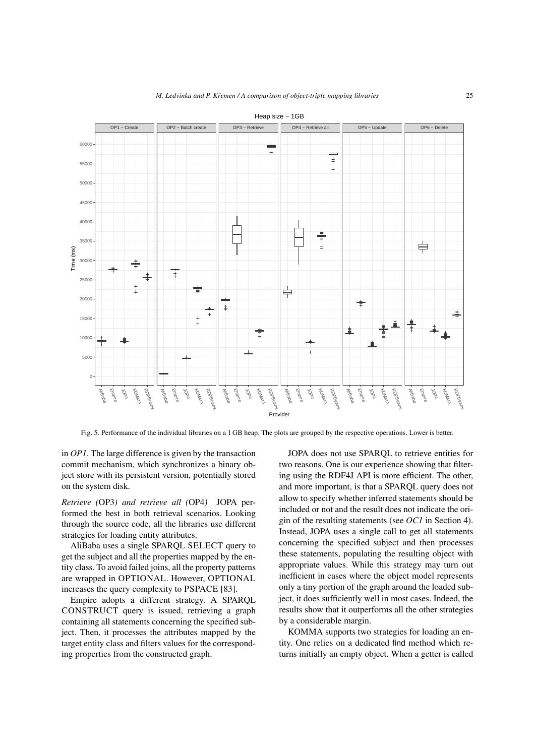Fig. 5. Performance of the individual libraries on a 1 GB heap. The plots are grouped by the respective operations. Lower is better.

in *OP1*. The large difference is given by the transaction commit mechanism, which synchronizes a binary object store with its persistent version, potentially stored on the system disk.

*Retrieve (*OP3*) and retrieve all (*OP4*)* JOPA performed the best in both retrieval scenarios. Looking through the source code, all the libraries use different strategies for loading entity attributes.

AliBaba uses a single SPARQL SELECT query to get the subject and all the properties mapped by the entity class. To avoid failed joins, all the property patterns are wrapped in OPTIONAL. However, OPTIONAL increases the query complexity to PSPACE [83].

Empire adopts a different strategy. A SPARQL CONSTRUCT query is issued, retrieving a graph containing all statements concerning the specified subject. Then, it processes the attributes mapped by the target entity class and filters values for the corresponding properties from the constructed graph.

JOPA does not use SPARQL to retrieve entities for two reasons. One is our experience showing that filtering using the RDF4J API is more efficient. The other, and more important, is that a SPARQL query does not allow to specify whether inferred statements should be included or not and the result does not indicate the origin of the resulting statements (see *OC1* in Section 4). Instead, JOPA uses a single call to get all statements concerning the specified subject and then processes these statements, populating the resulting object with appropriate values. While this strategy may turn out inefficient in cases where the object model represents only a tiny portion of the graph around the loaded subject, it does sufficiently well in most cases. Indeed, the results show that it outperforms all the other strategies by a considerable margin.

KOMMA supports two strategies for loading an entity. One relies on a dedicated find method which returns initially an empty object. When a getter is called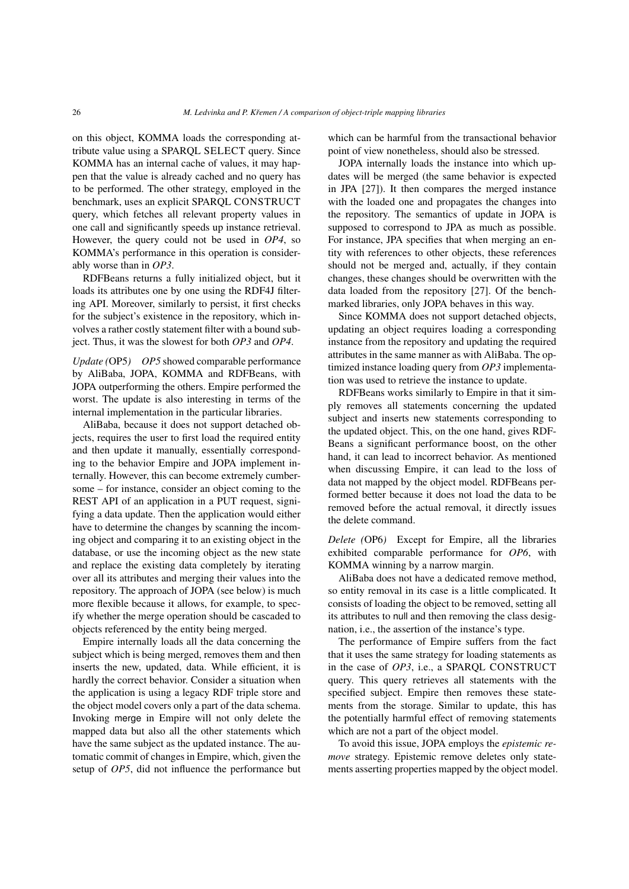on this object, KOMMA loads the corresponding attribute value using a SPARQL SELECT query. Since KOMMA has an internal cache of values, it may happen that the value is already cached and no query has to be performed. The other strategy, employed in the benchmark, uses an explicit SPARQL CONSTRUCT query, which fetches all relevant property values in one call and significantly speeds up instance retrieval. However, the query could not be used in *OP4*, so KOMMA's performance in this operation is considerably worse than in *OP3*.

RDFBeans returns a fully initialized object, but it loads its attributes one by one using the RDF4J filtering API. Moreover, similarly to persist, it first checks for the subject's existence in the repository, which involves a rather costly statement filter with a bound subject. Thus, it was the slowest for both *OP3* and *OP4*.

*Update (*OP5*)* *OP5* showed comparable performance by AliBaba, JOPA, KOMMA and RDFBeans, with JOPA outperforming the others. Empire performed the worst. The update is also interesting in terms of the internal implementation in the particular libraries.

AliBaba, because it does not support detached objects, requires the user to first load the required entity and then update it manually, essentially corresponding to the behavior Empire and JOPA implement internally. However, this can become extremely cumbersome – for instance, consider an object coming to the REST API of an application in a PUT request, signifying a data update. Then the application would either have to determine the changes by scanning the incoming object and comparing it to an existing object in the database, or use the incoming object as the new state and replace the existing data completely by iterating over all its attributes and merging their values into the repository. The approach of JOPA (see below) is much more flexible because it allows, for example, to specify whether the merge operation should be cascaded to objects referenced by the entity being merged.

Empire internally loads all the data concerning the subject which is being merged, removes them and then inserts the new, updated, data. While efficient, it is hardly the correct behavior. Consider a situation when the application is using a legacy RDF triple store and the object model covers only a part of the data schema. Invoking merge in Empire will not only delete the mapped data but also all the other statements which have the same subject as the updated instance. The automatic commit of changes in Empire, which, given the setup of *OP5*, did not influence the performance but which can be harmful from the transactional behavior point of view nonetheless, should also be stressed.

JOPA internally loads the instance into which updates will be merged (the same behavior is expected in JPA [27]). It then compares the merged instance with the loaded one and propagates the changes into the repository. The semantics of update in JOPA is supposed to correspond to JPA as much as possible. For instance, JPA specifies that when merging an entity with references to other objects, these references should not be merged and, actually, if they contain changes, these changes should be overwritten with the data loaded from the repository [27]. Of the benchmarked libraries, only JOPA behaves in this way.

Since KOMMA does not support detached objects, updating an object requires loading a corresponding instance from the repository and updating the required attributes in the same manner as with AliBaba. The optimized instance loading query from *OP3* implementation was used to retrieve the instance to update.

RDFBeans works similarly to Empire in that it simply removes all statements concerning the updated subject and inserts new statements corresponding to the updated object. This, on the one hand, gives RDFBeans a significant performance boost, on the other hand, it can lead to incorrect behavior. As mentioned when discussing Empire, it can lead to the loss of data not mapped by the object model. RDFBeans performed better because it does not load the data to be removed before the actual removal, it directly issues the delete command.

*Delete (*OP6*)* Except for Empire, all the libraries exhibited comparable performance for *OP6*, with KOMMA winning by a narrow margin.

AliBaba does not have a dedicated remove method, so entity removal in its case is a little complicated. It consists of loading the object to be removed, setting all its attributes to null and then removing the class designation, i.e., the assertion of the instance's type.

The performance of Empire suffers from the fact that it uses the same strategy for loading statements as in the case of *OP3*, i.e., a SPARQL CONSTRUCT query. This query retrieves all statements with the specified subject. Empire then removes these statements from the storage. Similar to update, this has the potentially harmful effect of removing statements which are not a part of the object model.

To avoid this issue, JOPA employs the *epistemic remove* strategy. Epistemic remove deletes only statements asserting properties mapped by the object model.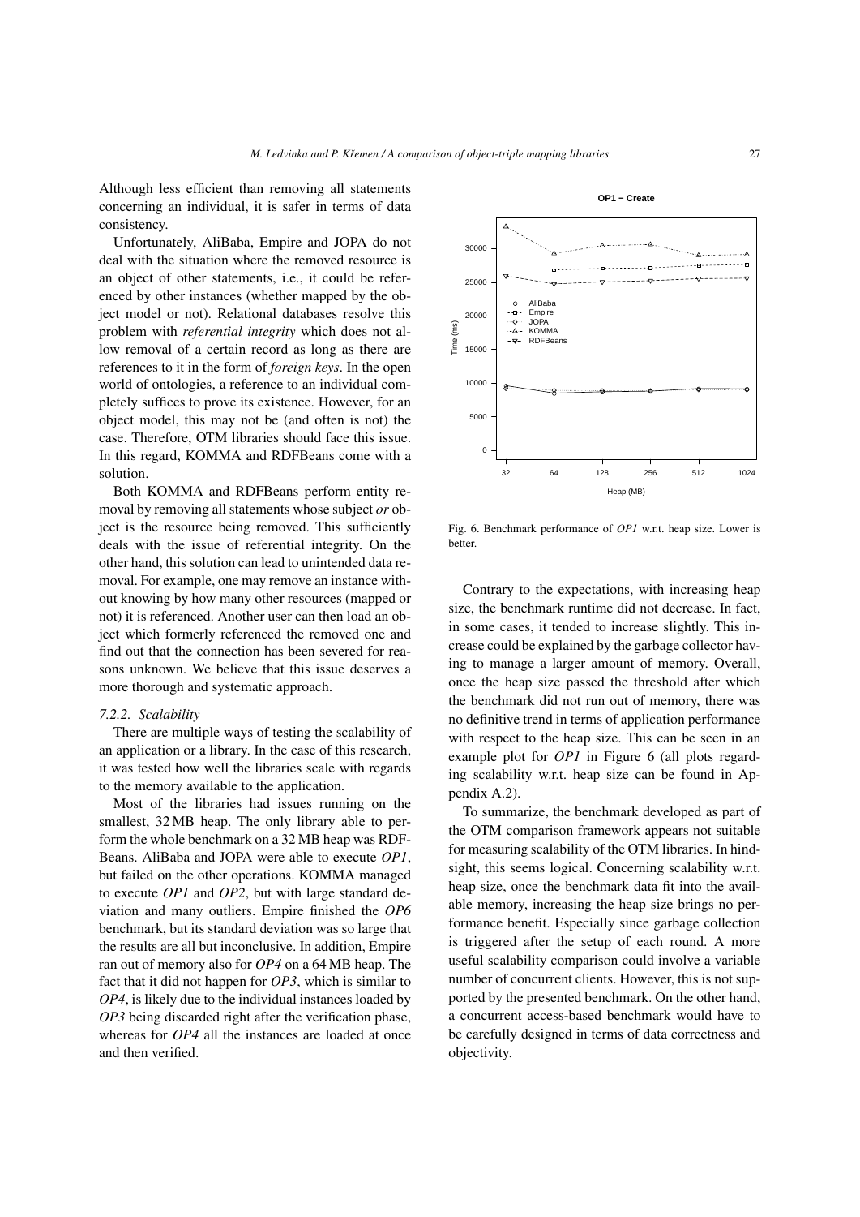Although less efficient than removing all statements concerning an individual, it is safer in terms of data consistency.

Unfortunately, AliBaba, Empire and JOPA do not deal with the situation where the removed resource is an object of other statements, i.e., it could be referenced by other instances (whether mapped by the object model or not). Relational databases resolve this problem with *referential integrity* which does not allow removal of a certain record as long as there are references to it in the form of *foreign keys*. In the open world of ontologies, a reference to an individual completely suffices to prove its existence. However, for an object model, this may not be (and often is not) the case. Therefore, OTM libraries should face this issue. In this regard, KOMMA and RDFBeans come with a solution.

Both KOMMA and RDFBeans perform entity removal by removing all statements whose subject *or* object is the resource being removed. This sufficiently deals with the issue of referential integrity. On the other hand, this solution can lead to unintended data removal. For example, one may remove an instance without knowing by how many other resources (mapped or not) it is referenced. Another user can then load an object which formerly referenced the removed one and find out that the connection has been severed for reasons unknown. We believe that this issue deserves a more thorough and systematic approach.

#### *7.2.2. Scalability*

There are multiple ways of testing the scalability of an application or a library. In the case of this research, it was tested how well the libraries scale with regards to the memory available to the application.

Most of the libraries had issues running on the smallest, 32 MB heap. The only library able to perform the whole benchmark on a 32 MB heap was RDFBeans. AliBaba and JOPA were able to execute *OP1*, but failed on the other operations. KOMMA managed to execute *OP1* and *OP2*, but with large standard deviation and many outliers. Empire finished the *OP6* benchmark, but its standard deviation was so large that the results are all but inconclusive. In addition, Empire ran out of memory also for *OP4* on a 64 MB heap. The fact that it did not happen for *OP3*, which is similar to *OP4*, is likely due to the individual instances loaded by *OP3* being discarded right after the verification phase, whereas for *OP4* all the instances are loaded at once and then verified.

Fig. 6. Benchmark performance of *OP1* w.r.t. heap size. Lower is better.

Contrary to the expectations, with increasing heap size, the benchmark runtime did not decrease. In fact, in some cases, it tended to increase slightly. This increase could be explained by the garbage collector having to manage a larger amount of memory. Overall, once the heap size passed the threshold after which the benchmark did not run out of memory, there was no definitive trend in terms of application performance with respect to the heap size. This can be seen in an example plot for *OP1* in Figure 6 (all plots regarding scalability w.r.t. heap size can be found in Appendix A.2).

To summarize, the benchmark developed as part of the OTM comparison framework appears not suitable for measuring scalability of the OTM libraries. In hindsight, this seems logical. Concerning scalability w.r.t. heap size, once the benchmark data fit into the available memory, increasing the heap size brings no performance benefit. Especially since garbage collection is triggered after the setup of each round. A more useful scalability comparison could involve a variable number of concurrent clients. However, this is not supported by the presented benchmark. On the other hand, a concurrent access-based benchmark would have to be carefully designed in terms of data correctness and objectivity.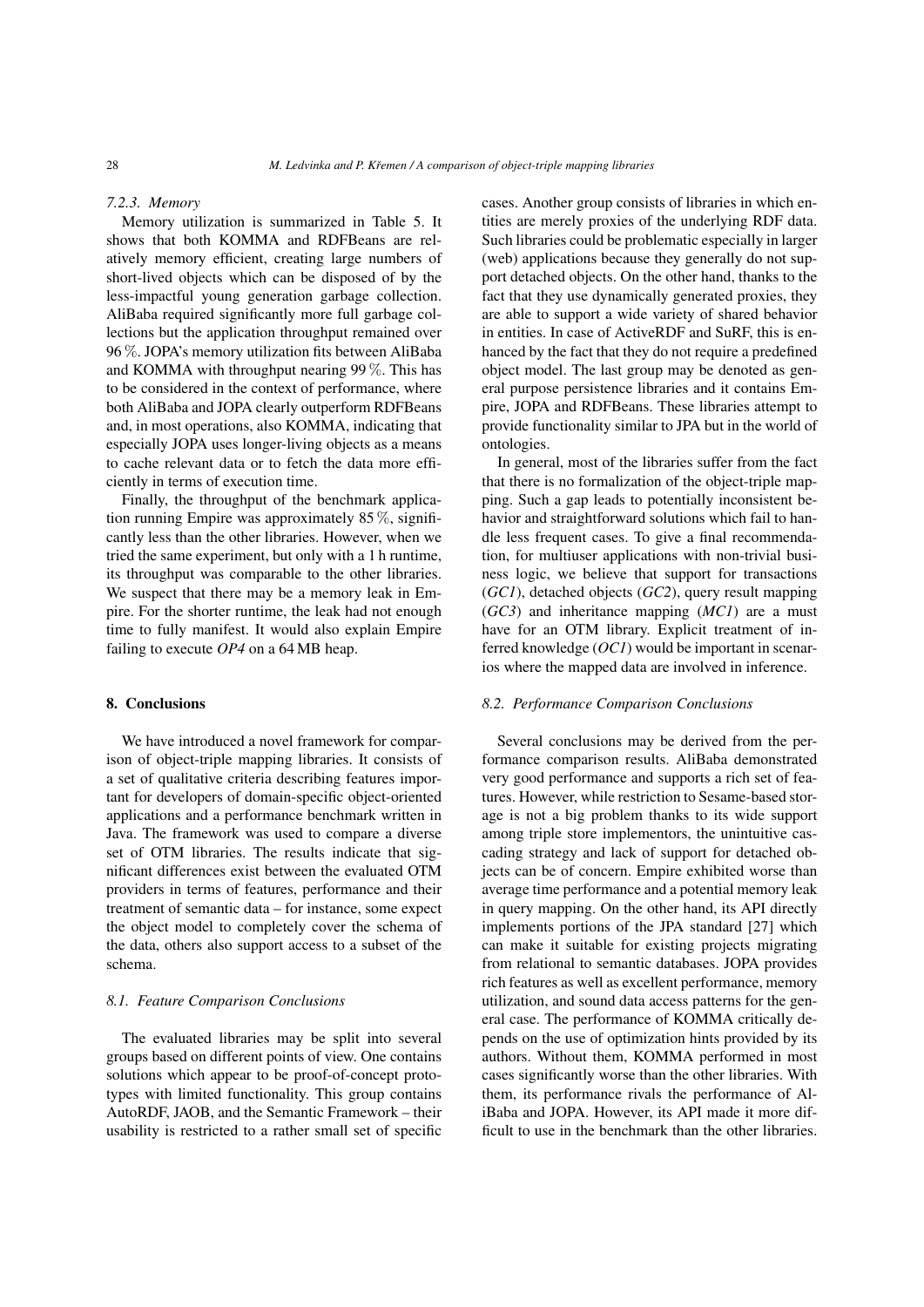#### 7.2.3. Memory

Memory utilization is summarized in Table 5. It shows that both KOMMA and RDFBeans are relatively memory efficient, creating large numbers of short-lived objects which can be disposed of by the less-impactful young generation garbage collection. AliBaba required significantly more full garbage collections but the application throughput remained over 96 %. JOPA's memory utilization fits between AliBaba and KOMMA with throughput nearing 99 %. This has to be considered in the context of performance, where both AliBaba and JOPA clearly outperform RDFBeans and, in most operations, also KOMMA, indicating that especially JOPA uses longer-living objects as a means to cache relevant data or to fetch the data more efficiently in terms of execution time.

Finally, the throughput of the benchmark application running Empire was approximately 85 %, significantly less than the other libraries. However, when we tried the same experiment, but only with a 1 h runtime, its throughput was comparable to the other libraries. We suspect that there may be a memory leak in Empire. For the shorter runtime, the leak had not enough time to fully manifest. It would also explain Empire failing to execute *OP4* on a 64 MB heap.

## 8. Conclusions

We have introduced a novel framework for comparison of object-triple mapping libraries. It consists of a set of qualitative criteria describing features important for developers of domain-specific object-oriented applications and a performance benchmark written in Java. The framework was used to compare a diverse set of OTM libraries. The results indicate that significant differences exist between the evaluated OTM providers in terms of features, performance and their treatment of semantic data – for instance, some expect the object model to completely cover the schema of the data, others also support access to a subset of the schema.

### 8.1. Feature Comparison Conclusions

The evaluated libraries may be split into several groups based on different points of view. One contains solutions which appear to be proof-of-concept prototypes with limited functionality. This group contains AutoRDF, JAOB, and the Semantic Framework – their usability is restricted to a rather small set of specific cases. Another group consists of libraries in which entities are merely proxies of the underlying RDF data. Such libraries could be problematic especially in larger (web) applications because they generally do not support detached objects. On the other hand, thanks to the fact that they use dynamically generated proxies, they are able to support a wide variety of shared behavior in entities. In case of ActiveRDF and SuRF, this is enhanced by the fact that they do not require a predefined object model. The last group may be denoted as general purpose persistence libraries and it contains Empire, JOPA and RDFBeans. These libraries attempt to provide functionality similar to JPA but in the world of ontologies.

In general, most of the libraries suffer from the fact that there is no formalization of the object-triple mapping. Such a gap leads to potentially inconsistent behavior and straightforward solutions which fail to handle less frequent cases. To give a final recommendation, for multiuser applications with non-trivial business logic, we believe that support for transactions (*GC1*), detached objects (*GC2*), query result mapping (*GC3*) and inheritance mapping (*MC1*) are a must have for an OTM library. Explicit treatment of inferred knowledge (*OC1*) would be important in scenarios where the mapped data are involved in inference.

### 8.2. Performance Comparison Conclusions

Several conclusions may be derived from the performance comparison results. AliBaba demonstrated very good performance and supports a rich set of features. However, while restriction to Sesame-based storage is not a big problem thanks to its wide support among triple store implementors, the unintuitive cascading strategy and lack of support for detached objects can be of concern. Empire exhibited worse than average time performance and a potential memory leak in query mapping. On the other hand, its API directly implements portions of the JPA standard [27] which can make it suitable for existing projects migrating from relational to semantic databases. JOPA provides rich features as well as excellent performance, memory utilization, and sound data access patterns for the general case. The performance of KOMMA critically depends on the use of optimization hints provided by its authors. Without them, KOMMA performed in most cases significantly worse than the other libraries. With them, its performance rivals the performance of AliBaba and JOPA. However, its API made it more difficult to use in the benchmark than the other libraries.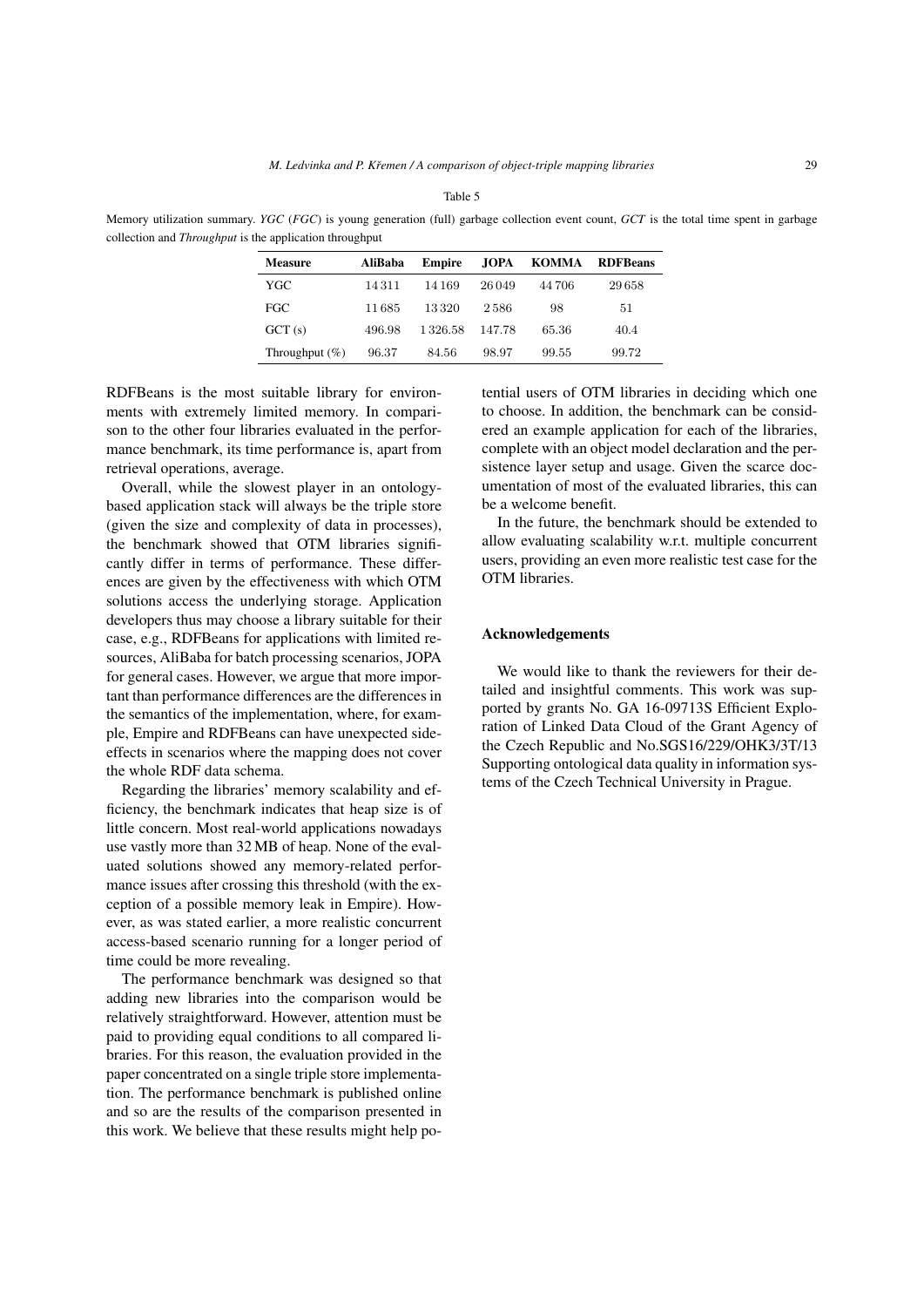Table 5

Memory utilization summary. *YGC* (*FGC*) is young generation (full) garbage collection event count, *GCT* is the total time spent in garbage collection and *Throughput* is the application throughput

| Measure | AliBaba | Empire | JOPA | KOMMA | RDFBeans |
|---|---|---|---|---|---|
| YGC | 14 311 | 14 169 | 26 049 | 44 706 | 29 658 |
| FGC | 11 685 | 13 320 | 2 586 | 98 | 51 |
| GCT (s) | 496.98 | 1 326.58 | 147.78 | 65.36 | 40.4 |
| Throughput (%) | 96.37 | 84.56 | 98.97 | 99.55 | 99.72 |

RDFBeans is the most suitable library for environments with extremely limited memory. In comparison to the other four libraries evaluated in the performance benchmark, its time performance is, apart from retrieval operations, average.

Overall, while the slowest player in an ontology-based application stack will always be the triple store (given the size and complexity of data in processes), the benchmark showed that OTM libraries significantly differ in terms of performance. These differences are given by the effectiveness with which OTM solutions access the underlying storage. Application developers thus may choose a library suitable for their case, e.g., RDFBeans for applications with limited resources, AliBaba for batch processing scenarios, JOPA for general cases. However, we argue that more important than performance differences are the differences in the semantics of the implementation, where, for example, Empire and RDFBeans can have unexpected side-effects in scenarios where the mapping does not cover the whole RDF data schema.

Regarding the libraries' memory scalability and efficiency, the benchmark indicates that heap size is of little concern. Most real-world applications nowadays use vastly more than 32 MB of heap. None of the evaluated solutions showed any memory-related performance issues after crossing this threshold (with the exception of a possible memory leak in Empire). However, as was stated earlier, a more realistic concurrent access-based scenario running for a longer period of time could be more revealing.

The performance benchmark was designed so that adding new libraries into the comparison would be relatively straightforward. However, attention must be paid to providing equal conditions to all compared libraries. For this reason, the evaluation provided in the paper concentrated on a single triple store implementation. The performance benchmark is published online and so are the results of the comparison presented in this work. We believe that these results might help potential users of OTM libraries in deciding which one to choose. In addition, the benchmark can be considered an example application for each of the libraries, complete with an object model declaration and the persistence layer setup and usage. Given the scarce documentation of most of the evaluated libraries, this can be a welcome benefit.

In the future, the benchmark should be extended to allow evaluating scalability w.r.t. multiple concurrent users, providing an even more realistic test case for the OTM libraries.

### Acknowledgements

We would like to thank the reviewers for their detailed and insightful comments. This work was supported by grants No. GA 16-09713S Efficient Exploration of Linked Data Cloud of the Grant Agency of the Czech Republic and No.SGS16/229/OHK3/3T/13 Supporting ontological data quality in information systems of the Czech Technical University in Prague.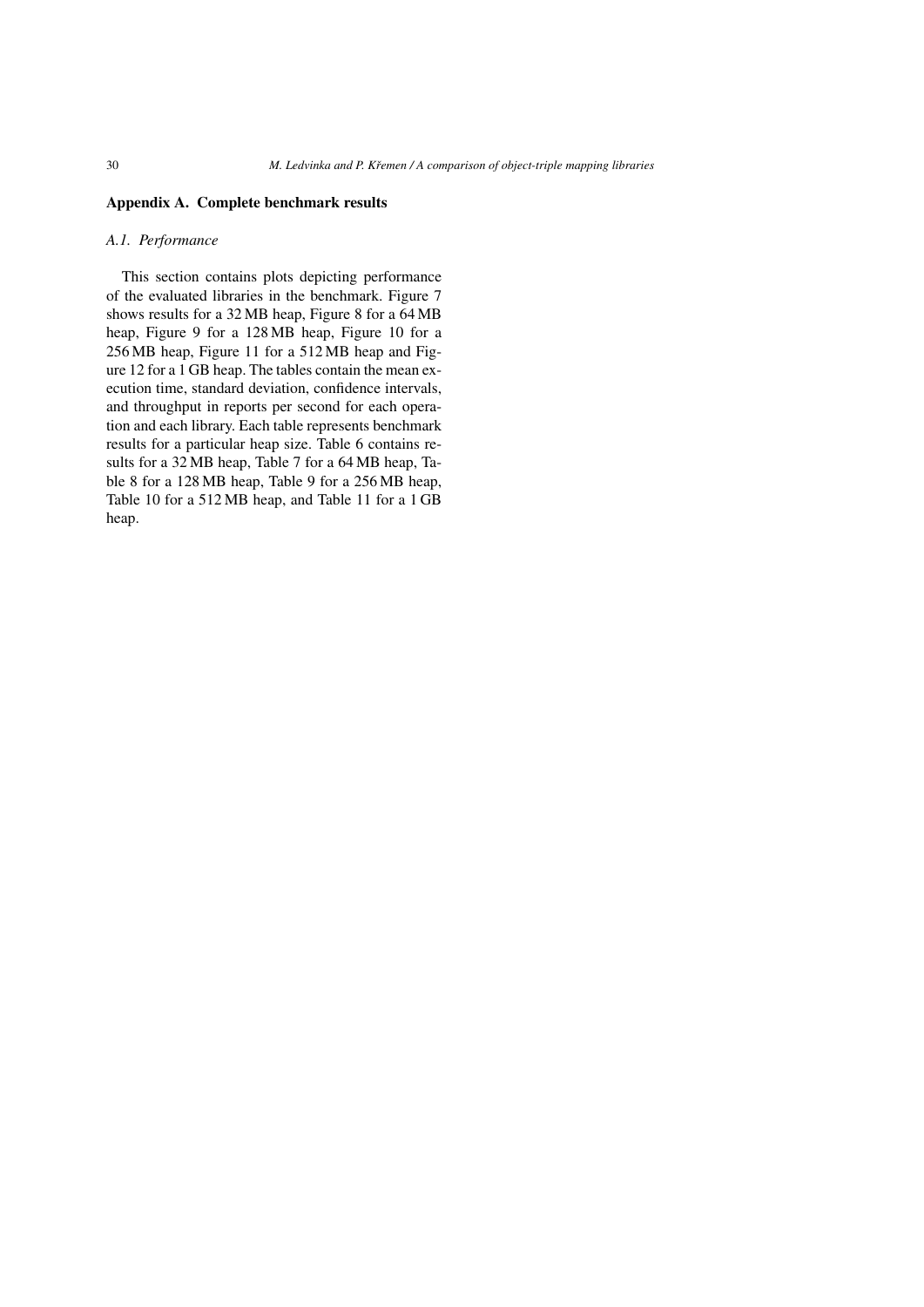## Appendix A. Complete benchmark results

### A.1. Performance

This section contains plots depicting performance of the evaluated libraries in the benchmark. Figure 7 shows results for a 32 MB heap, Figure 8 for a 64 MB heap, Figure 9 for a 128 MB heap, Figure 10 for a 256 MB heap, Figure 11 for a 512 MB heap and Figure 12 for a 1 GB heap. The tables contain the mean execution time, standard deviation, confidence intervals, and throughput in reports per second for each operation and each library. Each table represents benchmark results for a particular heap size. Table 6 contains results for a 32 MB heap, Table 7 for a 64 MB heap, Table 8 for a 128 MB heap, Table 9 for a 256 MB heap, Table 10 for a 512 MB heap, and Table 11 for a 1 GB heap.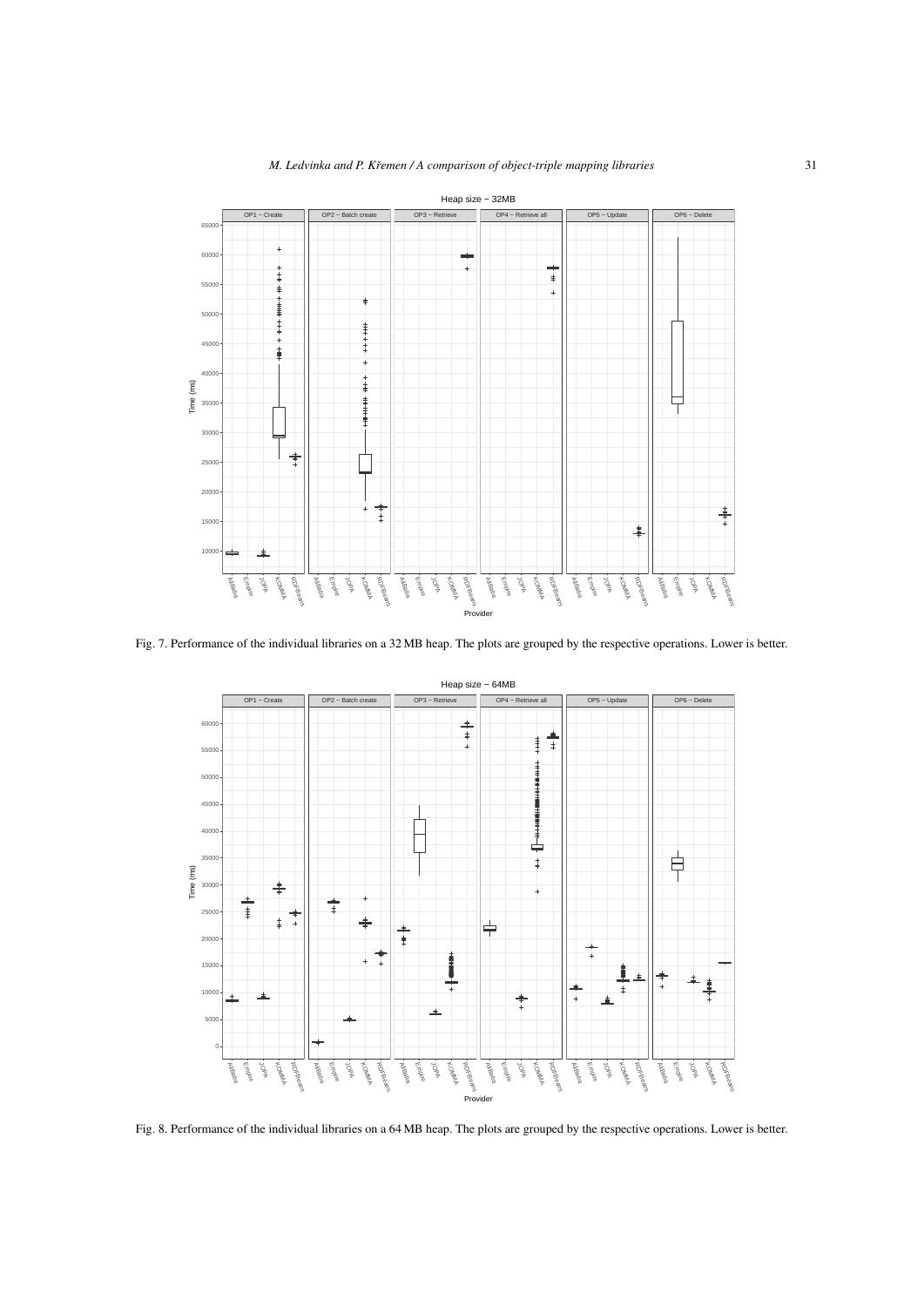Fig. 7. Performance of the individual libraries on a 32 MB heap. The plots are grouped by the respective operations. Lower is better.

Fig. 8. Performance of the individual libraries on a 64 MB heap. The plots are grouped by the respective operations. Lower is better.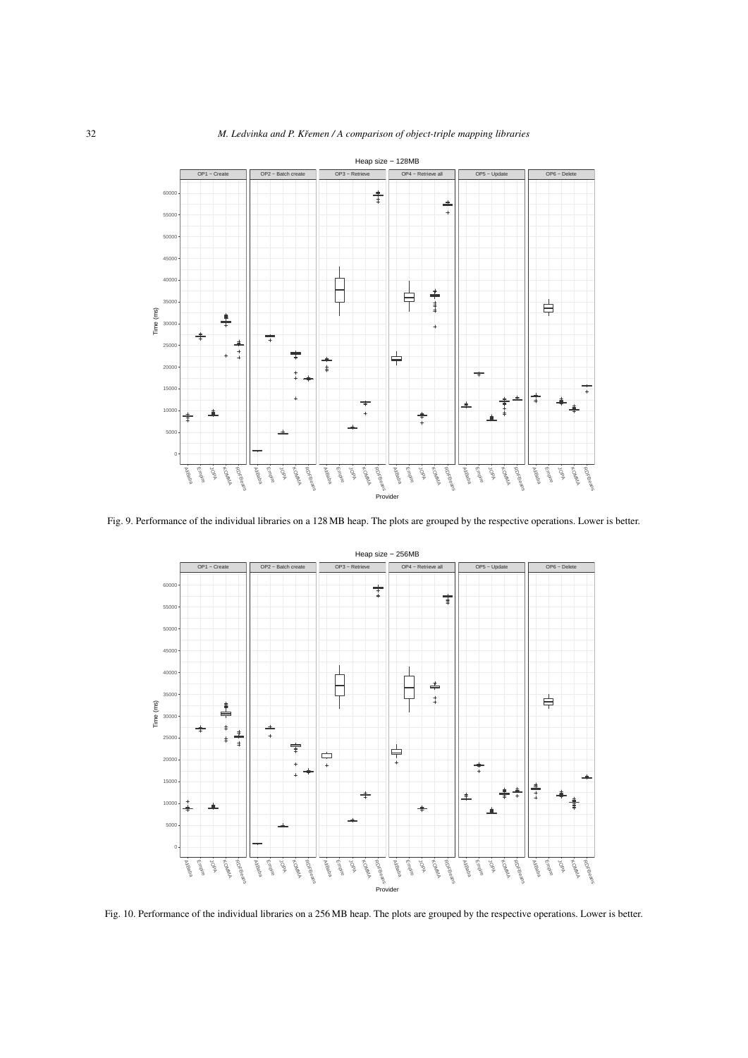Fig. 9. Performance of the individual libraries on a 128 MB heap. The plots are grouped by the respective operations. Lower is better.

Fig. 10. Performance of the individual libraries on a 256 MB heap. The plots are grouped by the respective operations. Lower is better.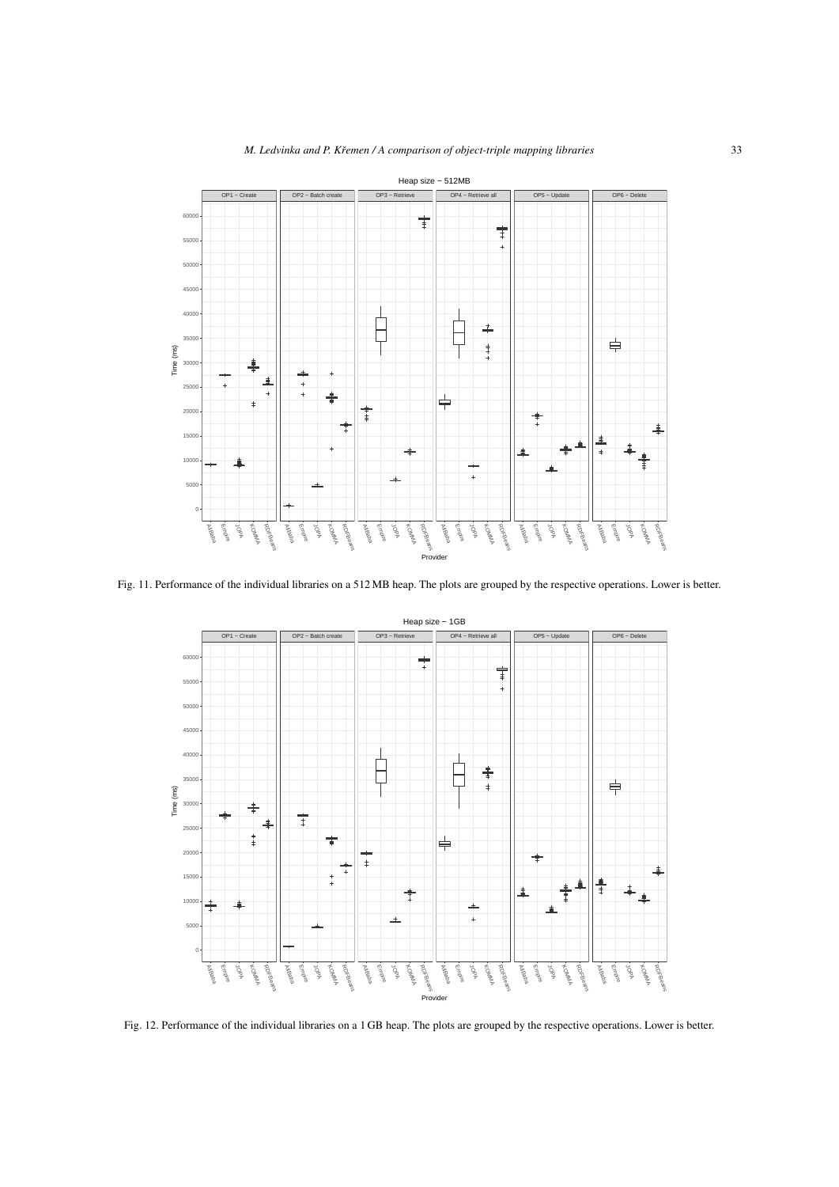Fig. 11. Performance of the individual libraries on a 512 MB heap. The plots are grouped by the respective operations. Lower is better.

Fig. 12. Performance of the individual libraries on a 1 GB heap. The plots are grouped by the respective operations. Lower is better.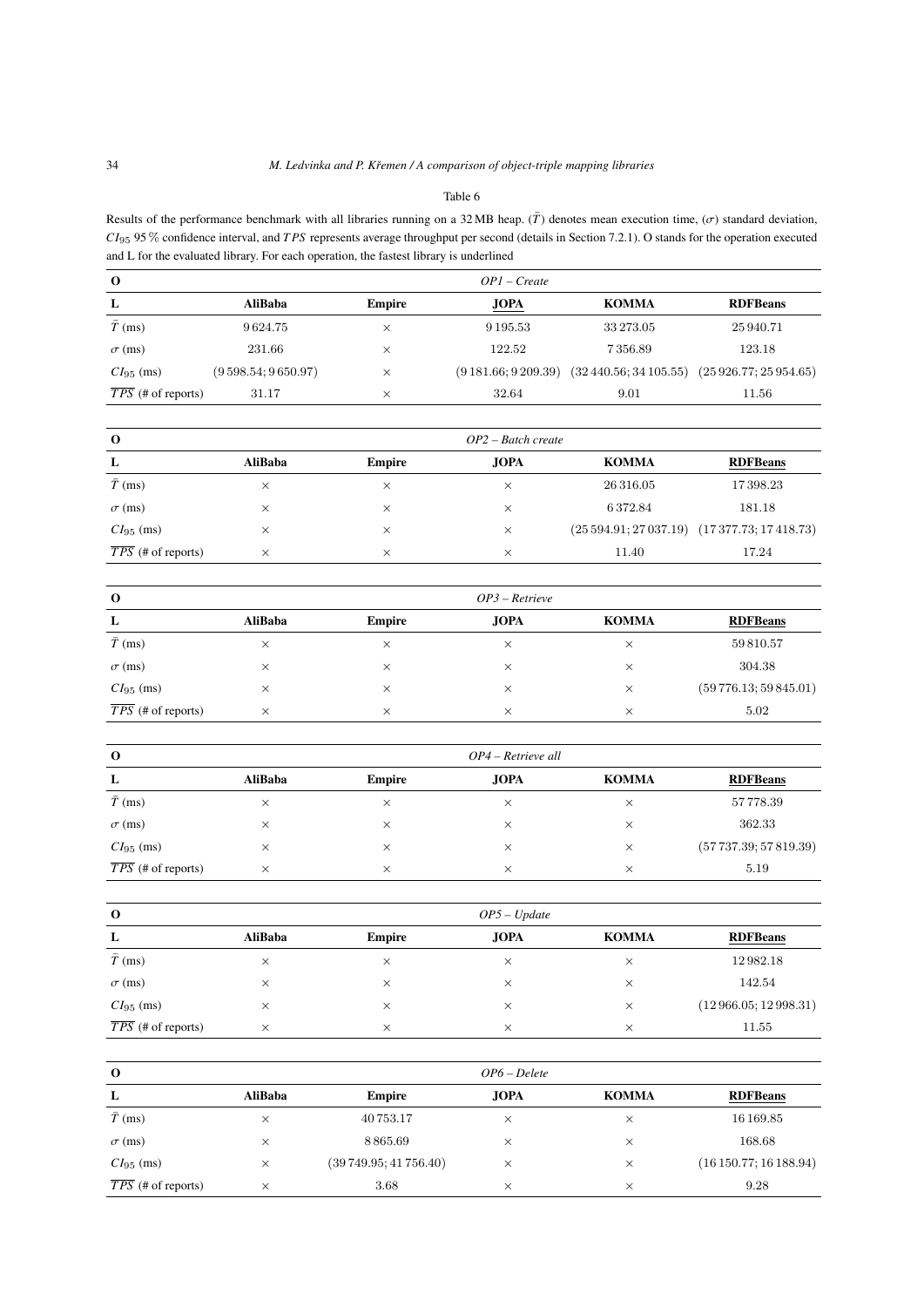Table 6

Results of the performance benchmark with all libraries running on a 32 MB heap. ($\bar{T}$) denotes mean execution time, ($\sigma$) standard deviation, $CI_{95}$ 95 % confidence interval, and $TPS$ represents average throughput per second (details in Section 7.2.1). O stands for the operation executed and L for the evaluated library. For each operation, the fastest library is underlined

| **O** | *OP1 – Create* | | | | |
|---|---|---|---|---|---|
| **L** | **AliBaba** | **Empire** | <u>**JOPA**</u> | **KOMMA** | **RDFBeans** |
| $\bar{T}$ (ms) | 9 624.75 | × | 9 195.53 | 33 273.05 | 25 940.71 |
| $\sigma$ (ms) | 231.66 | × | 122.52 | 7 356.89 | 123.18 |
| $CI_{95}$ (ms) | (9 598.54; 9 650.97) | × | (9 181.66; 9 209.39) | (32 440.56; 34 105.55) | (25 926.77; 25 954.65) |
| $\overline{TPS}$ (# of reports) | 31.17 | × | 32.64 | 9.01 | 11.56 |

| **O** | *OP2 – Batch create* | | | | |
|---|---|---|---|---|---|
| **L** | **AliBaba** | **Empire** | **JOPA** | **KOMMA** | <u>**RDFBeans**</u> |
| $\bar{T}$ (ms) | × | × | × | 26 316.05 | 17 398.23 |
| $\sigma$ (ms) | × | × | × | 6 372.84 | 181.18 |
| $CI_{95}$ (ms) | × | × | × | (25 594.91; 27 037.19) | (17 377.73; 17 418.73) |
| $\overline{TPS}$ (# of reports) | × | × | × | 11.40 | 17.24 |

| **O** | *OP3 – Retrieve* | | | | |
|---|---|---|---|---|---|
| **L** | **AliBaba** | **Empire** | **JOPA** | **KOMMA** | <u>**RDFBeans**</u> |
| $\bar{T}$ (ms) | × | × | × | × | 59 810.57 |
| $\sigma$ (ms) | × | × | × | × | 304.38 |
| $CI_{95}$ (ms) | × | × | × | × | (59 776.13; 59 845.01) |
| $\overline{TPS}$ (# of reports) | × | × | × | × | 5.02 |

| **O** | *OP4 – Retrieve all* | | | | |
|---|---|---|---|---|---|
| **L** | **AliBaba** | **Empire** | **JOPA** | **KOMMA** | <u>**RDFBeans**</u> |
| $\bar{T}$ (ms) | × | × | × | × | 57 778.39 |
| $\sigma$ (ms) | × | × | × | × | 362.33 |
| $CI_{95}$ (ms) | × | × | × | × | (57 737.39; 57 819.39) |
| $\overline{TPS}$ (# of reports) | × | × | × | × | 5.19 |

| **O** | *OP5 – Update* | | | | |
|---|---|---|---|---|---|
| **L** | **AliBaba** | **Empire** | **JOPA** | **KOMMA** | <u>**RDFBeans**</u> |
| $\bar{T}$ (ms) | × | × | × | × | 12 982.18 |
| $\sigma$ (ms) | × | × | × | × | 142.54 |
| $CI_{95}$ (ms) | × | × | × | × | (12 966.05; 12 998.31) |
| $\overline{TPS}$ (# of reports) | × | × | × | × | 11.55 |

| **O** | *OP6 – Delete* | | | | |
|---|---|---|---|---|---|
| **L** | **AliBaba** | **Empire** | **JOPA** | **KOMMA** | <u>**RDFBeans**</u> |
| $\bar{T}$ (ms) | × | 40 753.17 | × | × | 16 169.85 |
| $\sigma$ (ms) | × | 8 865.69 | × | × | 168.68 |
| $CI_{95}$ (ms) | × | (39 749.95; 41 756.40) | × | × | (16 150.77; 16 188.94) |
| $\overline{TPS}$ (# of reports) | × | 3.68 | × | × | 9.28 |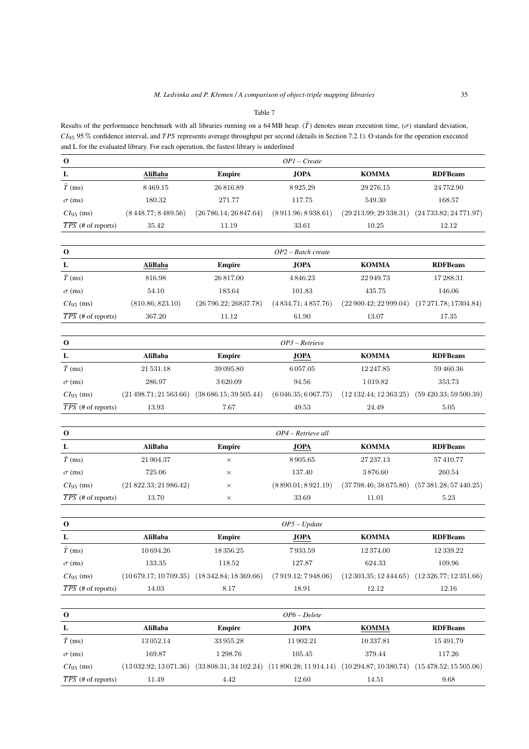Table 7

Results of the performance benchmark with all libraries running on a 64 MB heap. ($\bar{T}$) denotes mean execution time, ($\sigma$) standard deviation, $CI_{95}$ 95 % confidence interval, and $TPS$ represents average throughput per second (details in Section 7.2.1). O stands for the operation executed and L for the evaluated library. For each operation, the fastest library is underlined

| **O** | *OP1 – Create* | | | | |
|---|---|---|---|---|---|
| **L** | <u>**AliBaba**</u> | **Empire** | **JOPA** | **KOMMA** | **RDFBeans** |
| $\bar{T}$ (ms) | 8 469.15 | 26 816.89 | 8 925.29 | 29 276.15 | 24 752.90 |
| $\sigma$ (ms) | 180.32 | 271.77 | 117.75 | 549.30 | 168.57 |
| $CI_{95}$ (ms) | (8 448.77; 8 489.56) | (26 786.14; 26 847.64) | (8 911.96; 8 938.61) | (29 213.99; 29 338.31) | (24 733.82; 24 771.97) |
| $\overline{TPS}$ (# of reports) | 35.42 | 11.19 | 33.61 | 10.25 | 12.12 |

| **O** | *OP2 – Batch create* | | | | |
|---|---|---|---|---|---|
| **L** | <u>**AliBaba**</u> | **Empire** | **JOPA** | **KOMMA** | **RDFBeans** |
| $\bar{T}$ (ms) | 816.98 | 26 817.00 | 4 846.23 | 22 949.73 | 17 288.31 |
| $\sigma$ (ms) | 54.10 | 183.64 | 101.83 | 435.75 | 146.06 |
| $CI_{95}$ (ms) | (810.86; 823.10) | (26 796.22; 26837.78) | (4 834.71; 4 857.76) | (22 900.42; 22 999.04) | (17 271.78; 17304.84) |
| $\overline{TPS}$ (# of reports) | 367.20 | 11.12 | 61.90 | 13.07 | 17.35 |

| **O** | *OP3 – Retrieve* | | | | |
|---|---|---|---|---|---|
| **L** | **AliBaba** | **Empire** | <u>**JOPA**</u> | **KOMMA** | **RDFBeans** |
| $\bar{T}$ (ms) | 21 531.18 | 39 095.80 | 6 057.05 | 12 247.85 | 59 460.36 |
| $\sigma$ (ms) | 286.97 | 3 620.09 | 94.56 | 1 019.82 | 353.73 |
| $CI_{95}$ (ms) | (21 498.71; 21 563.66) | (38 686.15; 39 505.44) | (6 046.35; 6 067.75) | (12 132.44; 12 363.25) | (59 420.33; 59 500.39) |
| $\overline{TPS}$ (# of reports) | 13.93 | 7.67 | 49.53 | 24.49 | 5.05 |

| **O** | *OP4 – Retrieve all* | | | | |
|---|---|---|---|---|---|
| **L** | **AliBaba** | **Empire** | <u>**JOPA**</u> | **KOMMA** | **RDFBeans** |
| $\bar{T}$ (ms) | 21 904.37 | × | 8 905.65 | 27 237.13 | 57 410.77 |
| $\sigma$ (ms) | 725.06 | × | 137.40 | 3 876.60 | 260.54 |
| $CI_{95}$ (ms) | (21 822.33; 21 986.42) | × | (8 890.01; 8 921.19) | (37 798.46; 38 675.80) | (57 381.28; 57 440.25) |
| $\overline{TPS}$ (# of reports) | 13.70 | × | 33.69 | 11.01 | 5.23 |

| **O** | *OP5 – Update* | | | | |
|---|---|---|---|---|---|
| **L** | **AliBaba** | **Empire** | <u>**JOPA**</u> | **KOMMA** | **RDFBeans** |
| $\bar{T}$ (ms) | 10 694.26 | 18 356.25 | 7 933.59 | 12 374.00 | 12 339.22 |
| $\sigma$ (ms) | 133.35 | 118.52 | 127.87 | 624.33 | 109.96 |
| $CI_{95}$ (ms) | (10 679.17; 10 709.35) | (18 342.84; 18 369.66) | (7 919.12; 7 948.06) | (12 303.35; 12 444.65) | (12 326.77; 12 351.66) |
| $\overline{TPS}$ (# of reports) | 14.03 | 8.17 | 18.91 | 12.12 | 12.16 |

| **O** | *OP6 – Delete* | | | | |
|---|---|---|---|---|---|
| **L** | **AliBaba** | **Empire** | **JOPA** | <u>**KOMMA**</u> | **RDFBeans** |
| $\bar{T}$ (ms) | 13 052.14 | 33 955.28 | 11 902.21 | 10 337.81 | 15 491.79 |
| $\sigma$ (ms) | 169.87 | 1 298.76 | 105.45 | 379.44 | 117.26 |
| $CI_{95}$ (ms) | (13 032.92; 13 071.36) | (33 808.31; 34 102.24) | (11 890.28; 11 914.14) | (10 294.87; 10 380.74) | (15 478.52; 15 505.06) |
| $\overline{TPS}$ (# of reports) | 11.49 | 4.42 | 12.60 | 14.51 | 9.68 |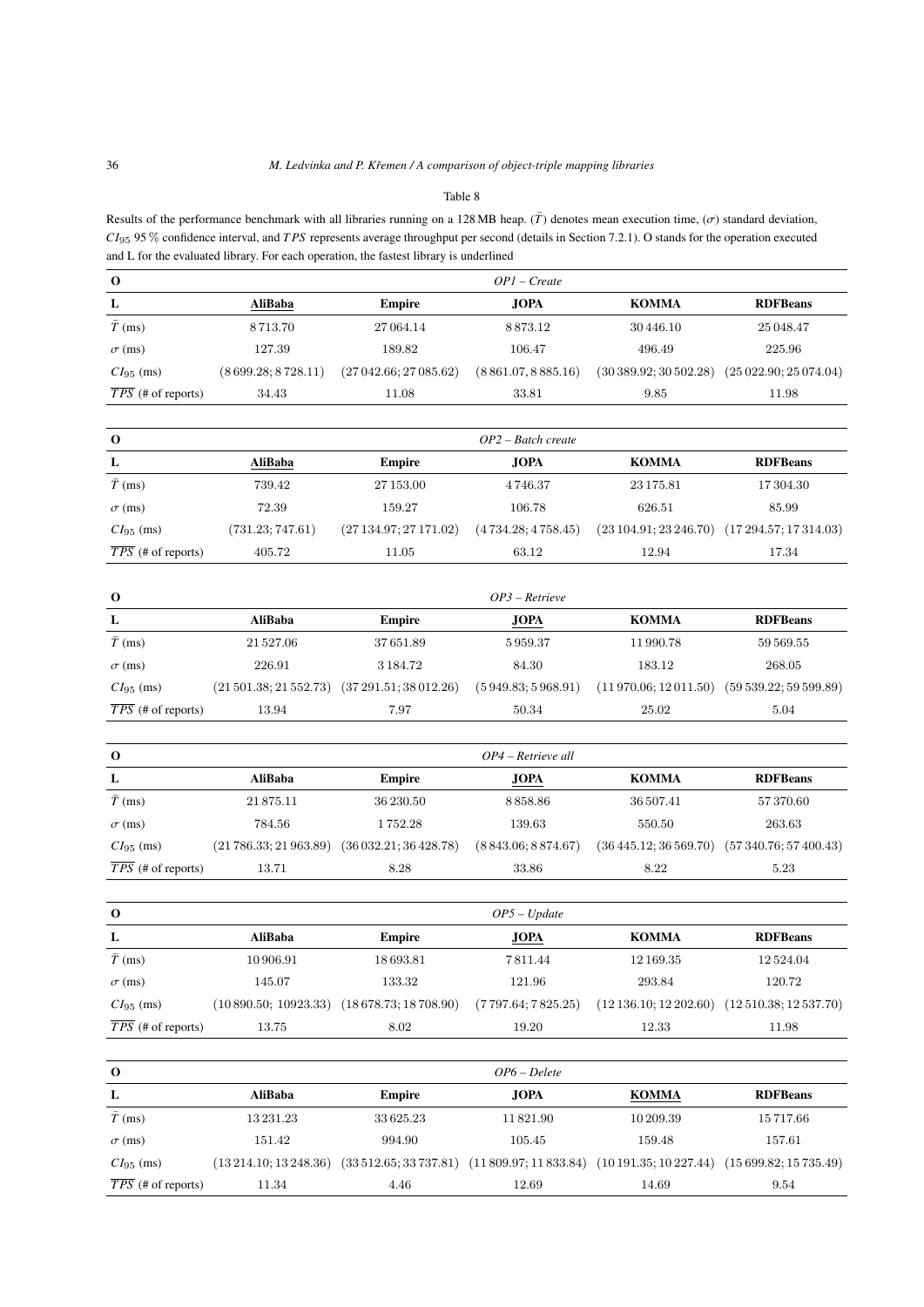Table 8

Results of the performance benchmark with all libraries running on a 128 MB heap. ($\bar{T}$) denotes mean execution time, ($\sigma$) standard deviation, $CI_{95}$ 95 % confidence interval, and $TPS$ represents average throughput per second (details in Section 7.2.1). O stands for the operation executed and L for the evaluated library. For each operation, the fastest library is underlined

| O | *OP1 – Create* | | | | |
|---|---|---|---|---|---|
| L | <u>**AliBaba**</u> | **Empire** | **JOPA** | **KOMMA** | **RDFBeans** |
| $\bar{T}$ (ms) | 8 713.70 | 27 064.14 | 8 873.12 | 30 446.10 | 25 048.47 |
| $\sigma$ (ms) | 127.39 | 189.82 | 106.47 | 496.49 | 225.96 |
| $CI_{95}$ (ms) | (8 699.28; 8 728.11) | (27 042.66; 27 085.62) | (8 861.07, 8 885.16) | (30 389.92; 30 502.28) | (25 022.90; 25 074.04) |
| $\overline{TPS}$ (# of reports) | 34.43 | 11.08 | 33.81 | 9.85 | 11.98 |

| O | *OP2 – Batch create* | | | | |
|---|---|---|---|---|---|
| L | <u>**AliBaba**</u> | **Empire** | **JOPA** | **KOMMA** | **RDFBeans** |
| $\bar{T}$ (ms) | 739.42 | 27 153.00 | 4 746.37 | 23 175.81 | 17 304.30 |
| $\sigma$ (ms) | 72.39 | 159.27 | 106.78 | 626.51 | 85.99 |
| $CI_{95}$ (ms) | (731.23; 747.61) | (27 134.97; 27 171.02) | (4 734.28; 4 758.45) | (23 104.91; 23 246.70) | (17 294.57; 17 314.03) |
| $\overline{TPS}$ (# of reports) | 405.72 | 11.05 | 63.12 | 12.94 | 17.34 |

| O | *OP3 – Retrieve* | | | | |
|---|---|---|---|---|---|
| L | **AliBaba** | **Empire** | <u>**JOPA**</u> | **KOMMA** | **RDFBeans** |
| $\bar{T}$ (ms) | 21 527.06 | 37 651.89 | 5 959.37 | 11 990.78 | 59 569.55 |
| $\sigma$ (ms) | 226.91 | 3 184.72 | 84.30 | 183.12 | 268.05 |
| $CI_{95}$ (ms) | (21 501.38; 21 552.73) | (37 291.51; 38 012.26) | (5 949.83; 5 968.91) | (11 970.06; 12 011.50) | (59 539.22; 59 599.89) |
| $\overline{TPS}$ (# of reports) | 13.94 | 7.97 | 50.34 | 25.02 | 5.04 |

| O | *OP4 – Retrieve all* | | | | |
|---|---|---|---|---|---|
| L | **AliBaba** | **Empire** | <u>**JOPA**</u> | **KOMMA** | **RDFBeans** |
| $\bar{T}$ (ms) | 21 875.11 | 36 230.50 | 8 858.86 | 36 507.41 | 57 370.60 |
| $\sigma$ (ms) | 784.56 | 1 752.28 | 139.63 | 550.50 | 263.63 |
| $CI_{95}$ (ms) | (21 786.33; 21 963.89) | (36 032.21; 36 428.78) | (8 843.06; 8 874.67) | (36 445.12; 36 569.70) | (57 340.76; 57 400.43) |
| $\overline{TPS}$ (# of reports) | 13.71 | 8.28 | 33.86 | 8.22 | 5.23 |

| O | *OP5 – Update* | | | | |
|---|---|---|---|---|---|
| L | **AliBaba** | **Empire** | <u>**JOPA**</u> | **KOMMA** | **RDFBeans** |
| $\bar{T}$ (ms) | 10 906.91 | 18 693.81 | 7 811.44 | 12 169.35 | 12 524.04 |
| $\sigma$ (ms) | 145.07 | 133.32 | 121.96 | 293.84 | 120.72 |
| $CI_{95}$ (ms) | (10 890.50; 10923.33) | (18 678.73; 18 708.90) | (7 797.64; 7 825.25) | (12 136.10; 12 202.60) | (12 510.38; 12 537.70) |
| $\overline{TPS}$ (# of reports) | 13.75 | 8.02 | 19.20 | 12.33 | 11.98 |

| O | *OP6 – Delete* | | | | |
|---|---|---|---|---|---|
| L | **AliBaba** | **Empire** | **JOPA** | <u>**KOMMA**</u> | **RDFBeans** |
| $\bar{T}$ (ms) | 13 231.23 | 33 625.23 | 11 821.90 | 10 209.39 | 15 717.66 |
| $\sigma$ (ms) | 151.42 | 994.90 | 105.45 | 159.48 | 157.61 |
| $CI_{95}$ (ms) | (13 214.10; 13 248.36) | (33 512.65; 33 737.81) | (11 809.97; 11 833.84) | (10 191.35; 10 227.44) | (15 699.82; 15 735.49) |
| $\overline{TPS}$ (# of reports) | 11.34 | 4.46 | 12.69 | 14.69 | 9.54 |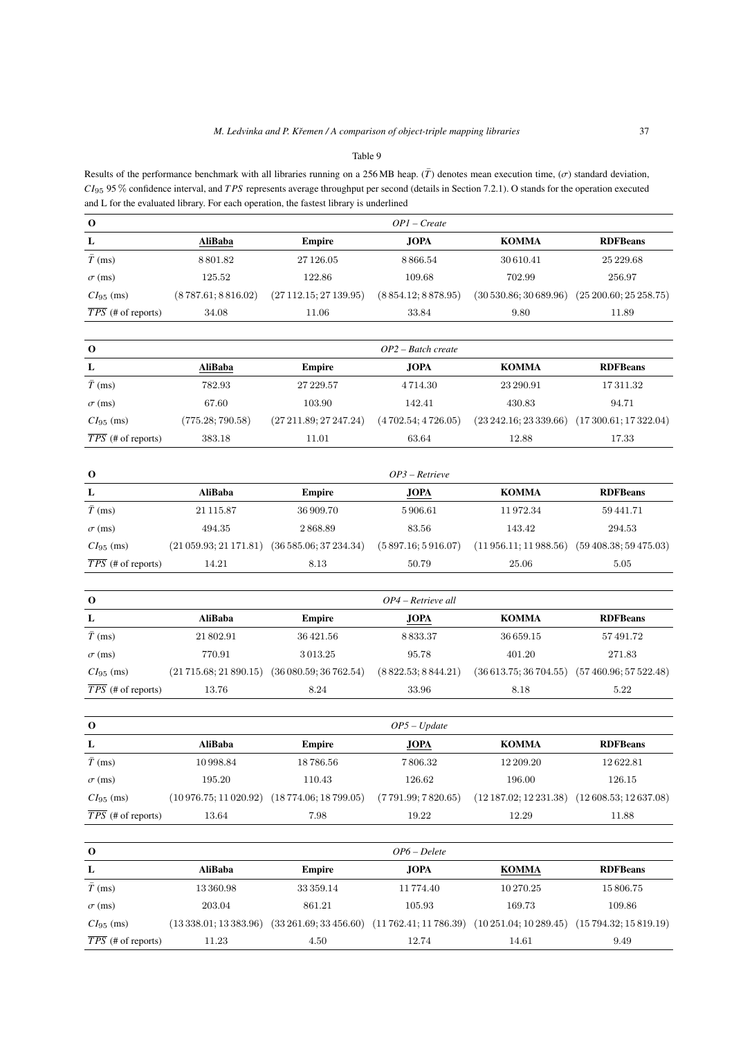Table 9

Results of the performance benchmark with all libraries running on a 256 MB heap. ($\bar{T}$) denotes mean execution time, ($\sigma$) standard deviation, $CI_{95}$ 95 % confidence interval, and $\overline{TPS}$ represents average throughput per second (details in Section 7.2.1). O stands for the operation executed and L for the evaluated library. For each operation, the fastest library is underlined

| **O** | *OP1 – Create* | | | | |
|---|---|---|---|---|---|
| **L** | <u>**AliBaba**</u> | **Empire** | **JOPA** | **KOMMA** | **RDFBeans** |
| $\bar{T}$ (ms) | 8 801.82 | 27 126.05 | 8 866.54 | 30 610.41 | 25 229.68 |
| $\sigma$ (ms) | 125.52 | 122.86 | 109.68 | 702.99 | 256.97 |
| $CI_{95}$ (ms) | (8 787.61; 8 816.02) | (27 112.15; 27 139.95) | (8 854.12; 8 878.95) | (30 530.86; 30 689.96) | (25 200.60; 25 258.75) |
| $\overline{TPS}$ (# of reports) | 34.08 | 11.06 | 33.84 | 9.80 | 11.89 |

| **O** | *OP2 – Batch create* | | | | |
|---|---|---|---|---|---|
| **L** | <u>**AliBaba**</u> | **Empire** | **JOPA** | **KOMMA** | **RDFBeans** |
| $\bar{T}$ (ms) | 782.93 | 27 229.57 | 4 714.30 | 23 290.91 | 17 311.32 |
| $\sigma$ (ms) | 67.60 | 103.90 | 142.41 | 430.83 | 94.71 |
| $CI_{95}$ (ms) | (775.28; 790.58) | (27 211.89; 27 247.24) | (4 702.54; 4 726.05) | (23 242.16; 23 339.66) | (17 300.61; 17 322.04) |
| $\overline{TPS}$ (# of reports) | 383.18 | 11.01 | 63.64 | 12.88 | 17.33 |

| **O** | *OP3 – Retrieve* | | | | |
|---|---|---|---|---|---|
| **L** | **AliBaba** | **Empire** | <u>**JOPA**</u> | **KOMMA** | **RDFBeans** |
| $\bar{T}$ (ms) | 21 115.87 | 36 909.70 | 5 906.61 | 11 972.34 | 59 441.71 |
| $\sigma$ (ms) | 494.35 | 2 868.89 | 83.56 | 143.42 | 294.53 |
| $CI_{95}$ (ms) | (21 059.93; 21 171.81) | (36 585.06; 37 234.34) | (5 897.16; 5 916.07) | (11 956.11; 11 988.56) | (59 408.38; 59 475.03) |
| $\overline{TPS}$ (# of reports) | 14.21 | 8.13 | 50.79 | 25.06 | 5.05 |

| **O** | *OP4 – Retrieve all* | | | | |
|---|---|---|---|---|---|
| **L** | **AliBaba** | **Empire** | <u>**JOPA**</u> | **KOMMA** | **RDFBeans** |
| $\bar{T}$ (ms) | 21 802.91 | 36 421.56 | 8 833.37 | 36 659.15 | 57 491.72 |
| $\sigma$ (ms) | 770.91 | 3 013.25 | 95.78 | 401.20 | 271.83 |
| $CI_{95}$ (ms) | (21 715.68; 21 890.15) | (36 080.59; 36 762.54) | (8 822.53; 8 844.21) | (36 613.75; 36 704.55) | (57 460.96; 57 522.48) |
| $\overline{TPS}$ (# of reports) | 13.76 | 8.24 | 33.96 | 8.18 | 5.22 |

| **O** | *OP5 – Update* | | | | |
|---|---|---|---|---|---|
| **L** | **AliBaba** | **Empire** | <u>**JOPA**</u> | **KOMMA** | **RDFBeans** |
| $\bar{T}$ (ms) | 10 998.84 | 18 786.56 | 7 806.32 | 12 209.20 | 12 622.81 |
| $\sigma$ (ms) | 195.20 | 110.43 | 126.62 | 196.00 | 126.15 |
| $CI_{95}$ (ms) | (10 976.75; 11 020.92) | (18 774.06; 18 799.05) | (7 791.99; 7 820.65) | (12 187.02; 12 231.38) | (12 608.53; 12 637.08) |
| $\overline{TPS}$ (# of reports) | 13.64 | 7.98 | 19.22 | 12.29 | 11.88 |

| **O** | *OP6 – Delete* | | | | |
|---|---|---|---|---|---|
| **L** | **AliBaba** | **Empire** | **JOPA** | <u>**KOMMA**</u> | **RDFBeans** |
| $\bar{T}$ (ms) | 13 360.98 | 33 359.14 | 11 774.40 | 10 270.25 | 15 806.75 |
| $\sigma$ (ms) | 203.04 | 861.21 | 105.93 | 169.73 | 109.86 |
| $CI_{95}$ (ms) | (13 338.01; 13 383.96) | (33 261.69; 33 456.60) | (11 762.41; 11 786.39) | (10 251.04; 10 289.45) | (15 794.32; 15 819.19) |
| $\overline{TPS}$ (# of reports) | 11.23 | 4.50 | 12.74 | 14.61 | 9.49 |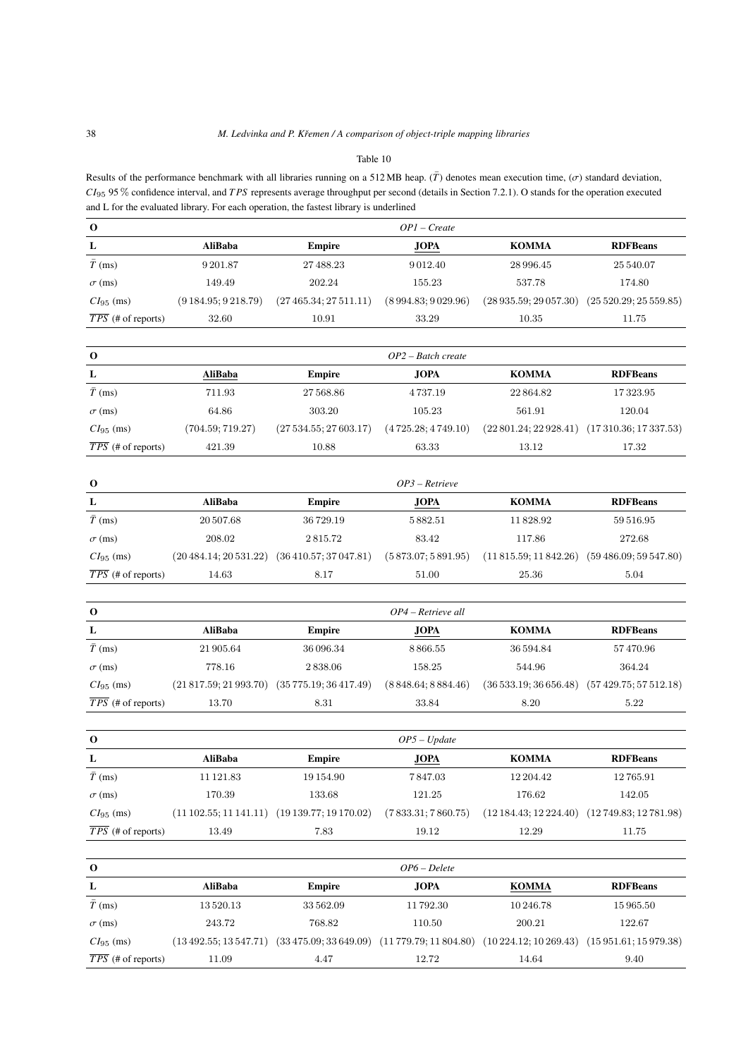Table 10

Results of the performance benchmark with all libraries running on a 512 MB heap. ($\bar{T}$) denotes mean execution time, ($\sigma$) standard deviation, $CI_{95}$ 95 % confidence interval, and $TPS$ represents average throughput per second (details in Section 7.2.1). O stands for the operation executed and L for the evaluated library. For each operation, the fastest library is underlined

| **O** | *OP1 – Create* | | | | |
|---|---|---|---|---|---|
| **L** | **AliBaba** | **Empire** | <u>**JOPA**</u> | **KOMMA** | **RDFBeans** |
| $\bar{T}$ (ms) | 9 201.87 | 27 488.23 | 9 012.40 | 28 996.45 | 25 540.07 |
| $\sigma$ (ms) | 149.49 | 202.24 | 155.23 | 537.78 | 174.80 |
| $CI_{95}$ (ms) | (9 184.95; 9 218.79) | (27 465.34; 27 511.11) | (8 994.83; 9 029.96) | (28 935.59; 29 057.30) | (25 520.29; 25 559.85) |
| $\overline{TPS}$ (# of reports) | 32.60 | 10.91 | 33.29 | 10.35 | 11.75 |

| **O** | *OP2 – Batch create* | | | | |
|---|---|---|---|---|---|
| **L** | <u>**AliBaba**</u> | **Empire** | **JOPA** | **KOMMA** | **RDFBeans** |
| $\bar{T}$ (ms) | 711.93 | 27 568.86 | 4 737.19 | 22 864.82 | 17 323.95 |
| $\sigma$ (ms) | 64.86 | 303.20 | 105.23 | 561.91 | 120.04 |
| $CI_{95}$ (ms) | (704.59; 719.27) | (27 534.55; 27 603.17) | (4 725.28; 4 749.10) | (22 801.24; 22 928.41) | (17 310.36; 17 337.53) |
| $\overline{TPS}$ (# of reports) | 421.39 | 10.88 | 63.33 | 13.12 | 17.32 |

| **O** | *OP3 – Retrieve* | | | | |
|---|---|---|---|---|---|
| **L** | **AliBaba** | **Empire** | <u>**JOPA**</u> | **KOMMA** | **RDFBeans** |
| $\bar{T}$ (ms) | 20 507.68 | 36 729.19 | 5 882.51 | 11 828.92 | 59 516.95 |
| $\sigma$ (ms) | 208.02 | 2 815.72 | 83.42 | 117.86 | 272.68 |
| $CI_{95}$ (ms) | (20 484.14; 20 531.22) | (36 410.57; 37 047.81) | (5 873.07; 5 891.95) | (11 815.59; 11 842.26) | (59 486.09; 59 547.80) |
| $\overline{TPS}$ (# of reports) | 14.63 | 8.17 | 51.00 | 25.36 | 5.04 |

| **O** | *OP4 – Retrieve all* | | | | |
|---|---|---|---|---|---|
| **L** | **AliBaba** | **Empire** | <u>**JOPA**</u> | **KOMMA** | **RDFBeans** |
| $\bar{T}$ (ms) | 21 905.64 | 36 096.34 | 8 866.55 | 36 594.84 | 57 470.96 |
| $\sigma$ (ms) | 778.16 | 2 838.06 | 158.25 | 544.96 | 364.24 |
| $CI_{95}$ (ms) | (21 817.59; 21 993.70) | (35 775.19; 36 417.49) | (8 848.64; 8 884.46) | (36 533.19; 36 656.48) | (57 429.75; 57 512.18) |
| $\overline{TPS}$ (# of reports) | 13.70 | 8.31 | 33.84 | 8.20 | 5.22 |

| **O** | *OP5 – Update* | | | | |
|---|---|---|---|---|---|
| **L** | **AliBaba** | **Empire** | <u>**JOPA**</u> | **KOMMA** | **RDFBeans** |
| $\bar{T}$ (ms) | 11 121.83 | 19 154.90 | 7 847.03 | 12 204.42 | 12 765.91 |
| $\sigma$ (ms) | 170.39 | 133.68 | 121.25 | 176.62 | 142.05 |
| $CI_{95}$ (ms) | (11 102.55; 11 141.11) | (19 139.77; 19 170.02) | (7 833.31; 7 860.75) | (12 184.43; 12 224.40) | (12 749.83; 12 781.98) |
| $\overline{TPS}$ (# of reports) | 13.49 | 7.83 | 19.12 | 12.29 | 11.75 |

| **O** | *OP6 – Delete* | | | | |
|---|---|---|---|---|---|
| **L** | **AliBaba** | **Empire** | **JOPA** | <u>**KOMMA**</u> | **RDFBeans** |
| $\bar{T}$ (ms) | 13 520.13 | 33 562.09 | 11 792.30 | 10 246.78 | 15 965.50 |
| $\sigma$ (ms) | 243.72 | 768.82 | 110.50 | 200.21 | 122.67 |
| $CI_{95}$ (ms) | (13 492.55; 13 547.71) | (33 475.09; 33 649.09) | (11 779.79; 11 804.80) | (10 224.12; 10 269.43) | (15 951.61; 15 979.38) |
| $\overline{TPS}$ (# of reports) | 11.09 | 4.47 | 12.72 | 14.64 | 9.40 |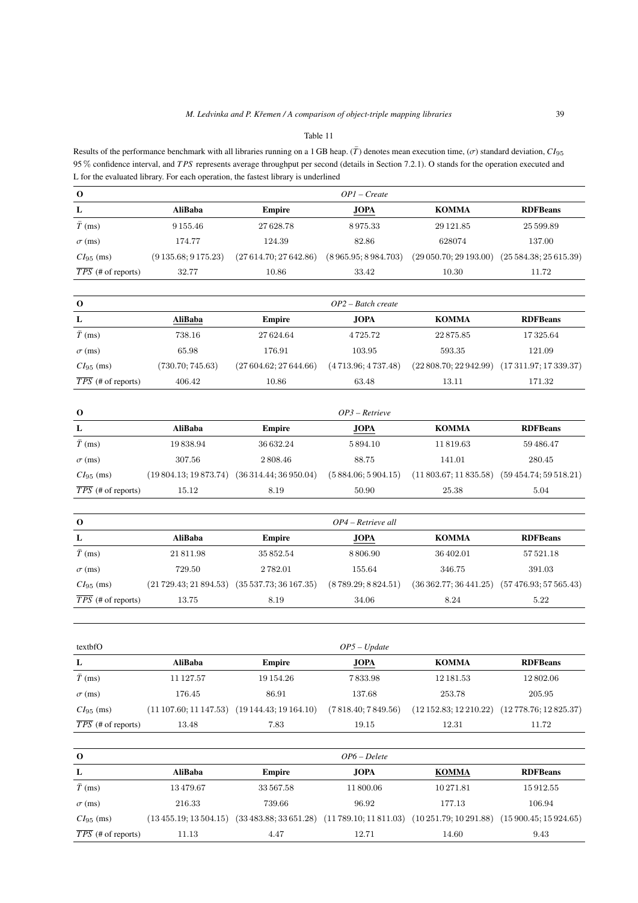Table 11

Results of the performance benchmark with all libraries running on a 1 GB heap. ($\bar{T}$) denotes mean execution time, ($\sigma$) standard deviation, $CI_{95}$ 95 % confidence interval, and $TPS$ represents average throughput per second (details in Section 7.2.1). O stands for the operation executed and L for the evaluated library. For each operation, the fastest library is underlined

| **O** | *OP1 – Create* | | | | |
|---|---|---|---|---|---|
| **L** | **AliBaba** | **Empire** | **<u>JOPA</u>** | **KOMMA** | **RDFBeans** |
| $\bar{T}$ (ms) | 9 155.46 | 27 628.78 | 8 975.33 | 29 121.85 | 25 599.89 |
| $\sigma$ (ms) | 174.77 | 124.39 | 82.86 | 628074 | 137.00 |
| $CI_{95}$ (ms) | (9 135.68; 9 175.23) | (27 614.70; 27 642.86) | (8 965.95; 8 984.703) | (29 050.70; 29 193.00) | (25 584.38; 25 615.39) |
| $\overline{TPS}$ (# of reports) | 32.77 | 10.86 | 33.42 | 10.30 | 11.72 |

| **O** | *OP2 – Batch create* | | | | |
|---|---|---|---|---|---|
| **L** | **<u>AliBaba</u>** | **Empire** | **JOPA** | **KOMMA** | **RDFBeans** |
| $\bar{T}$ (ms) | 738.16 | 27 624.64 | 4 725.72 | 22 875.85 | 17 325.64 |
| $\sigma$ (ms) | 65.98 | 176.91 | 103.95 | 593.35 | 121.09 |
| $CI_{95}$ (ms) | (730.70; 745.63) | (27 604.62; 27 644.66) | (4 713.96; 4 737.48) | (22 808.70; 22 942.99) | (17 311.97; 17 339.37) |
| $\overline{TPS}$ (# of reports) | 406.42 | 10.86 | 63.48 | 13.11 | 171.32 |

| **O** | *OP3 – Retrieve* | | | | |
|---|---|---|---|---|---|
| **L** | **AliBaba** | **Empire** | **<u>JOPA</u>** | **KOMMA** | **RDFBeans** |
| $\bar{T}$ (ms) | 19 838.94 | 36 632.24 | 5 894.10 | 11 819.63 | 59 486.47 |
| $\sigma$ (ms) | 307.56 | 2 808.46 | 88.75 | 141.01 | 280.45 |
| $CI_{95}$ (ms) | (19 804.13; 19 873.74) | (36 314.44; 36 950.04) | (5 884.06; 5 904.15) | (11 803.67; 11 835.58) | (59 454.74; 59 518.21) |
| $\overline{TPS}$ (# of reports) | 15.12 | 8.19 | 50.90 | 25.38 | 5.04 |

| **O** | *OP4 – Retrieve all* | | | | |
|---|---|---|---|---|---|
| **L** | **AliBaba** | **Empire** | **<u>JOPA</u>** | **KOMMA** | **RDFBeans** |
| $\bar{T}$ (ms) | 21 811.98 | 35 852.54 | 8 806.90 | 36 402.01 | 57 521.18 |
| $\sigma$ (ms) | 729.50 | 2 782.01 | 155.64 | 346.75 | 391.03 |
| $CI_{95}$ (ms) | (21 729.43; 21 894.53) | (35 537.73; 36 167.35) | (8 789.29; 8 824.51) | (36 362.77; 36 441.25) | (57 476.93; 57 565.43) |
| $\overline{TPS}$ (# of reports) | 13.75 | 8.19 | 34.06 | 8.24 | 5.22 |

| textbfO | *OP5 – Update* | | | | |
|---|---|---|---|---|---|
| **L** | **AliBaba** | **Empire** | **<u>JOPA</u>** | **KOMMA** | **RDFBeans** |
| $\bar{T}$ (ms) | 11 127.57 | 19 154.26 | 7 833.98 | 12 181.53 | 12 802.06 |
| $\sigma$ (ms) | 176.45 | 86.91 | 137.68 | 253.78 | 205.95 |
| $CI_{95}$ (ms) | (11 107.60; 11 147.53) | (19 144.43; 19 164.10) | (7 818.40; 7 849.56) | (12 152.83; 12 210.22) | (12 778.76; 12 825.37) |
| $\overline{TPS}$ (# of reports) | 13.48 | 7.83 | 19.15 | 12.31 | 11.72 |

| **O** | *OP6 – Delete* | | | | |
|---|---|---|---|---|---|
| **L** | **AliBaba** | **Empire** | **JOPA** | **<u>KOMMA</u>** | **RDFBeans** |
| $\bar{T}$ (ms) | 13 479.67 | 33 567.58 | 11 800.06 | 10 271.81 | 15 912.55 |
| $\sigma$ (ms) | 216.33 | 739.66 | 96.92 | 177.13 | 106.94 |
| $CI_{95}$ (ms) | (13 455.19; 13 504.15) | (33 483.88; 33 651.28) | (11 789.10; 11 811.03) | (10 251.79; 10 291.88) | (15 900.45; 15 924.65) |
| $\overline{TPS}$ (# of reports) | 11.13 | 4.47 | 12.71 | 14.60 | 9.43 |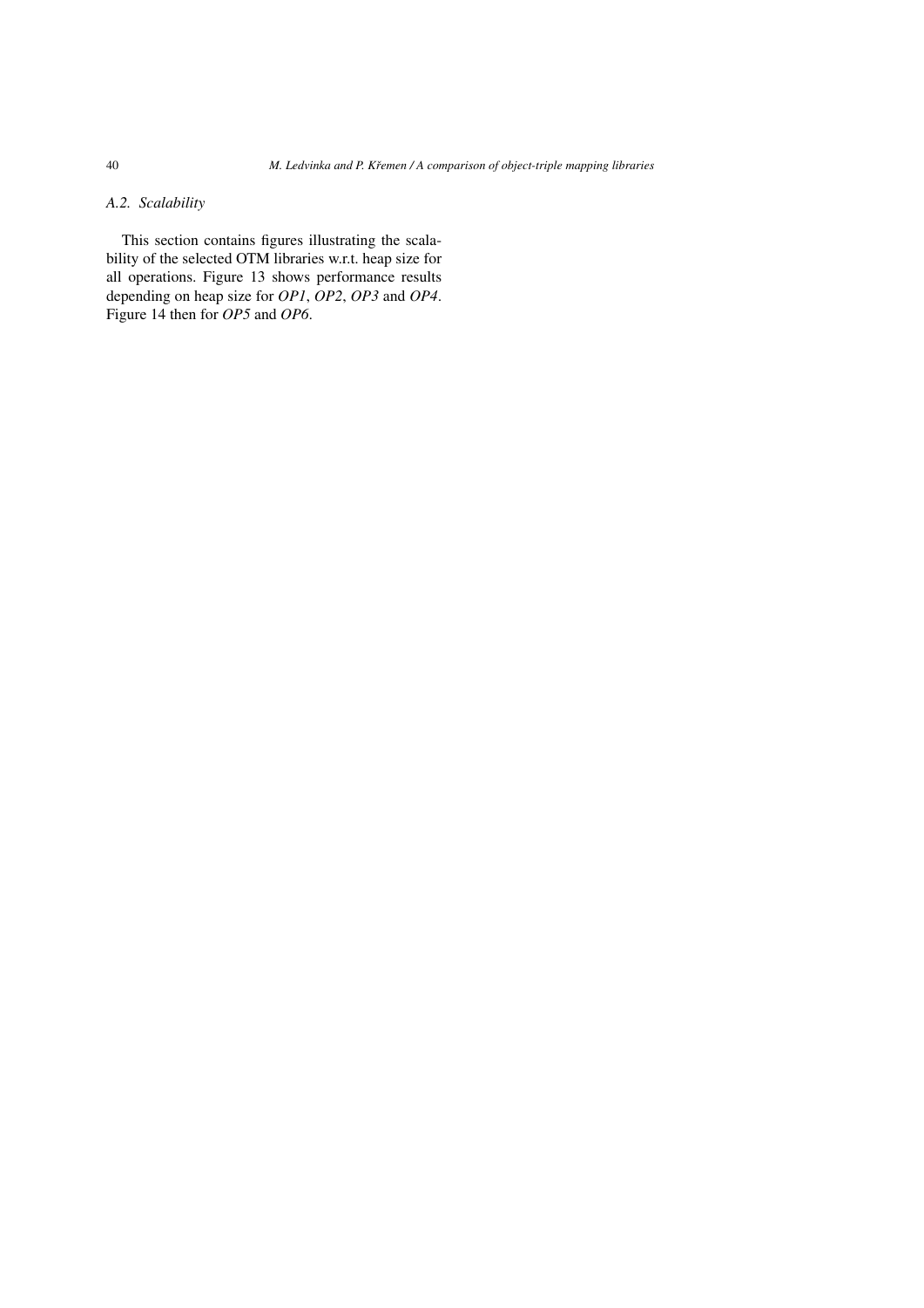### A.2. Scalability

This section contains figures illustrating the scalability of the selected OTM libraries w.r.t. heap size for all operations. Figure 13 shows performance results depending on heap size for *OP1*, *OP2*, *OP3* and *OP4*. Figure 14 then for *OP5* and *OP6*.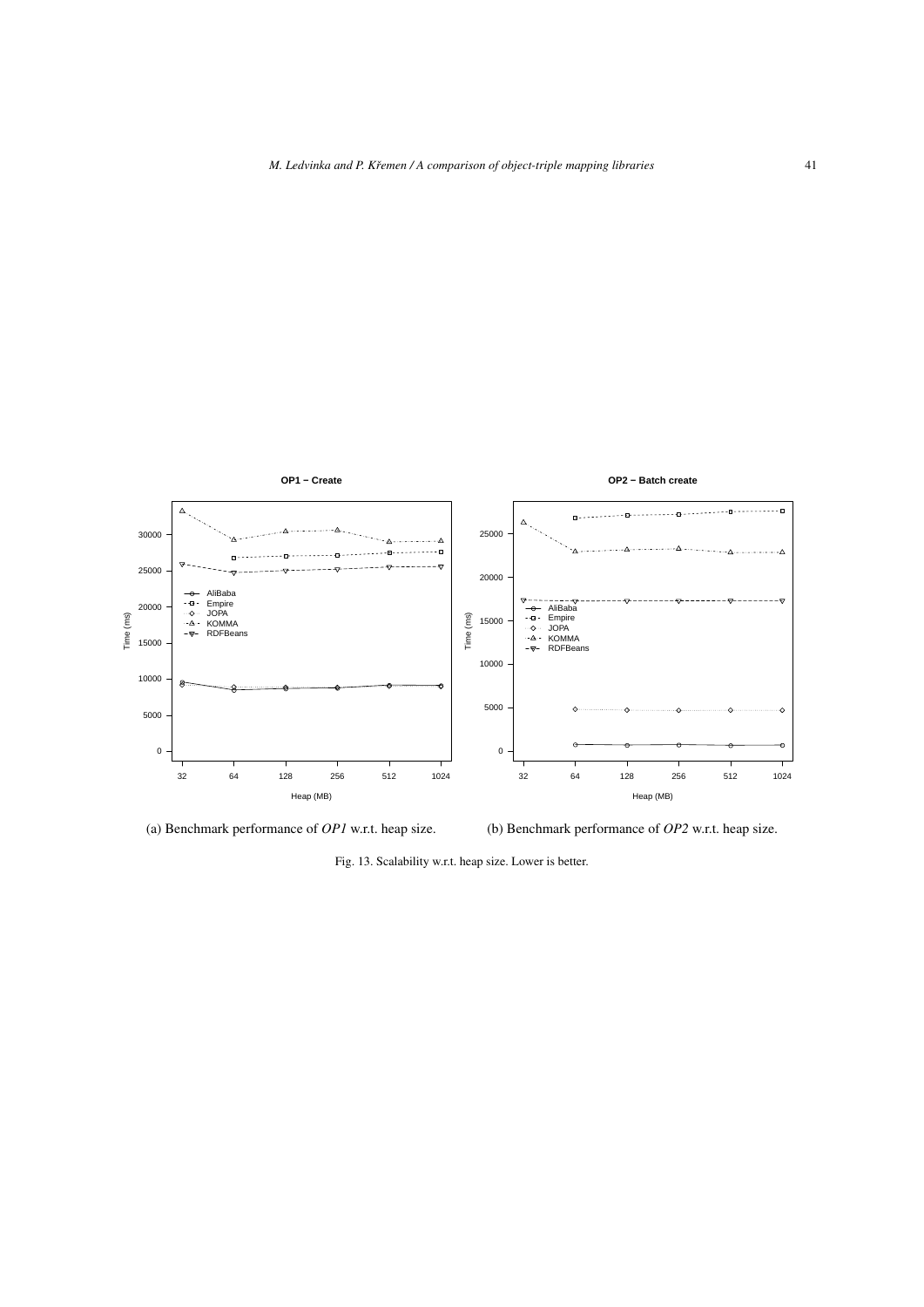(a) Benchmark performance of *OP1* w.r.t. heap size.

(b) Benchmark performance of *OP2* w.r.t. heap size.

Fig. 13. Scalability w.r.t. heap size. Lower is better.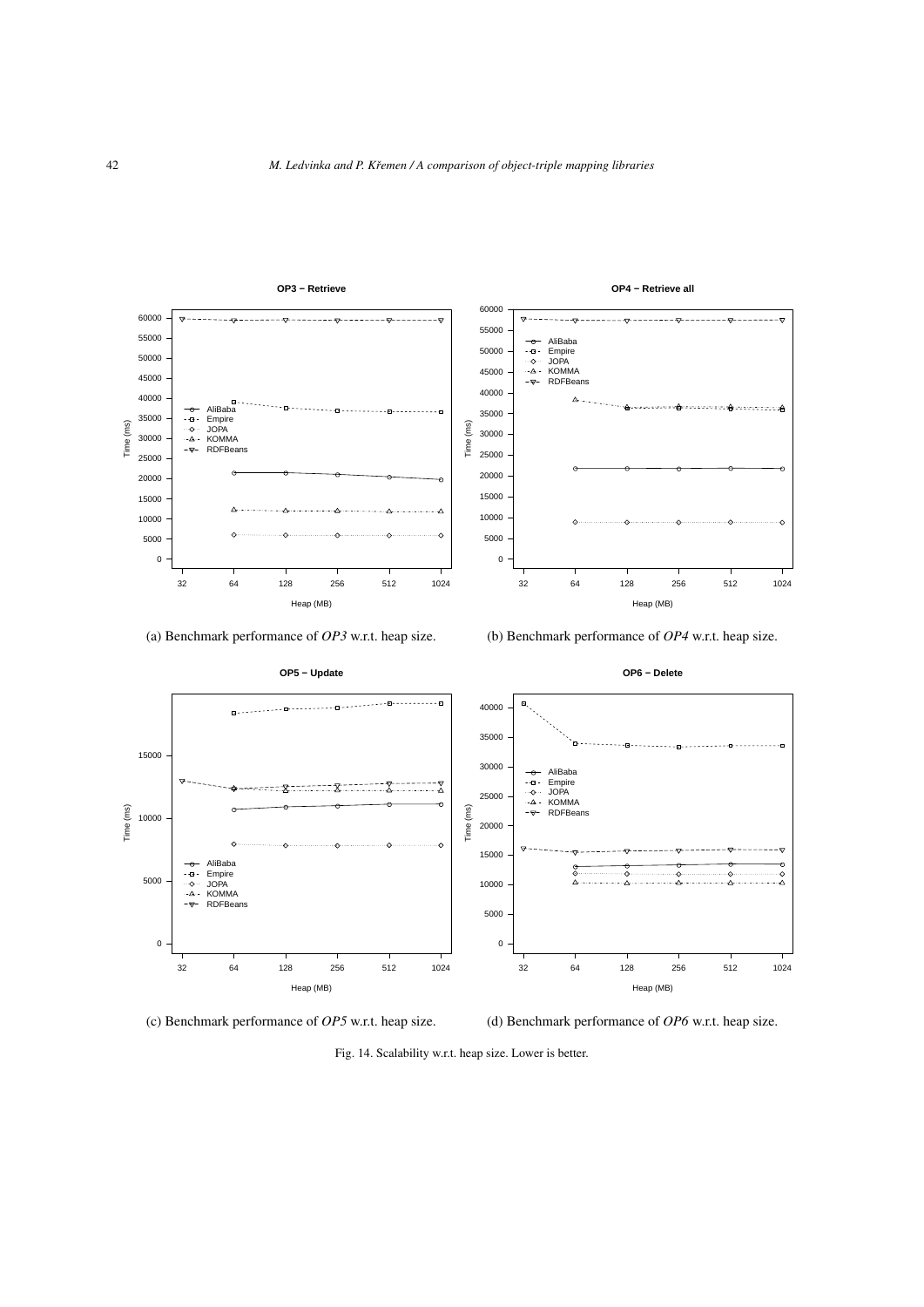(a) Benchmark performance of *OP3* w.r.t. heap size.

(b) Benchmark performance of *OP4* w.r.t. heap size.

(c) Benchmark performance of *OP5* w.r.t. heap size.

(d) Benchmark performance of *OP6* w.r.t. heap size.

Fig. 14. Scalability w.r.t. heap size. Lower is better.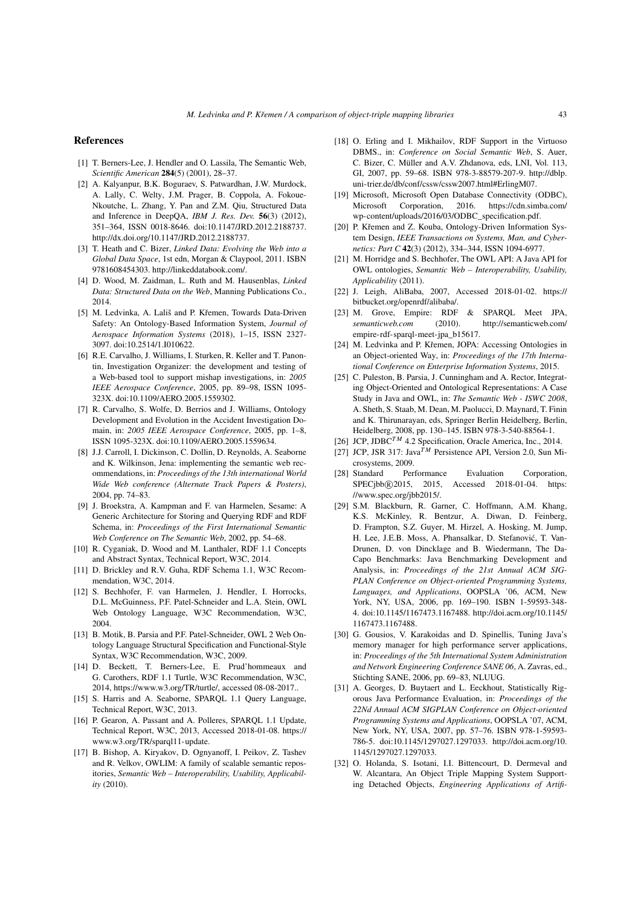## References

[1] T. Berners-Lee, J. Hendler and O. Lassila, The Semantic Web, *Scientific American* **284**(5) (2001), 28–37.

[2] A. Kalyanpur, B.K. Boguraev, S. Patwardhan, J.W. Murdock, A. Lally, C. Welty, J.M. Prager, B. Coppola, A. Fokoue-Nkoutche, L. Zhang, Y. Pan and Z.M. Qiu, Structured Data and Inference in DeepQA, *IBM J. Res. Dev.* **56**(3) (2012), 351–364, ISSN 0018-8646. doi:10.1147/JRD.2012.2188737. http://dx.doi.org/10.1147/JRD.2012.2188737.

[3] T. Heath and C. Bizer, *Linked Data: Evolving the Web into a Global Data Space*, 1st edn, Morgan & Claypool, 2011. ISBN 9781608454303. http://linkeddatabook.com/.

[4] D. Wood, M. Zaidman, L. Ruth and M. Hausenblas, *Linked Data: Structured Data on the Web*, Manning Publications Co., 2014.

[5] M. Ledvinka, A. Lališ and P. Křemen, Towards Data-Driven Safety: An Ontology-Based Information System, *Journal of Aerospace Information Systems* (2018), 1–15, ISSN 2327-3097. doi:10.2514/1.I010622.

[6] R.E. Carvalho, J. Williams, I. Sturken, R. Keller and T. Panontin, Investigation Organizer: the development and testing of a Web-based tool to support mishap investigations, in: *2005 IEEE Aerospace Conference*, 2005, pp. 89–98, ISSN 1095-323X. doi:10.1109/AERO.2005.1559302.

[7] R. Carvalho, S. Wolfe, D. Berrios and J. Williams, Ontology Development and Evolution in the Accident Investigation Domain, in: *2005 IEEE Aerospace Conference*, 2005, pp. 1–8, ISSN 1095-323X. doi:10.1109/AERO.2005.1559634.

[8] J.J. Carroll, I. Dickinson, C. Dollin, D. Reynolds, A. Seaborne and K. Wilkinson, Jena: implementing the semantic web recommendations, in: *Proceedings of the 13th international World Wide Web conference (Alternate Track Papers & Posters)*, 2004, pp. 74–83.

[9] J. Broekstra, A. Kampman and F. van Harmelen, Sesame: A Generic Architecture for Storing and Querying RDF and RDF Schema, in: *Proceedings of the First International Semantic Web Conference on The Semantic Web*, 2002, pp. 54–68.

[10] R. Cyganiak, D. Wood and M. Lanthaler, RDF 1.1 Concepts and Abstract Syntax, Technical Report, W3C, 2014.

[11] D. Brickley and R.V. Guha, RDF Schema 1.1, W3C Recommendation, W3C, 2014.

[12] S. Bechhofer, F. van Harmelen, J. Hendler, I. Horrocks, D.L. McGuinness, P.F. Patel-Schneider and L.A. Stein, OWL Web Ontology Language, W3C Recommendation, W3C, 2004.

[13] B. Motik, B. Parsia and P.F. Patel-Schneider, OWL 2 Web Ontology Language Structural Specification and Functional-Style Syntax, W3C Recommendation, W3C, 2009.

[14] D. Beckett, T. Berners-Lee, E. Prud'hommeaux and G. Carothers, RDF 1.1 Turtle, W3C Recommendation, W3C, 2014, https://www.w3.org/TR/turtle/, accessed 08-08-2017..

[15] S. Harris and A. Seaborne, SPARQL 1.1 Query Language, Technical Report, W3C, 2013.

[16] P. Gearon, A. Passant and A. Polleres, SPARQL 1.1 Update, Technical Report, W3C, 2013, Accessed 2018-01-08. https://www.w3.org/TR/sparql11-update.

[17] B. Bishop, A. Kiryakov, D. Ognyanoff, I. Peikov, Z. Tashev and R. Velkov, OWLIM: A family of scalable semantic repositories, *Semantic Web – Interoperability, Usability, Applicability* (2010).

[18] O. Erling and I. Mikhailov, RDF Support in the Virtuoso DBMS., in: *Conference on Social Semantic Web*, S. Auer, C. Bizer, C. Müller and A.V. Zhdanova, eds, LNI, Vol. 113, GI, 2007, pp. 59–68. ISBN 978-3-88579-207-9. http://dblp.uni-trier.de/db/conf/cssw/cssw2007.html#ErlingM07.

[19] Microsoft, Microsoft Open Database Connectivity (ODBC), Microsoft Corporation, 2016. https://cdn.simba.com/wp-content/uploads/2016/03/ODBC_specification.pdf.

[20] P. Křemen and Z. Kouba, Ontology-Driven Information System Design, *IEEE Transactions on Systems, Man, and Cybernetics: Part C* **42**(3) (2012), 334–344, ISSN 1094-6977.

[21] M. Horridge and S. Bechhofer, The OWL API: A Java API for OWL ontologies, *Semantic Web – Interoperability, Usability, Applicability* (2011).

[22] J. Leigh, AliBaba, 2007, Accessed 2018-01-02. https://bitbucket.org/openrdf/alibaba/.

[23] M. Grove, Empire: RDF & SPARQL Meet JPA, *semanticweb.com* (2010). http://semanticweb.com/empire-rdf-sparql-meet-jpa_b15617.

[24] M. Ledvinka and P. Křemen, JOPA: Accessing Ontologies in an Object-oriented Way, in: *Proceedings of the 17th International Conference on Enterprise Information Systems*, 2015.

[25] C. Puleston, B. Parsia, J. Cunningham and A. Rector, Integrating Object-Oriented and Ontological Representations: A Case Study in Java and OWL, in: *The Semantic Web - ISWC 2008*, A. Sheth, S. Staab, M. Dean, M. Paolucci, D. Maynard, T. Finin and K. Thirunarayan, eds, Springer Berlin Heidelberg, Berlin, Heidelberg, 2008, pp. 130–145. ISBN 978-3-540-88564-1.

[26] JCP, JDBC$^{TM}$ 4.2 Specification, Oracle America, Inc., 2014.

[27] JCP, JSR 317: Java$^{TM}$ Persistence API, Version 2.0, Sun Microsystems, 2009.

[28] Standard Performance Evaluation Corporation, SPECjbb®2015, 2015, Accessed 2018-01-04. https://www.spec.org/jbb2015/.

[29] S.M. Blackburn, R. Garner, C. Hoffmann, A.M. Khang, K.S. McKinley, R. Bentzur, A. Diwan, D. Feinberg, D. Frampton, S.Z. Guyer, M. Hirzel, A. Hosking, M. Jump, H. Lee, J.E.B. Moss, A. Phansalkar, D. Stefanović, T. VanDrunen, D. von Dincklage and B. Wiedermann, The DaCapo Benchmarks: Java Benchmarking Development and Analysis, in: *Proceedings of the 21st Annual ACM SIGPLAN Conference on Object-oriented Programming Systems, Languages, and Applications*, OOPSLA '06, ACM, New York, NY, USA, 2006, pp. 169–190. ISBN 1-59593-348-4. doi:10.1145/1167473.1167488. http://doi.acm.org/10.1145/1167473.1167488.

[30] G. Gousios, V. Karakoidas and D. Spinellis, Tuning Java's memory manager for high performance server applications, in: *Proceedings of the 5th International System Administration and Network Engineering Conference SANE 06*, A. Zavras, ed., Stichting SANE, 2006, pp. 69–83, NLUUG.

[31] A. Georges, D. Buytaert and L. Eeckhout, Statistically Rigorous Java Performance Evaluation, in: *Proceedings of the 22Nd Annual ACM SIGPLAN Conference on Object-oriented Programming Systems and Applications*, OOPSLA '07, ACM, New York, NY, USA, 2007, pp. 57–76. ISBN 978-1-59593-786-5. doi:10.1145/1297027.1297033. http://doi.acm.org/10.1145/1297027.1297033.

[32] O. Holanda, S. Isotani, I.I. Bittencourt, D. Dermeval and W. Alcantara, An Object Triple Mapping System Supporting Detached Objects, *Engineering Applications of Artifi-*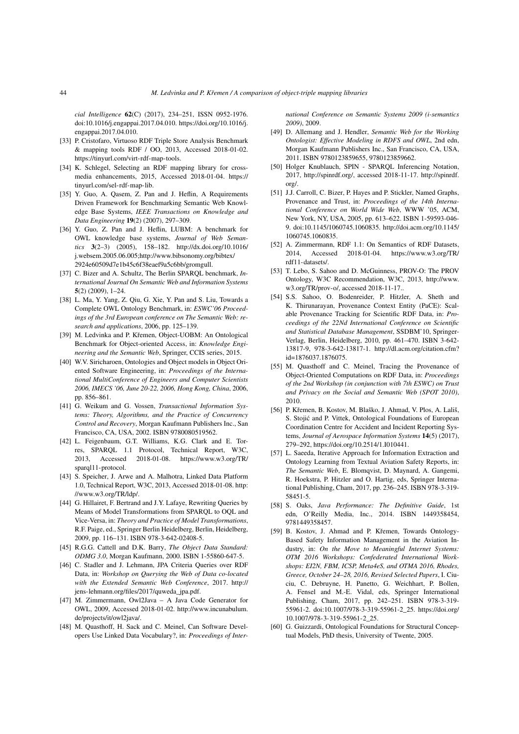*cial Intelligence* **62**(C) (2017), 234–251, ISSN 0952-1976. doi:10.1016/j.engappai.2017.04.010. https://doi.org/10.1016/j.engappai.2017.04.010.

[33] P. Cristofaro, Virtuoso RDF Triple Store Analysis Benchmark & mapping tools RDF / OO, 2013, Accessed 2018-01-02. https://tinyurl.com/virt-rdf-map-tools.

[34] K. Schlegel, Selecting an RDF mapping library for cross-media enhancements, 2015, Accessed 2018-01-04. https://tinyurl.com/sel-rdf-map-lib.

[35] Y. Guo, A. Qasem, Z. Pan and J. Heflin, A Requirements Driven Framework for Benchmarking Semantic Web Knowledge Base Systems, *IEEE Transactions on Knowledge and Data Engineering* **19**(2) (2007), 297–309.

[36] Y. Guo, Z. Pan and J. Heflin, LUBM: A benchmark for OWL knowledge base systems, *Journal of Web Semantics* **3**(2–3) (2005), 158–182. http://dx.doi.org/10.1016/j.websem.2005.06.005;http://www.bibsonomy.org/bibtex/2924e60509d7e1b45c6f38eaef9a5c6bb/gromgull.

[37] C. Bizer and A. Schultz, The Berlin SPARQL benchmark, *International Journal On Semantic Web and Information Systems* **5**(2) (2009), 1–24.

[38] L. Ma, Y. Yang, Z. Qiu, G. Xie, Y. Pan and S. Liu, Towards a Complete OWL Ontology Benchmark, in: *ESWC'06 Proceedings of the 3rd European conference on The Semantic Web: research and applications*, 2006, pp. 125–139.

[39] M. Ledvinka and P. Křemen, Object-UOBM: An Ontological Benchmark for Object-oriented Access, in: *Knowledge Engineering and the Semantic Web*, Springer, CCIS series, 2015.

[40] W.V. Siricharoen, Ontologies and Object models in Object Oriented Software Engineering, in: *Proceedings of the International MultiConference of Engineers and Computer Scientists 2006, IMECS '06, June 20-22, 2006, Hong Kong, China*, 2006, pp. 856–861.

[41] G. Weikum and G. Vossen, *Transactional Information Systems: Theory, Algorithms, and the Practice of Concurrency Control and Recovery*, Morgan Kaufmann Publishers Inc., San Francisco, CA, USA, 2002. ISBN 9780080519562.

[42] L. Feigenbaum, G.T. Williams, K.G. Clark and E. Torres, SPARQL 1.1 Protocol, Technical Report, W3C, 2013, Accessed 2018-01-08. https://www.w3.org/TR/sparql11-protocol.

[43] S. Speicher, J. Arwe and A. Malhotra, Linked Data Platform 1.0, Technical Report, W3C, 2013, Accessed 2018-01-08. http://www.w3.org/TR/ldp/.

[44] G. Hillairet, F. Bertrand and J.Y. Lafaye, Rewriting Queries by Means of Model Transformations from SPARQL to OQL and Vice-Versa, in: *Theory and Practice of Model Transformations*, R.F. Paige, ed., Springer Berlin Heidelberg, Berlin, Heidelberg, 2009, pp. 116–131. ISBN 978-3-642-02408-5.

[45] R.G.G. Cattell and D.K. Barry, *The Object Data Standard: ODMG 3.0*, Morgan Kaufmann, 2000. ISBN 1-55860-647-5.

[46] C. Stadler and J. Lehmann, JPA Criteria Queries over RDF Data, in: *Workshop on Querying the Web of Data co-located with the Extended Semantic Web Conference*, 2017. http://jens-lehmann.org/files/2017/quweda_jpa.pdf.

[47] M. Zimmermann, Owl2Java – A Java Code Generator for OWL, 2009, Accessed 2018-01-02. http://www.incunabulum.de/projects/it/owl2java/.

[48] M. Quasthoff, H. Sack and C. Meinel, Can Software Developers Use Linked Data Vocabulary?, in: *Proceedings of International Conference on Semantic Systems 2009 (i-semantics 2009)*, 2009.

[49] D. Allemang and J. Hendler, *Semantic Web for the Working Ontologist: Effective Modeling in RDFS and OWL*, 2nd edn, Morgan Kaufmann Publishers Inc., San Francisco, CA, USA, 2011. ISBN 9780123859655, 9780123859662.

[50] Holger Knublauch, SPIN - SPARQL Inferencing Notation, 2017, http://spinrdf.org/, accessed 2018-11-17. http://spinrdf.org/.

[51] J.J. Carroll, C. Bizer, P. Hayes and P. Stickler, Named Graphs, Provenance and Trust, in: *Proceedings of the 14th International Conference on World Wide Web*, WWW '05, ACM, New York, NY, USA, 2005, pp. 613–622. ISBN 1-59593-046-9. doi:10.1145/1060745.1060835. http://doi.acm.org/10.1145/1060745.1060835.

[52] A. Zimmermann, RDF 1.1: On Semantics of RDF Datasets, 2014, Accessed 2018-01-04. https://www.w3.org/TR/rdf11-datasets/.

[53] T. Lebo, S. Sahoo and D. McGuinness, PROV-O: The PROV Ontology, W3C Recommendation, W3C, 2013, http://www.w3.org/TR/prov-o/, accessed 2018-11-17..

[54] S.S. Sahoo, O. Bodenreider, P. Hitzler, A. Sheth and K. Thirunarayan, Provenance Context Entity (PaCE): Scalable Provenance Tracking for Scientific RDF Data, in: *Proceedings of the 22Nd International Conference on Scientific and Statistical Database Management*, SSDBM'10, Springer-Verlag, Berlin, Heidelberg, 2010, pp. 461–470. ISBN 3-642-13817-9, 978-3-642-13817-1. http://dl.acm.org/citation.cfm?id=1876037.1876075.

[55] M. Quasthoff and C. Meinel, Tracing the Provenance of Object-Oriented Computations on RDF Data, in: *Proceedings of the 2nd Workshop (in conjunction with 7th ESWC) on Trust and Privacy on the Social and Semantic Web (SPOT 2010)*, 2010.

[56] P. Křemen, B. Kostov, M. Blaško, J. Ahmad, V. Plos, A. Lališ, S. Stojić and P. Vittek, Ontological Foundations of European Coordination Centre for Accident and Incident Reporting Systems, *Journal of Aerospace Information Systems* **14**(5) (2017), 279–292, https://doi.org/10.2514/1.I010441.

[57] L. Saeeda, Iterative Approach for Information Extraction and Ontology Learning from Textual Aviation Safety Reports, in: *The Semantic Web*, E. Blomqvist, D. Maynard, A. Gangemi, R. Hoekstra, P. Hitzler and O. Hartig, eds, Springer International Publishing, Cham, 2017, pp. 236–245. ISBN 978-3-319-58451-5.

[58] S. Oaks, *Java Performance: The Definitive Guide*, 1st edn, O'Reilly Media, Inc., 2014. ISBN 1449358454, 9781449358457.

[59] B. Kostov, J. Ahmad and P. Křemen, Towards Ontology-Based Safety Information Management in the Aviation Industry, in: *On the Move to Meaningful Internet Systems: OTM 2016 Workshops: Confederated International Workshops: EI2N, FBM, ICSP, Meta4eS, and OTMA 2016, Rhodes, Greece, October 24–28, 2016, Revised Selected Papers*, I. Ciuciu, C. Debruyne, H. Panetto, G. Weichhart, P. Bollen, A. Fensel and M.-E. Vidal, eds, Springer International Publishing, Cham, 2017, pp. 242–251. ISBN 978-3-319-55961-2. doi:10.1007/978-3-319-55961-2_25. https://doi.org/10.1007/978-3-319-55961-2_25.

[60] G. Guizzardi, Ontological Foundations for Structural Conceptual Models, PhD thesis, University of Twente, 2005.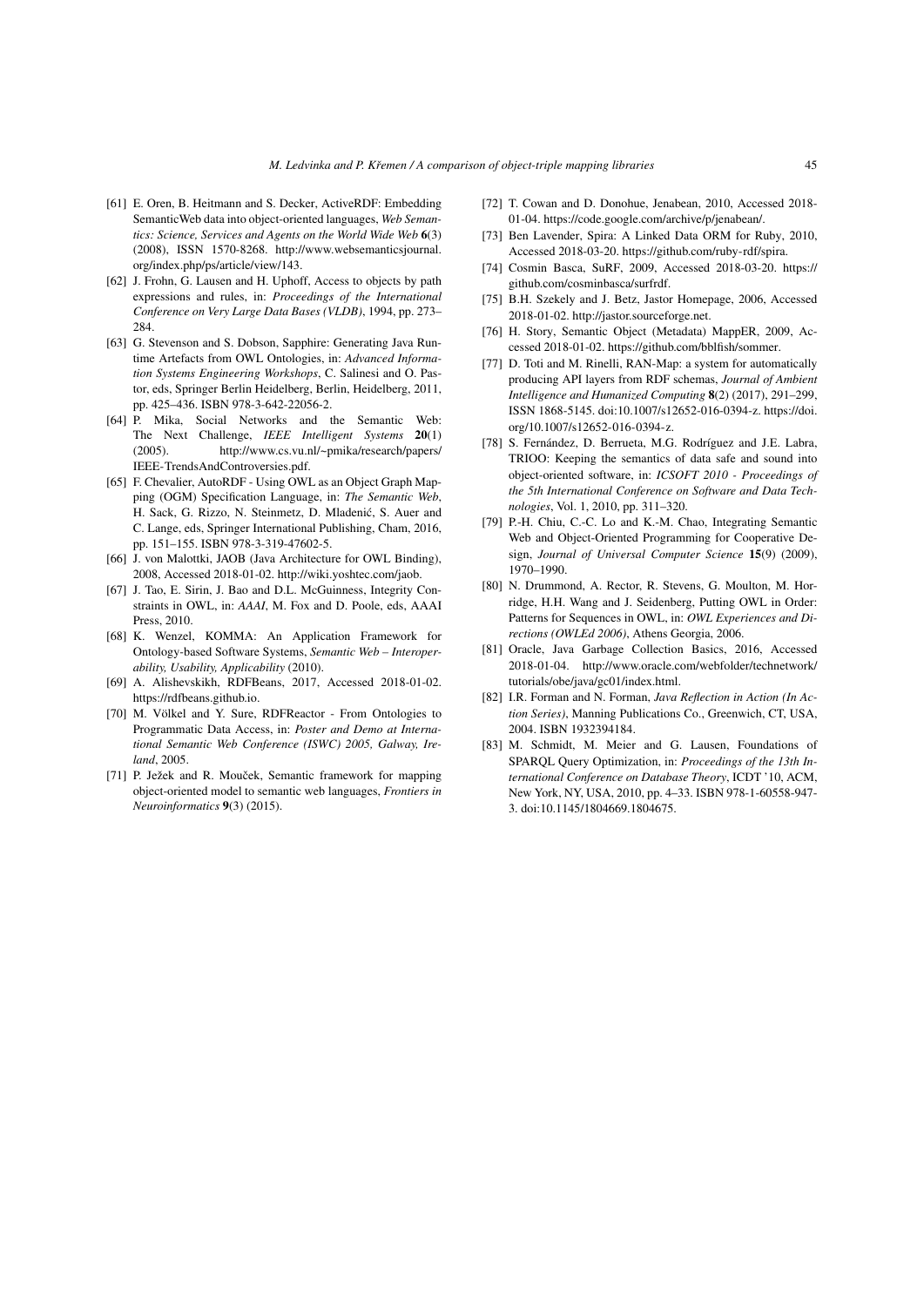[61] E. Oren, B. Heitmann and S. Decker, ActiveRDF: Embedding SemanticWeb data into object-oriented languages, *Web Semantics: Science, Services and Agents on the World Wide Web* **6**(3) (2008), ISSN 1570-8268. http://www.websemanticsjournal.org/index.php/ps/article/view/143.

[62] J. Frohn, G. Lausen and H. Uphoff, Access to objects by path expressions and rules, in: *Proceedings of the International Conference on Very Large Data Bases (VLDB)*, 1994, pp. 273–284.

[63] G. Stevenson and S. Dobson, Sapphire: Generating Java Runtime Artefacts from OWL Ontologies, in: *Advanced Information Systems Engineering Workshops*, C. Salinesi and O. Pastor, eds, Springer Berlin Heidelberg, Berlin, Heidelberg, 2011, pp. 425–436. ISBN 978-3-642-22056-2.

[64] P. Mika, Social Networks and the Semantic Web: The Next Challenge, *IEEE Intelligent Systems* **20**(1) (2005). http://www.cs.vu.nl/~pmika/research/papers/IEEE-TrendsAndControversies.pdf.

[65] F. Chevalier, AutoRDF - Using OWL as an Object Graph Mapping (OGM) Specification Language, in: *The Semantic Web*, H. Sack, G. Rizzo, N. Steinmetz, D. Mladenić, S. Auer and C. Lange, eds, Springer International Publishing, Cham, 2016, pp. 151–155. ISBN 978-3-319-47602-5.

[66] J. von Malottki, JAOB (Java Architecture for OWL Binding), 2008, Accessed 2018-01-02. http://wiki.yoshtec.com/jaob.

[67] J. Tao, E. Sirin, J. Bao and D.L. McGuinness, Integrity Constraints in OWL, in: *AAAI*, M. Fox and D. Poole, eds, AAAI Press, 2010.

[68] K. Wenzel, KOMMA: An Application Framework for Ontology-based Software Systems, *Semantic Web – Interoperability, Usability, Applicability* (2010).

[69] A. Alishevskikh, RDFBeans, 2017, Accessed 2018-01-02. https://rdfbeans.github.io.

[70] M. Völkel and Y. Sure, RDFReactor - From Ontologies to Programmatic Data Access, in: *Poster and Demo at International Semantic Web Conference (ISWC) 2005, Galway, Ireland*, 2005.

[71] P. Ježek and R. Mouček, Semantic framework for mapping object-oriented model to semantic web languages, *Frontiers in Neuroinformatics* **9**(3) (2015).

[72] T. Cowan and D. Donohue, Jenabean, 2010, Accessed 2018-01-04. https://code.google.com/archive/p/jenabean/.

[73] Ben Lavender, Spira: A Linked Data ORM for Ruby, 2010, Accessed 2018-03-20. https://github.com/ruby-rdf/spira.

[74] Cosmin Basca, SuRF, 2009, Accessed 2018-03-20. https://github.com/cosminbasca/surfrdf.

[75] B.H. Szekely and J. Betz, Jastor Homepage, 2006, Accessed 2018-01-02. http://jastor.sourceforge.net.

[76] H. Story, Semantic Object (Metadata) MappER, 2009, Accessed 2018-01-02. https://github.com/bblfish/sommer.

[77] D. Toti and M. Rinelli, RAN-Map: a system for automatically producing API layers from RDF schemas, *Journal of Ambient Intelligence and Humanized Computing* **8**(2) (2017), 291–299, ISSN 1868-5145. doi:10.1007/s12652-016-0394-z. https://doi.org/10.1007/s12652-016-0394-z.

[78] S. Fernández, D. Berrueta, M.G. Rodríguez and J.E. Labra, TRIOO: Keeping the semantics of data safe and sound into object-oriented software, in: *ICSOFT 2010 - Proceedings of the 5th International Conference on Software and Data Technologies*, Vol. 1, 2010, pp. 311–320.

[79] P.-H. Chiu, C.-C. Lo and K.-M. Chao, Integrating Semantic Web and Object-Oriented Programming for Cooperative Design, *Journal of Universal Computer Science* **15**(9) (2009), 1970–1990.

[80] N. Drummond, A. Rector, R. Stevens, G. Moulton, M. Horridge, H.H. Wang and J. Seidenberg, Putting OWL in Order: Patterns for Sequences in OWL, in: *OWL Experiences and Directions (OWLEd 2006)*, Athens Georgia, 2006.

[81] Oracle, Java Garbage Collection Basics, 2016, Accessed 2018-01-04. http://www.oracle.com/webfolder/technetwork/tutorials/obe/java/gc01/index.html.

[82] I.R. Forman and N. Forman, *Java Reflection in Action (In Action Series)*, Manning Publications Co., Greenwich, CT, USA, 2004. ISBN 1932394184.

[83] M. Schmidt, M. Meier and G. Lausen, Foundations of SPARQL Query Optimization, in: *Proceedings of the 13th International Conference on Database Theory*, ICDT '10, ACM, New York, NY, USA, 2010, pp. 4–33. ISBN 978-1-60558-947-3. doi:10.1145/1804669.1804675.